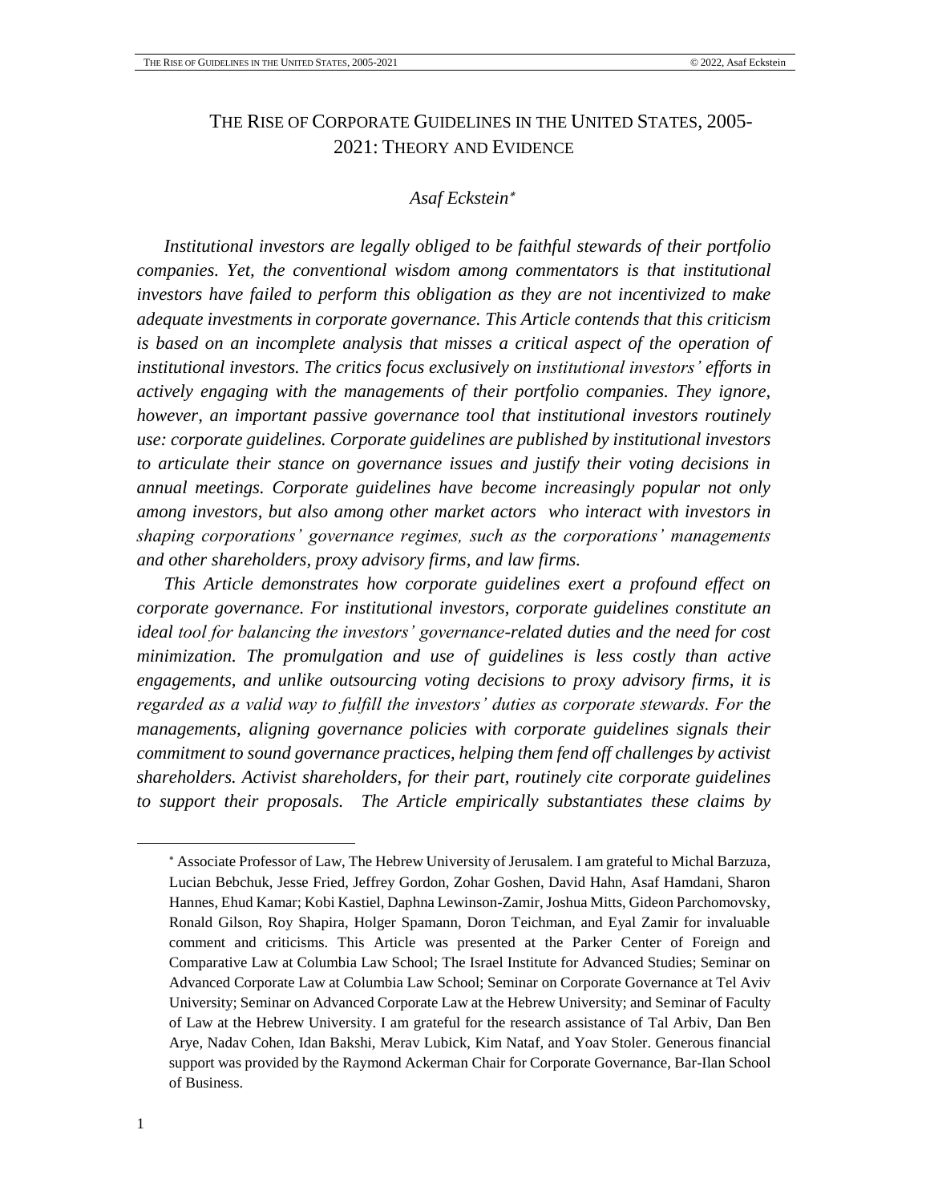# The Rise of Corporate Guidelines in the United States, 2005-2021: Theory and Evidence

*Asaf Eckstein*[*]

*Institutional investors are legally obliged to be faithful stewards of their portfolio companies. Yet, the conventional wisdom among commentators is that institutional investors have failed to perform this obligation as they are not incentivized to make adequate investments in corporate governance. This Article contends that this criticism is based on an incomplete analysis that misses a critical aspect of the operation of institutional investors. The critics focus exclusively on institutional investors' efforts in actively engaging with the managements of their portfolio companies. They ignore, however, an important passive governance tool that institutional investors routinely use: corporate guidelines. Corporate guidelines are published by institutional investors to articulate their stance on governance issues and justify their voting decisions in annual meetings. Corporate guidelines have become increasingly popular not only among investors, but also among other market actors who interact with investors in shaping corporations' governance regimes, such as the corporations' managements and other shareholders, proxy advisory firms, and law firms.*

*This Article demonstrates how corporate guidelines exert a profound effect on corporate governance. For institutional investors, corporate guidelines constitute an ideal tool for balancing the investors' governance-related duties and the need for cost minimization. The promulgation and use of guidelines is less costly than active engagements, and unlike outsourcing voting decisions to proxy advisory firms, it is regarded as a valid way to fulfill the investors' duties as corporate stewards. For the managements, aligning governance policies with corporate guidelines signals their commitment to sound governance practices, helping them fend off challenges by activist shareholders. Activist shareholders, for their part, routinely cite corporate guidelines to support their proposals. The Article empirically substantiates these claims by*

---

[*] Associate Professor of Law, The Hebrew University of Jerusalem. I am grateful to Michal Barzuza, Lucian Bebchuk, Jesse Fried, Jeffrey Gordon, Zohar Goshen, David Hahn, Asaf Hamdani, Sharon Hannes, Ehud Kamar; Kobi Kastiel, Daphna Lewinson-Zamir, Joshua Mitts, Gideon Parchomovsky, Ronald Gilson, Roy Shapira, Holger Spamann, Doron Teichman, and Eyal Zamir for invaluable comment and criticisms. This Article was presented at the Parker Center of Foreign and Comparative Law at Columbia Law School; The Israel Institute for Advanced Studies; Seminar on Advanced Corporate Law at Columbia Law School; Seminar on Corporate Governance at Tel Aviv University; Seminar on Advanced Corporate Law at the Hebrew University; and Seminar of Faculty of Law at the Hebrew University. I am grateful for the research assistance of Tal Arbiv, Dan Ben Arye, Nadav Cohen, Idan Bakshi, Merav Lubick, Kim Nataf, and Yoav Stoler. Generous financial support was provided by the Raymond Ackerman Chair for Corporate Governance, Bar-Ilan School of Business.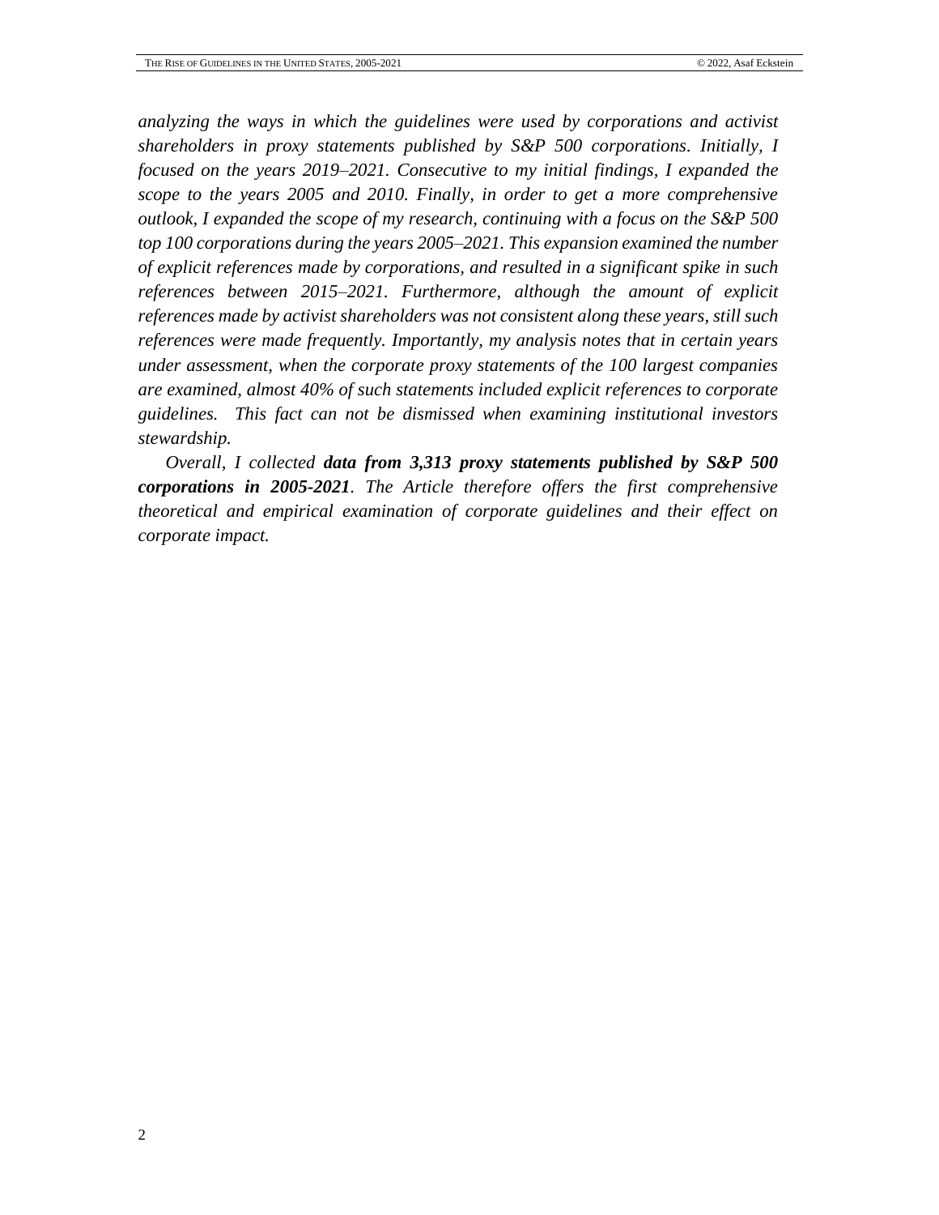*analyzing the ways in which the guidelines were used by corporations and activist shareholders in proxy statements published by S&P 500 corporations. Initially, I focused on the years 2019–2021. Consecutive to my initial findings, I expanded the scope to the years 2005 and 2010. Finally, in order to get a more comprehensive outlook, I expanded the scope of my research, continuing with a focus on the S&P 500 top 100 corporations during the years 2005–2021. This expansion examined the number of explicit references made by corporations, and resulted in a significant spike in such references between 2015–2021. Furthermore, although the amount of explicit references made by activist shareholders was not consistent along these years, still such references were made frequently. Importantly, my analysis notes that in certain years under assessment, when the corporate proxy statements of the 100 largest companies are examined, almost 40% of such statements included explicit references to corporate guidelines. This fact can not be dismissed when examining institutional investors stewardship.*

*Overall, I collected* ***data from 3,313 proxy statements published by S&P 500 corporations in 2005-2021****. The Article therefore offers the first comprehensive theoretical and empirical examination of corporate guidelines and their effect on corporate impact.*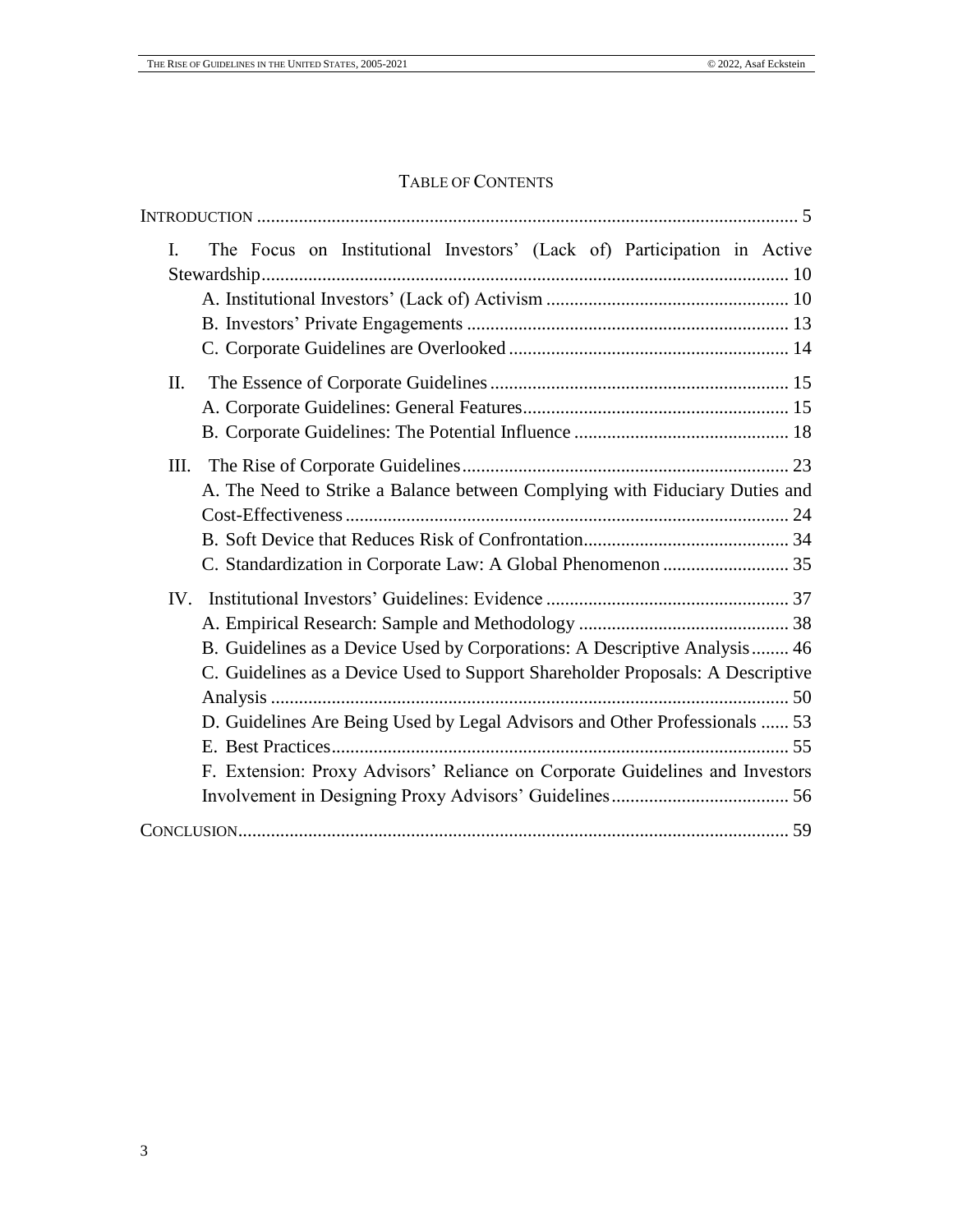# TABLE OF CONTENTS

INTRODUCTION .................................................................................................................. 5

I. The Focus on Institutional Investors' (Lack of) Participation in Active Stewardship................................................................................................................ 10
   - A. Institutional Investors' (Lack of) Activism .................................................... 10
   - B. Investors' Private Engagements .................................................................... 13
   - C. Corporate Guidelines are Overlooked ........................................................... 14

II. The Essence of Corporate Guidelines ................................................................ 15
   - A. Corporate Guidelines: General Features......................................................... 15
   - B. Corporate Guidelines: The Potential Influence .............................................. 18

III. The Rise of Corporate Guidelines...................................................................... 23
   - A. The Need to Strike a Balance between Complying with Fiduciary Duties and Cost-Effectiveness.............................................................................................. 24
   - B. Soft Device that Reduces Risk of Confrontation............................................ 34
   - C. Standardization in Corporate Law: A Global Phenomenon ........................... 35

IV. Institutional Investors' Guidelines: Evidence .................................................... 37
   - A. Empirical Research: Sample and Methodology ............................................. 38
   - B. Guidelines as a Device Used by Corporations: A Descriptive Analysis........ 46
   - C. Guidelines as a Device Used to Support Shareholder Proposals: A Descriptive Analysis .............................................................................................. 50
   - D. Guidelines Are Being Used by Legal Advisors and Other Professionals ...... 53
   - E. Best Practices................................................................................................. 55
   - F. Extension: Proxy Advisors' Reliance on Corporate Guidelines and Investors Involvement in Designing Proxy Advisors' Guidelines...................................... 56

CONCLUSION..................................................................................................................... 59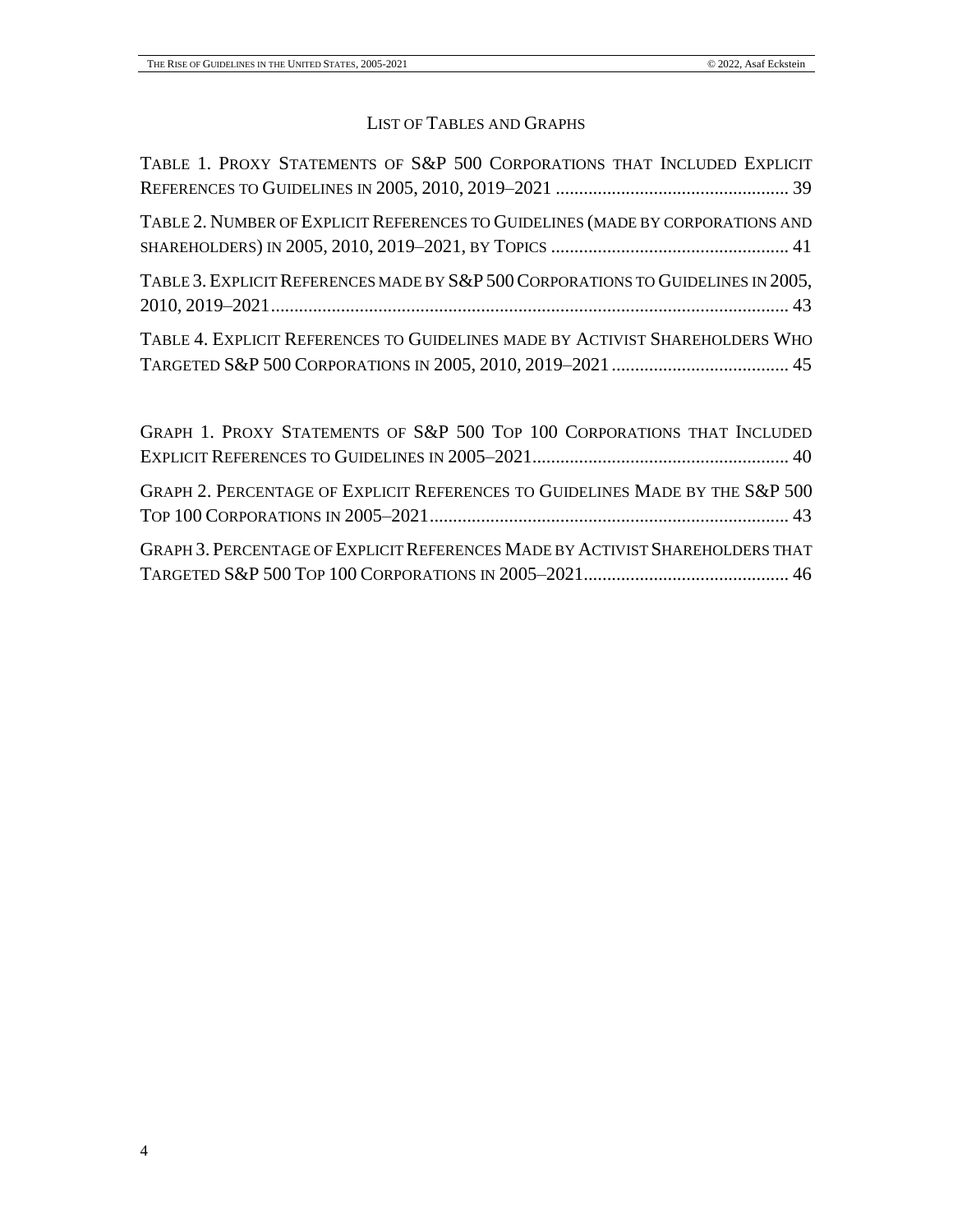## LIST OF TABLES AND GRAPHS

TABLE 1. PROXY STATEMENTS OF S&P 500 CORPORATIONS THAT INCLUDED EXPLICIT REFERENCES TO GUIDELINES IN 2005, 2010, 2019–2021 .................................................. 39

TABLE 2. NUMBER OF EXPLICIT REFERENCES TO GUIDELINES (MADE BY CORPORATIONS AND SHAREHOLDERS) IN 2005, 2010, 2019–2021, BY TOPICS .................................................. 41

TABLE 3. EXPLICIT REFERENCES MADE BY S&P 500 CORPORATIONS TO GUIDELINES IN 2005, 2010, 2019–2021.............................................................................................................. 43

TABLE 4. EXPLICIT REFERENCES TO GUIDELINES MADE BY ACTIVIST SHAREHOLDERS WHO TARGETED S&P 500 CORPORATIONS IN 2005, 2010, 2019–2021...................................... 45

GRAPH 1. PROXY STATEMENTS OF S&P 500 TOP 100 CORPORATIONS THAT INCLUDED EXPLICIT REFERENCES TO GUIDELINES IN 2005–2021....................................................... 40

GRAPH 2. PERCENTAGE OF EXPLICIT REFERENCES TO GUIDELINES MADE BY THE S&P 500 TOP 100 CORPORATIONS IN 2005–2021............................................................................ 43

GRAPH 3. PERCENTAGE OF EXPLICIT REFERENCES MADE BY ACTIVIST SHAREHOLDERS THAT TARGETED S&P 500 TOP 100 CORPORATIONS IN 2005–2021............................................ 46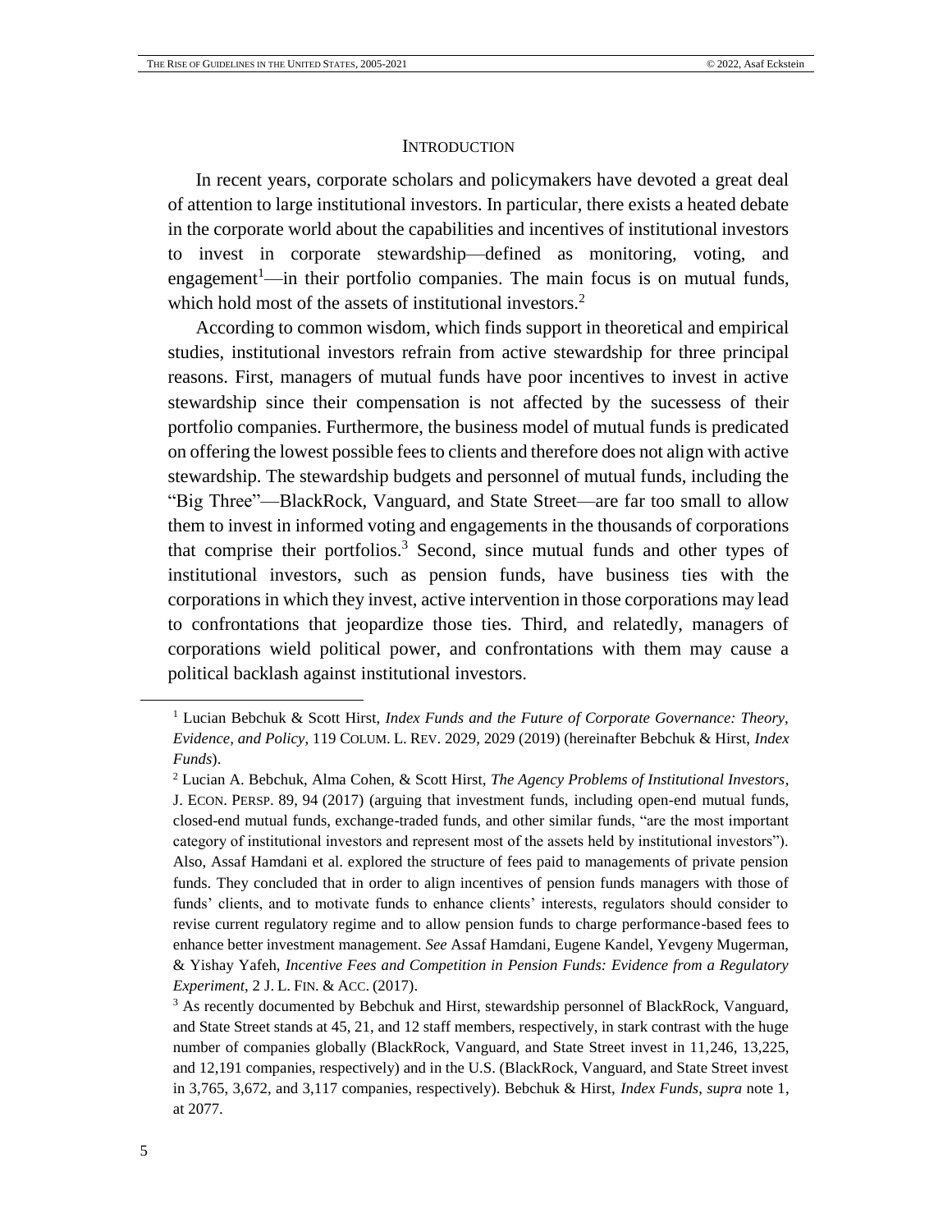## INTRODUCTION

In recent years, corporate scholars and policymakers have devoted a great deal of attention to large institutional investors. In particular, there exists a heated debate in the corporate world about the capabilities and incentives of institutional investors to invest in corporate stewardship—defined as monitoring, voting, and engagement[1]—in their portfolio companies. The main focus is on mutual funds, which hold most of the assets of institutional investors.[2]

According to common wisdom, which finds support in theoretical and empirical studies, institutional investors refrain from active stewardship for three principal reasons. First, managers of mutual funds have poor incentives to invest in active stewardship since their compensation is not affected by the sucessess of their portfolio companies. Furthermore, the business model of mutual funds is predicated on offering the lowest possible fees to clients and therefore does not align with active stewardship. The stewardship budgets and personnel of mutual funds, including the "Big Three"—BlackRock, Vanguard, and State Street—are far too small to allow them to invest in informed voting and engagements in the thousands of corporations that comprise their portfolios.[3] Second, since mutual funds and other types of institutional investors, such as pension funds, have business ties with the corporations in which they invest, active intervention in those corporations may lead to confrontations that jeopardize those ties. Third, and relatedly, managers of corporations wield political power, and confrontations with them may cause a political backlash against institutional investors.

---

[1] Lucian Bebchuk & Scott Hirst, *Index Funds and the Future of Corporate Governance: Theory, Evidence, and Policy*, 119 COLUM. L. REV. 2029, 2029 (2019) (hereinafter Bebchuk & Hirst, *Index Funds*).

[2] Lucian A. Bebchuk, Alma Cohen, & Scott Hirst, *The Agency Problems of Institutional Investors*, J. ECON. PERSP. 89, 94 (2017) (arguing that investment funds, including open-end mutual funds, closed-end mutual funds, exchange-traded funds, and other similar funds, "are the most important category of institutional investors and represent most of the assets held by institutional investors"). Also, Assaf Hamdani et al. explored the structure of fees paid to managements of private pension funds. They concluded that in order to align incentives of pension funds managers with those of funds' clients, and to motivate funds to enhance clients' interests, regulators should consider to revise current regulatory regime and to allow pension funds to charge performance-based fees to enhance better investment management. *See* Assaf Hamdani, Eugene Kandel, Yevgeny Mugerman, & Yishay Yafeh, *Incentive Fees and Competition in Pension Funds: Evidence from a Regulatory Experiment*, 2 J. L. FIN. & ACC. (2017).

[3] As recently documented by Bebchuk and Hirst, stewardship personnel of BlackRock, Vanguard, and State Street stands at 45, 21, and 12 staff members, respectively, in stark contrast with the huge number of companies globally (BlackRock, Vanguard, and State Street invest in 11,246, 13,225, and 12,191 companies, respectively) and in the U.S. (BlackRock, Vanguard, and State Street invest in 3,765, 3,672, and 3,117 companies, respectively). Bebchuk & Hirst, *Index Funds*, *supra* note 1, at 2077.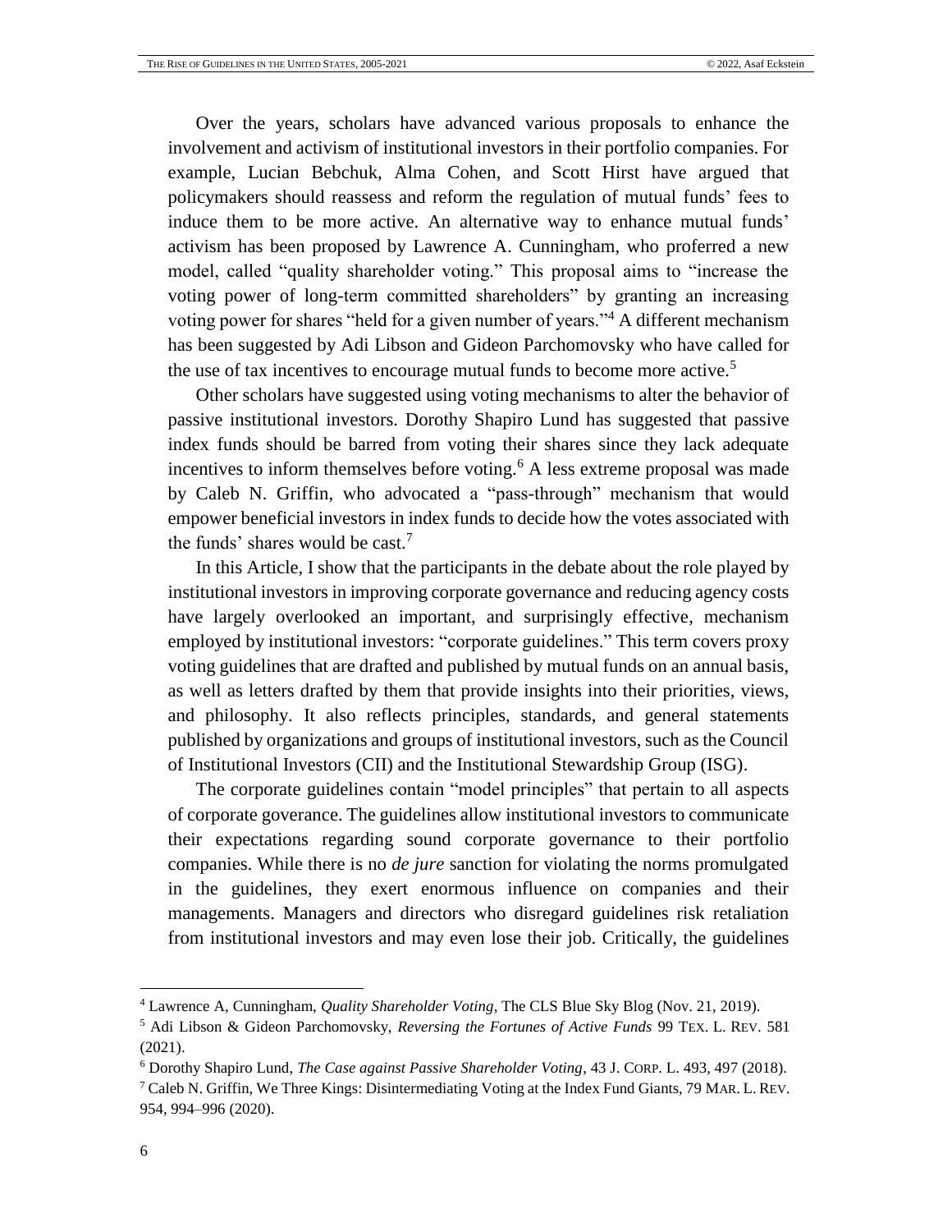Over the years, scholars have advanced various proposals to enhance the involvement and activism of institutional investors in their portfolio companies. For example, Lucian Bebchuk, Alma Cohen, and Scott Hirst have argued that policymakers should reassess and reform the regulation of mutual funds' fees to induce them to be more active. An alternative way to enhance mutual funds' activism has been proposed by Lawrence A. Cunningham, who proferred a new model, called "quality shareholder voting." This proposal aims to "increase the voting power of long-term committed shareholders" by granting an increasing voting power for shares "held for a given number of years."[4] A different mechanism has been suggested by Adi Libson and Gideon Parchomovsky who have called for the use of tax incentives to encourage mutual funds to become more active.[5]

Other scholars have suggested using voting mechanisms to alter the behavior of passive institutional investors. Dorothy Shapiro Lund has suggested that passive index funds should be barred from voting their shares since they lack adequate incentives to inform themselves before voting.[6] A less extreme proposal was made by Caleb N. Griffin, who advocated a "pass-through" mechanism that would empower beneficial investors in index funds to decide how the votes associated with the funds' shares would be cast.[7]

In this Article, I show that the participants in the debate about the role played by institutional investors in improving corporate governance and reducing agency costs have largely overlooked an important, and surprisingly effective, mechanism employed by institutional investors: "corporate guidelines." This term covers proxy voting guidelines that are drafted and published by mutual funds on an annual basis, as well as letters drafted by them that provide insights into their priorities, views, and philosophy. It also reflects principles, standards, and general statements published by organizations and groups of institutional investors, such as the Council of Institutional Investors (CII) and the Institutional Stewardship Group (ISG).

The corporate guidelines contain "model principles" that pertain to all aspects of corporate goverance. The guidelines allow institutional investors to communicate their expectations regarding sound corporate governance to their portfolio companies. While there is no *de jure* sanction for violating the norms promulgated in the guidelines, they exert enormous influence on companies and their managements. Managers and directors who disregard guidelines risk retaliation from institutional investors and may even lose their job. Critically, the guidelines

---

[4] Lawrence A, Cunningham, *Quality Shareholder Voting*, The CLS Blue Sky Blog (Nov. 21, 2019).

[5] Adi Libson & Gideon Parchomovsky, *Reversing the Fortunes of Active Funds* 99 TEX. L. REV. 581 (2021).

[6] Dorothy Shapiro Lund, *The Case against Passive Shareholder Voting*, 43 J. CORP. L. 493, 497 (2018).

[7] Caleb N. Griffin, We Three Kings: Disintermediating Voting at the Index Fund Giants, 79 MAR. L. REV. 954, 994–996 (2020).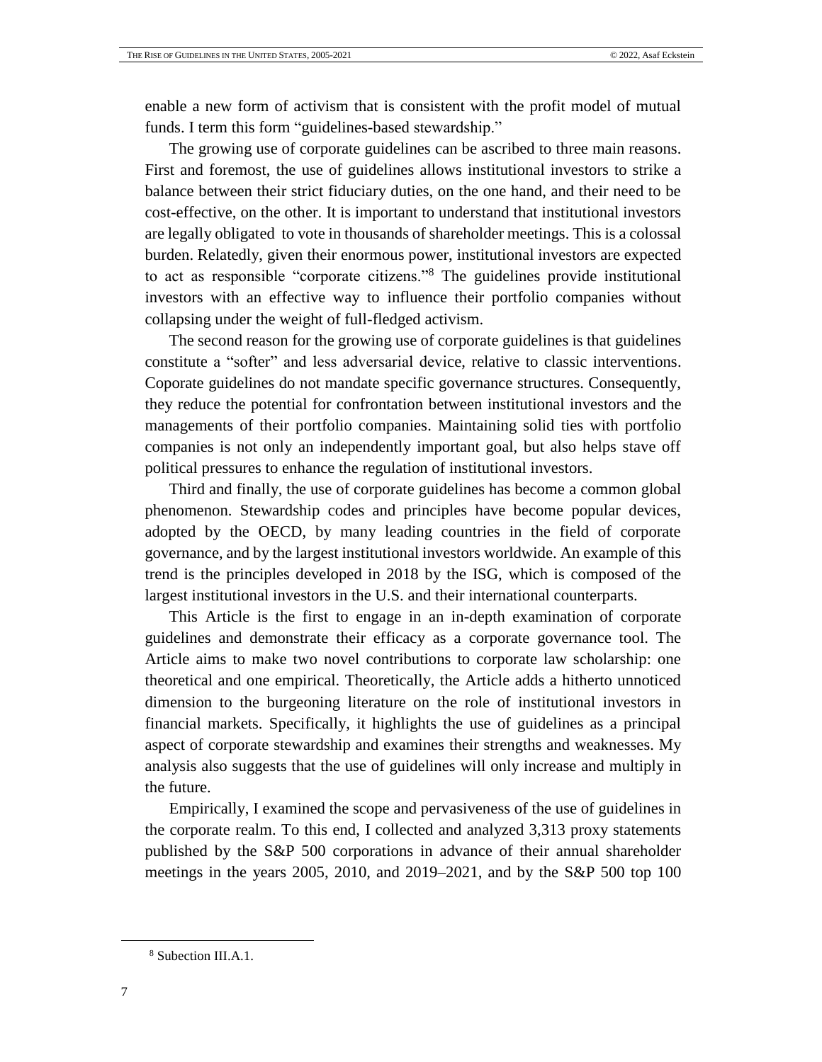enable a new form of activism that is consistent with the profit model of mutual funds. I term this form "guidelines-based stewardship."

The growing use of corporate guidelines can be ascribed to three main reasons. First and foremost, the use of guidelines allows institutional investors to strike a balance between their strict fiduciary duties, on the one hand, and their need to be cost-effective, on the other. It is important to understand that institutional investors are legally obligated to vote in thousands of shareholder meetings. This is a colossal burden. Relatedly, given their enormous power, institutional investors are expected to act as responsible "corporate citizens."[8] The guidelines provide institutional investors with an effective way to influence their portfolio companies without collapsing under the weight of full-fledged activism.

The second reason for the growing use of corporate guidelines is that guidelines constitute a "softer" and less adversarial device, relative to classic interventions. Coporate guidelines do not mandate specific governance structures. Consequently, they reduce the potential for confrontation between institutional investors and the managements of their portfolio companies. Maintaining solid ties with portfolio companies is not only an independently important goal, but also helps stave off political pressures to enhance the regulation of institutional investors.

Third and finally, the use of corporate guidelines has become a common global phenomenon. Stewardship codes and principles have become popular devices, adopted by the OECD, by many leading countries in the field of corporate governance, and by the largest institutional investors worldwide. An example of this trend is the principles developed in 2018 by the ISG, which is composed of the largest institutional investors in the U.S. and their international counterparts.

This Article is the first to engage in an in-depth examination of corporate guidelines and demonstrate their efficacy as a corporate governance tool. The Article aims to make two novel contributions to corporate law scholarship: one theoretical and one empirical. Theoretically, the Article adds a hitherto unnoticed dimension to the burgeoning literature on the role of institutional investors in financial markets. Specifically, it highlights the use of guidelines as a principal aspect of corporate stewardship and examines their strengths and weaknesses. My analysis also suggests that the use of guidelines will only increase and multiply in the future.

Empirically, I examined the scope and pervasiveness of the use of guidelines in the corporate realm. To this end, I collected and analyzed 3,313 proxy statements published by the S&P 500 corporations in advance of their annual shareholder meetings in the years 2005, 2010, and 2019–2021, and by the S&P 500 top 100

---

[8] Subection III.A.1.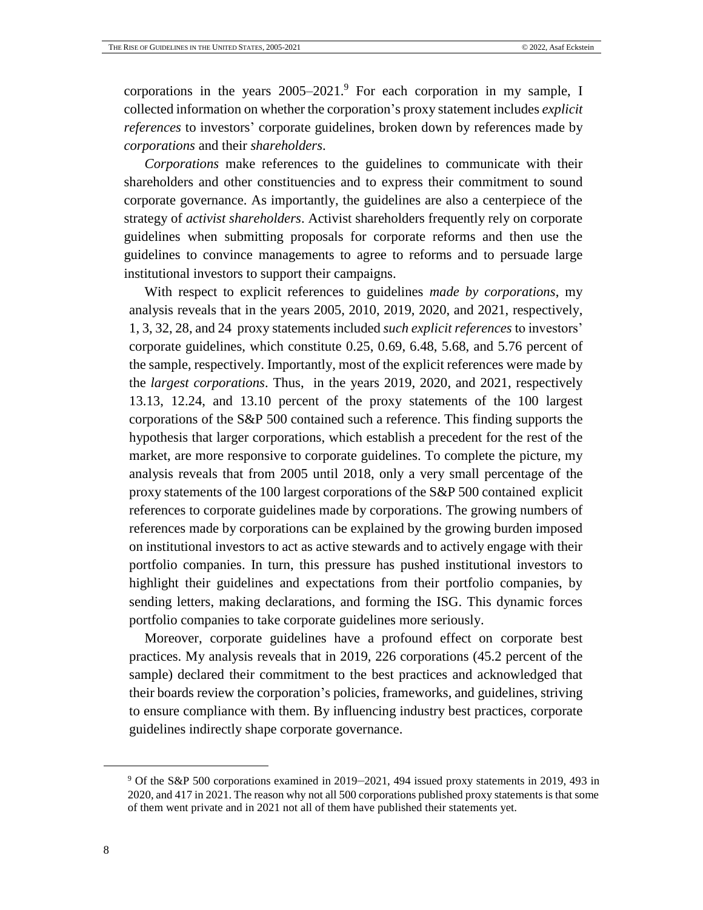corporations in the years 2005–2021.[9] For each corporation in my sample, I collected information on whether the corporation's proxy statement includes *explicit references* to investors' corporate guidelines, broken down by references made by *corporations* and their *shareholders*.

*Corporations* make references to the guidelines to communicate with their shareholders and other constituencies and to express their commitment to sound corporate governance. As importantly, the guidelines are also a centerpiece of the strategy of *activist shareholders*. Activist shareholders frequently rely on corporate guidelines when submitting proposals for corporate reforms and then use the guidelines to convince managements to agree to reforms and to persuade large institutional investors to support their campaigns.

With respect to explicit references to guidelines *made by corporations*, my analysis reveals that in the years 2005, 2010, 2019, 2020, and 2021, respectively, 1, 3, 32, 28, and 24 proxy statements included *such explicit references* to investors' corporate guidelines, which constitute 0.25, 0.69, 6.48, 5.68, and 5.76 percent of the sample, respectively. Importantly, most of the explicit references were made by the *largest corporations*. Thus, in the years 2019, 2020, and 2021, respectively 13.13, 12.24, and 13.10 percent of the proxy statements of the 100 largest corporations of the S&P 500 contained such a reference. This finding supports the hypothesis that larger corporations, which establish a precedent for the rest of the market, are more responsive to corporate guidelines. To complete the picture, my analysis reveals that from 2005 until 2018, only a very small percentage of the proxy statements of the 100 largest corporations of the S&P 500 contained explicit references to corporate guidelines made by corporations. The growing numbers of references made by corporations can be explained by the growing burden imposed on institutional investors to act as active stewards and to actively engage with their portfolio companies. In turn, this pressure has pushed institutional investors to highlight their guidelines and expectations from their portfolio companies, by sending letters, making declarations, and forming the ISG. This dynamic forces portfolio companies to take corporate guidelines more seriously.

Moreover, corporate guidelines have a profound effect on corporate best practices. My analysis reveals that in 2019, 226 corporations (45.2 percent of the sample) declared their commitment to the best practices and acknowledged that their boards review the corporation's policies, frameworks, and guidelines, striving to ensure compliance with them. By influencing industry best practices, corporate guidelines indirectly shape corporate governance.

[9] Of the S&P 500 corporations examined in 2019–2021, 494 issued proxy statements in 2019, 493 in 2020, and 417 in 2021. The reason why not all 500 corporations published proxy statements is that some of them went private and in 2021 not all of them have published their statements yet.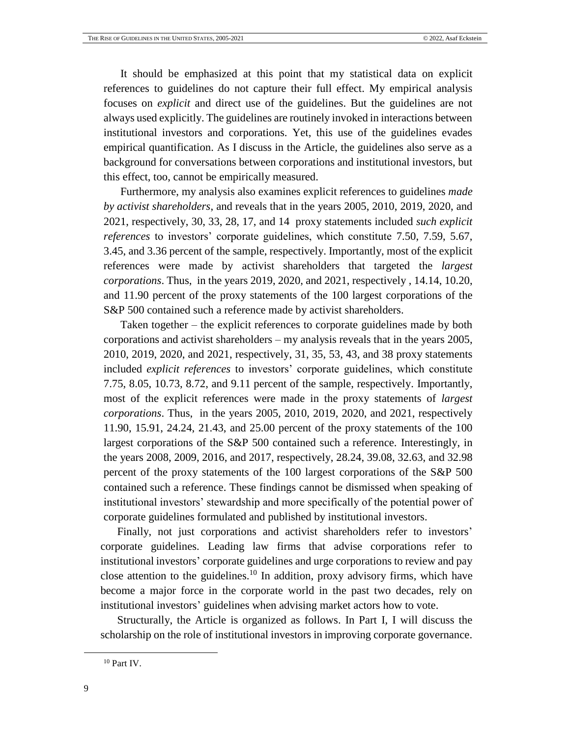It should be emphasized at this point that my statistical data on explicit references to guidelines do not capture their full effect. My empirical analysis focuses on *explicit* and direct use of the guidelines. But the guidelines are not always used explicitly. The guidelines are routinely invoked in interactions between institutional investors and corporations. Yet, this use of the guidelines evades empirical quantification. As I discuss in the Article, the guidelines also serve as a background for conversations between corporations and institutional investors, but this effect, too, cannot be empirically measured.

Furthermore, my analysis also examines explicit references to guidelines *made by activist shareholders*, and reveals that in the years 2005, 2010, 2019, 2020, and 2021, respectively, 30, 33, 28, 17, and 14 proxy statements included *such explicit references* to investors' corporate guidelines, which constitute 7.50, 7.59, 5.67, 3.45, and 3.36 percent of the sample, respectively. Importantly, most of the explicit references were made by activist shareholders that targeted the *largest corporations*. Thus, in the years 2019, 2020, and 2021, respectively , 14.14, 10.20, and 11.90 percent of the proxy statements of the 100 largest corporations of the S&P 500 contained such a reference made by activist shareholders.

Taken together – the explicit references to corporate guidelines made by both corporations and activist shareholders – my analysis reveals that in the years 2005, 2010, 2019, 2020, and 2021, respectively, 31, 35, 53, 43, and 38 proxy statements included *explicit references* to investors' corporate guidelines, which constitute 7.75, 8.05, 10.73, 8.72, and 9.11 percent of the sample, respectively. Importantly, most of the explicit references were made in the proxy statements of *largest corporations*. Thus, in the years 2005, 2010, 2019, 2020, and 2021, respectively 11.90, 15.91, 24.24, 21.43, and 25.00 percent of the proxy statements of the 100 largest corporations of the S&P 500 contained such a reference. Interestingly, in the years 2008, 2009, 2016, and 2017, respectively, 28.24, 39.08, 32.63, and 32.98 percent of the proxy statements of the 100 largest corporations of the S&P 500 contained such a reference. These findings cannot be dismissed when speaking of institutional investors' stewardship and more specifically of the potential power of corporate guidelines formulated and published by institutional investors.

Finally, not just corporations and activist shareholders refer to investors' corporate guidelines. Leading law firms that advise corporations refer to institutional investors' corporate guidelines and urge corporations to review and pay close attention to the guidelines.[10] In addition, proxy advisory firms, which have become a major force in the corporate world in the past two decades, rely on institutional investors' guidelines when advising market actors how to vote.

Structurally, the Article is organized as follows. In Part I, I will discuss the scholarship on the role of institutional investors in improving corporate governance.

[10] Part IV.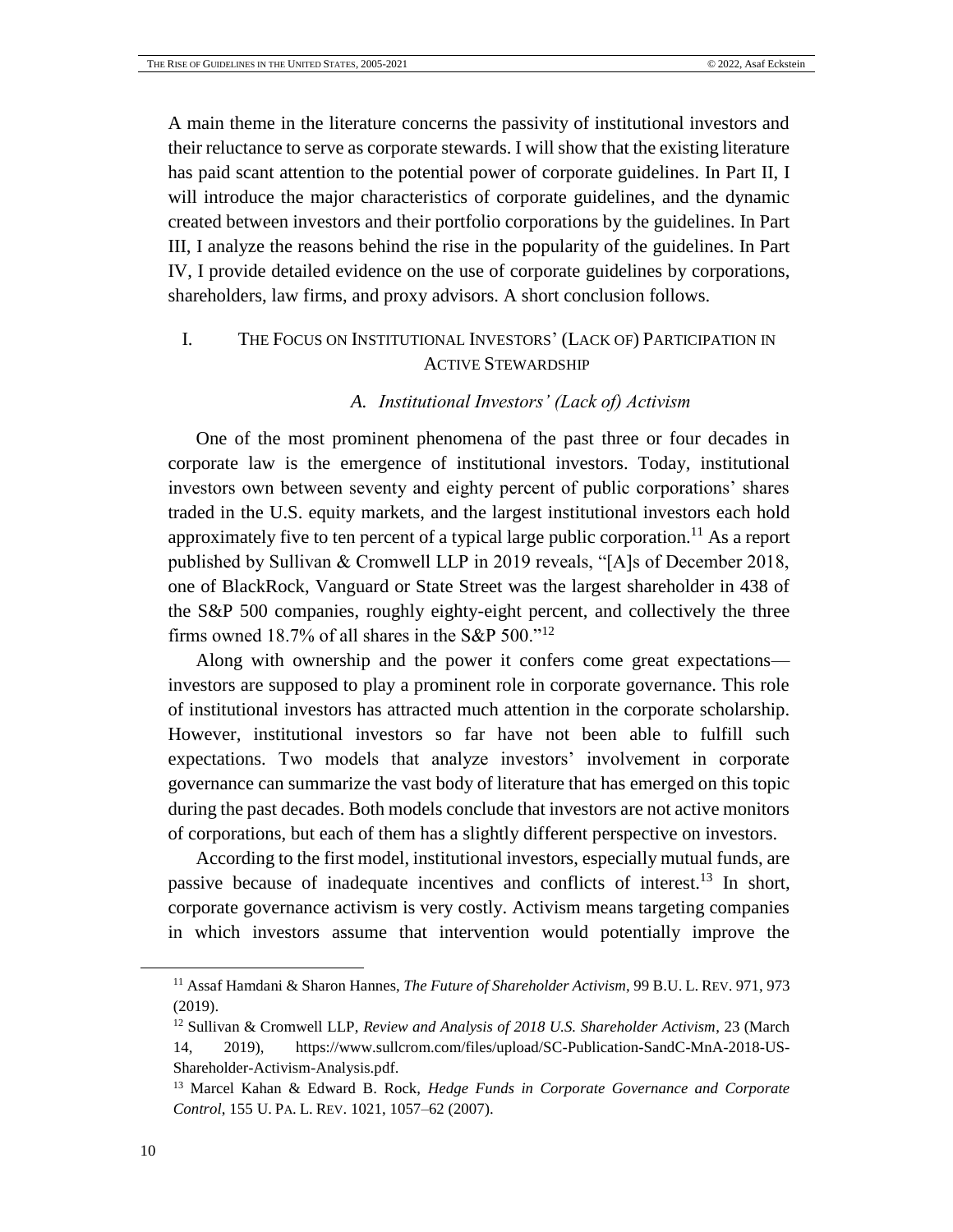A main theme in the literature concerns the passivity of institutional investors and their reluctance to serve as corporate stewards. I will show that the existing literature has paid scant attention to the potential power of corporate guidelines. In Part II, I will introduce the major characteristics of corporate guidelines, and the dynamic created between investors and their portfolio corporations by the guidelines. In Part III, I analyze the reasons behind the rise in the popularity of the guidelines. In Part IV, I provide detailed evidence on the use of corporate guidelines by corporations, shareholders, law firms, and proxy advisors. A short conclusion follows.

## I. THE FOCUS ON INSTITUTIONAL INVESTORS' (LACK OF) PARTICIPATION IN ACTIVE STEWARDSHIP

### A. *Institutional Investors' (Lack of) Activism*

One of the most prominent phenomena of the past three or four decades in corporate law is the emergence of institutional investors. Today, institutional investors own between seventy and eighty percent of public corporations' shares traded in the U.S. equity markets, and the largest institutional investors each hold approximately five to ten percent of a typical large public corporation.[11] As a report published by Sullivan & Cromwell LLP in 2019 reveals, "[A]s of December 2018, one of BlackRock, Vanguard or State Street was the largest shareholder in 438 of the S&P 500 companies, roughly eighty-eight percent, and collectively the three firms owned 18.7% of all shares in the S&P 500."[12]

Along with ownership and the power it confers come great expectations—investors are supposed to play a prominent role in corporate governance. This role of institutional investors has attracted much attention in the corporate scholarship. However, institutional investors so far have not been able to fulfill such expectations. Two models that analyze investors' involvement in corporate governance can summarize the vast body of literature that has emerged on this topic during the past decades. Both models conclude that investors are not active monitors of corporations, but each of them has a slightly different perspective on investors.

According to the first model, institutional investors, especially mutual funds, are passive because of inadequate incentives and conflicts of interest.[13] In short, corporate governance activism is very costly. Activism means targeting companies in which investors assume that intervention would potentially improve the

---

[11] Assaf Hamdani & Sharon Hannes, *The Future of Shareholder Activism*, 99 B.U. L. REV. 971, 973 (2019).

[12] Sullivan & Cromwell LLP, *Review and Analysis of 2018 U.S. Shareholder Activism*, 23 (March 14, 2019), https://www.sullcrom.com/files/upload/SC-Publication-SandC-MnA-2018-US-Shareholder-Activism-Analysis.pdf.

[13] Marcel Kahan & Edward B. Rock, *Hedge Funds in Corporate Governance and Corporate Control*, 155 U. PA. L. REV. 1021, 1057–62 (2007).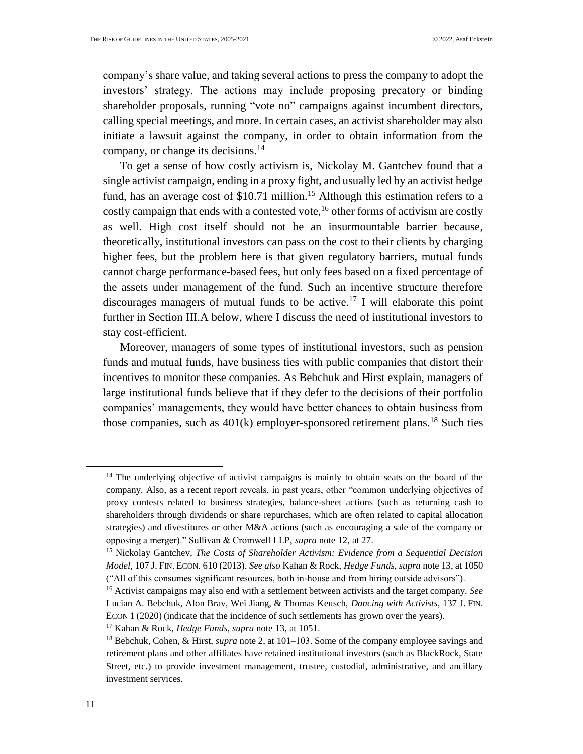company's share value, and taking several actions to press the company to adopt the investors' strategy. The actions may include proposing precatory or binding shareholder proposals, running "vote no" campaigns against incumbent directors, calling special meetings, and more. In certain cases, an activist shareholder may also initiate a lawsuit against the company, in order to obtain information from the company, or change its decisions.[14]

To get a sense of how costly activism is, Nickolay M. Gantchev found that a single activist campaign, ending in a proxy fight, and usually led by an activist hedge fund, has an average cost of $10.71 million.[15] Although this estimation refers to a costly campaign that ends with a contested vote,[16] other forms of activism are costly as well. High cost itself should not be an insurmountable barrier because, theoretically, institutional investors can pass on the cost to their clients by charging higher fees, but the problem here is that given regulatory barriers, mutual funds cannot charge performance-based fees, but only fees based on a fixed percentage of the assets under management of the fund. Such an incentive structure therefore discourages managers of mutual funds to be active.[17] I will elaborate this point further in Section III.A below, where I discuss the need of institutional investors to stay cost-efficient.

Moreover, managers of some types of institutional investors, such as pension funds and mutual funds, have business ties with public companies that distort their incentives to monitor these companies. As Bebchuk and Hirst explain, managers of large institutional funds believe that if they defer to the decisions of their portfolio companies' managements, they would have better chances to obtain business from those companies, such as 401(k) employer-sponsored retirement plans.[18] Such ties

---

[14] The underlying objective of activist campaigns is mainly to obtain seats on the board of the company. Also, as a recent report reveals, in past years, other "common underlying objectives of proxy contests related to business strategies, balance-sheet actions (such as returning cash to shareholders through dividends or share repurchases, which are often related to capital allocation strategies) and divestitures or other M&A actions (such as encouraging a sale of the company or opposing a merger)." Sullivan & Cromwell LLP, *supra* note 12, at 27.

[15] Nickolay Gantchev, *The Costs of Shareholder Activism: Evidence from a Sequential Decision Model*, 107 J. FIN. ECON. 610 (2013). *See also* Kahan & Rock, *Hedge Funds*, *supra* note 13, at 1050 ("All of this consumes significant resources, both in-house and from hiring outside advisors").

[16] Activist campaigns may also end with a settlement between activists and the target company. *See* Lucian A. Bebchuk, Alon Brav, Wei Jiang, & Thomas Keusch, *Dancing with Activists*, 137 J. FIN. ECON 1 (2020) (indicate that the incidence of such settlements has grown over the years).

[17] Kahan & Rock, *Hedge Funds*, *supra* note 13, at 1051.

[18] Bebchuk, Cohen, & Hirst, *supra* note 2, at 101–103. Some of the company employee savings and retirement plans and other affiliates have retained institutional investors (such as BlackRock, State Street, etc.) to provide investment management, trustee, custodial, administrative, and ancillary investment services.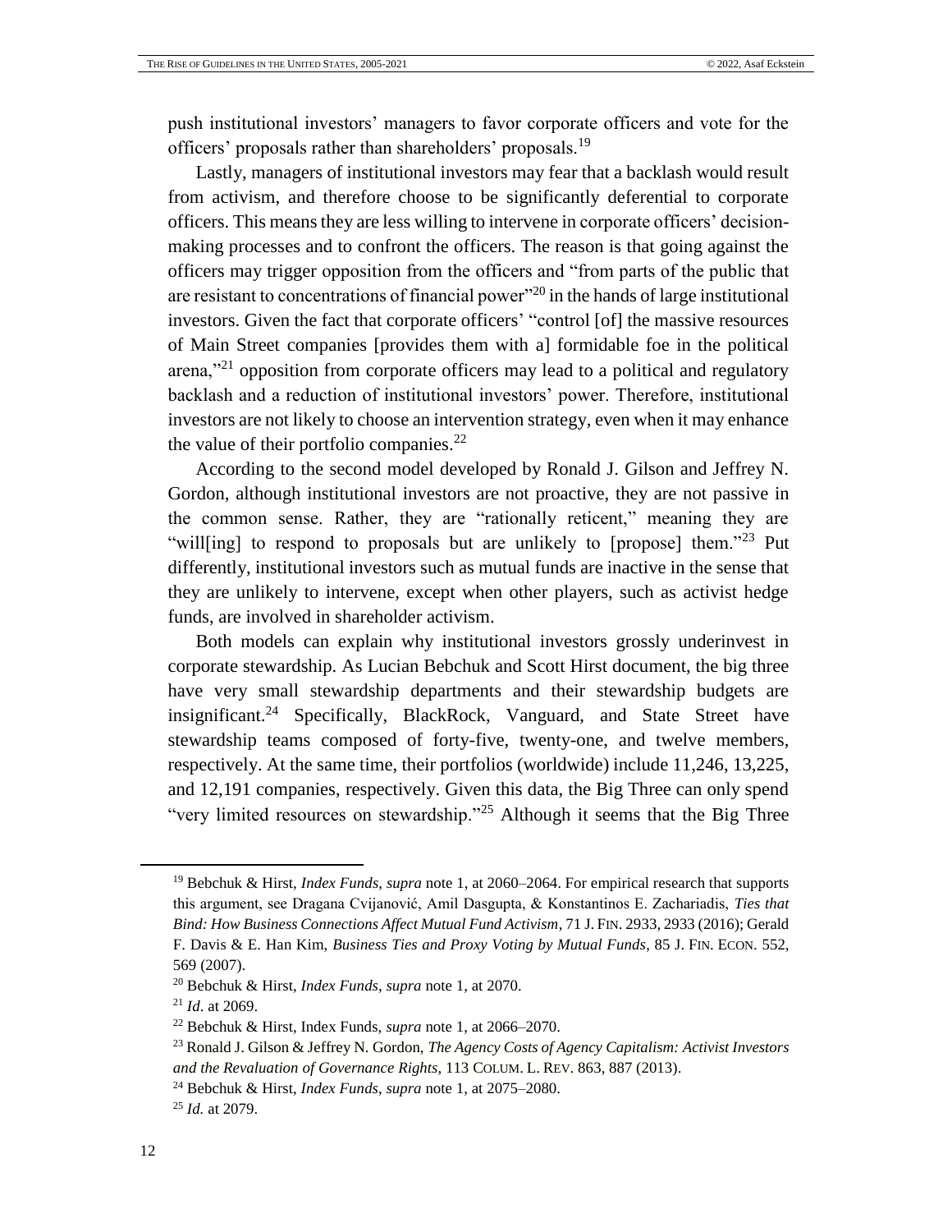push institutional investors' managers to favor corporate officers and vote for the officers' proposals rather than shareholders' proposals.[19]

Lastly, managers of institutional investors may fear that a backlash would result from activism, and therefore choose to be significantly deferential to corporate officers. This means they are less willing to intervene in corporate officers' decision-making processes and to confront the officers. The reason is that going against the officers may trigger opposition from the officers and "from parts of the public that are resistant to concentrations of financial power"[20] in the hands of large institutional investors. Given the fact that corporate officers' "control [of] the massive resources of Main Street companies [provides them with a] formidable foe in the political arena,"[21] opposition from corporate officers may lead to a political and regulatory backlash and a reduction of institutional investors' power. Therefore, institutional investors are not likely to choose an intervention strategy, even when it may enhance the value of their portfolio companies.[22]

According to the second model developed by Ronald J. Gilson and Jeffrey N. Gordon, although institutional investors are not proactive, they are not passive in the common sense. Rather, they are "rationally reticent," meaning they are "will[ing] to respond to proposals but are unlikely to [propose] them."[23] Put differently, institutional investors such as mutual funds are inactive in the sense that they are unlikely to intervene, except when other players, such as activist hedge funds, are involved in shareholder activism.

Both models can explain why institutional investors grossly underinvest in corporate stewardship. As Lucian Bebchuk and Scott Hirst document, the big three have very small stewardship departments and their stewardship budgets are insignificant.[24] Specifically, BlackRock, Vanguard, and State Street have stewardship teams composed of forty-five, twenty-one, and twelve members, respectively. At the same time, their portfolios (worldwide) include 11,246, 13,225, and 12,191 companies, respectively. Given this data, the Big Three can only spend "very limited resources on stewardship."[25] Although it seems that the Big Three

---

[19] Bebchuk & Hirst, *Index Funds*, *supra* note 1, at 2060–2064. For empirical research that supports this argument, see Dragana Cvijanović, Amil Dasgupta, & Konstantinos E. Zachariadis, *Ties that Bind: How Business Connections Affect Mutual Fund Activism*, 71 J. FIN. 2933, 2933 (2016); Gerald F. Davis & E. Han Kim, *Business Ties and Proxy Voting by Mutual Funds*, 85 J. FIN. ECON. 552, 569 (2007).

[20] Bebchuk & Hirst, *Index Funds*, *supra* note 1, at 2070.

[21] *Id*. at 2069.

[22] Bebchuk & Hirst, Index Funds, *supra* note 1, at 2066–2070.

[23] Ronald J. Gilson & Jeffrey N. Gordon, *The Agency Costs of Agency Capitalism: Activist Investors and the Revaluation of Governance Rights*, 113 COLUM. L. REV. 863, 887 (2013).

[24] Bebchuk & Hirst, *Index Funds*, *supra* note 1, at 2075–2080.

[25] *Id.* at 2079.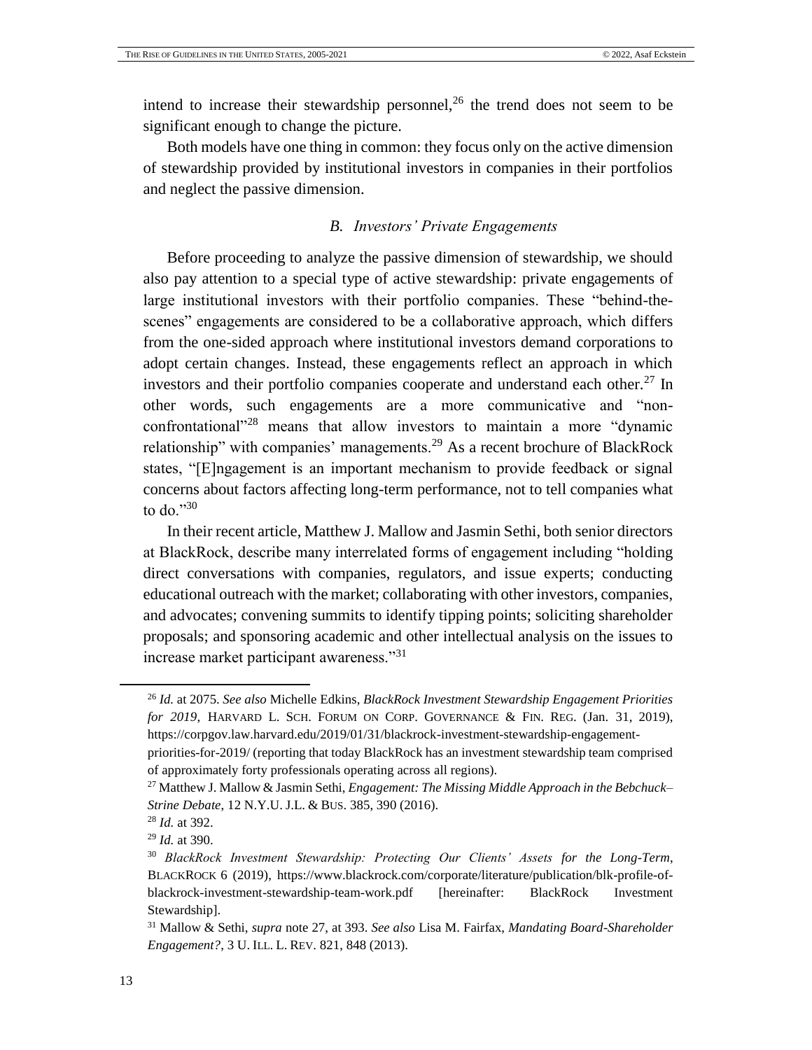intend to increase their stewardship personnel,[26] the trend does not seem to be significant enough to change the picture.

Both models have one thing in common: they focus only on the active dimension of stewardship provided by institutional investors in companies in their portfolios and neglect the passive dimension.

### *B. Investors' Private Engagements*

Before proceeding to analyze the passive dimension of stewardship, we should also pay attention to a special type of active stewardship: private engagements of large institutional investors with their portfolio companies. These "behind-the-scenes" engagements are considered to be a collaborative approach, which differs from the one-sided approach where institutional investors demand corporations to adopt certain changes. Instead, these engagements reflect an approach in which investors and their portfolio companies cooperate and understand each other.[27] In other words, such engagements are a more communicative and "non-confrontational"[28] means that allow investors to maintain a more "dynamic relationship" with companies' managements.[29] As a recent brochure of BlackRock states, "[E]ngagement is an important mechanism to provide feedback or signal concerns about factors affecting long-term performance, not to tell companies what to do."[30]

In their recent article, Matthew J. Mallow and Jasmin Sethi, both senior directors at BlackRock, describe many interrelated forms of engagement including "holding direct conversations with companies, regulators, and issue experts; conducting educational outreach with the market; collaborating with other investors, companies, and advocates; convening summits to identify tipping points; soliciting shareholder proposals; and sponsoring academic and other intellectual analysis on the issues to increase market participant awareness."[31]

---

[26] *Id.* at 2075. *See also* Michelle Edkins, *BlackRock Investment Stewardship Engagement Priorities for 2019*, HARVARD L. SCH. FORUM ON CORP. GOVERNANCE & FIN. REG. (Jan. 31, 2019), https://corpgov.law.harvard.edu/2019/01/31/blackrock-investment-stewardship-engagement-priorities-for-2019/ (reporting that today BlackRock has an investment stewardship team comprised of approximately forty professionals operating across all regions).

[27] Matthew J. Mallow & Jasmin Sethi, *Engagement: The Missing Middle Approach in the Bebchuck–Strine Debate*, 12 N.Y.U. J.L. & BUS. 385, 390 (2016).

[28] *Id.* at 392.

[29] *Id.* at 390.

[30] *BlackRock Investment Stewardship: Protecting Our Clients' Assets for the Long-Term*, BLACKROCK 6 (2019), https://www.blackrock.com/corporate/literature/publication/blk-profile-of-blackrock-investment-stewardship-team-work.pdf [hereinafter: BlackRock Investment Stewardship].

[31] Mallow & Sethi, *supra* note 27, at 393. *See also* Lisa M. Fairfax, *Mandating Board-Shareholder Engagement?*, 3 U. ILL. L. REV. 821, 848 (2013).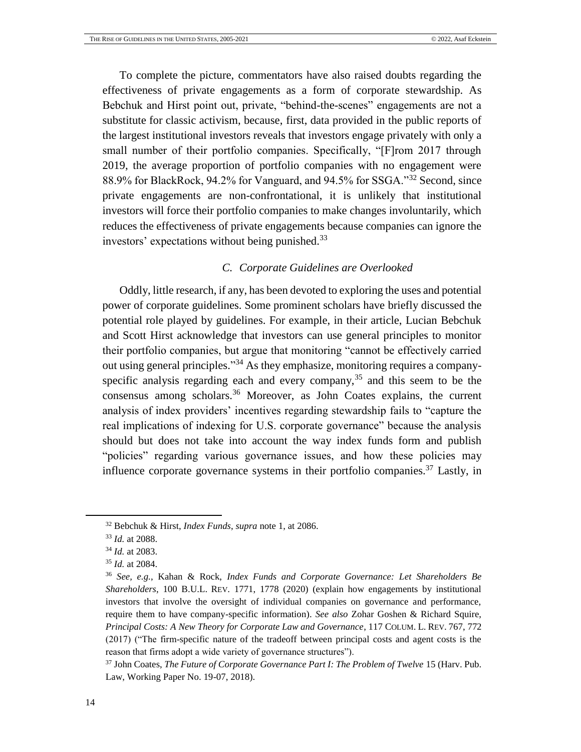To complete the picture, commentators have also raised doubts regarding the effectiveness of private engagements as a form of corporate stewardship. As Bebchuk and Hirst point out, private, "behind-the-scenes" engagements are not a substitute for classic activism, because, first, data provided in the public reports of the largest institutional investors reveals that investors engage privately with only a small number of their portfolio companies. Specifically, "[F]rom 2017 through 2019, the average proportion of portfolio companies with no engagement were 88.9% for BlackRock, 94.2% for Vanguard, and 94.5% for SSGA."[32] Second, since private engagements are non-confrontational, it is unlikely that institutional investors will force their portfolio companies to make changes involuntarily, which reduces the effectiveness of private engagements because companies can ignore the investors' expectations without being punished.[33]

### *C. Corporate Guidelines are Overlooked*

Oddly, little research, if any, has been devoted to exploring the uses and potential power of corporate guidelines. Some prominent scholars have briefly discussed the potential role played by guidelines. For example, in their article, Lucian Bebchuk and Scott Hirst acknowledge that investors can use general principles to monitor their portfolio companies, but argue that monitoring "cannot be effectively carried out using general principles."[34] As they emphasize, monitoring requires a company-specific analysis regarding each and every company,[35] and this seem to be the consensus among scholars.[36] Moreover, as John Coates explains, the current analysis of index providers' incentives regarding stewardship fails to "capture the real implications of indexing for U.S. corporate governance" because the analysis should but does not take into account the way index funds form and publish "policies" regarding various governance issues, and how these policies may influence corporate governance systems in their portfolio companies.[37] Lastly, in

---

[32] Bebchuk & Hirst, *Index Funds*, *supra* note 1, at 2086.

[33] *Id.* at 2088.

[34] *Id.* at 2083.

[35] *Id.* at 2084.

[36] *See, e.g.*, Kahan & Rock, *Index Funds and Corporate Governance: Let Shareholders Be Shareholders*, 100 B.U.L. REV. 1771, 1778 (2020) (explain how engagements by institutional investors that involve the oversight of individual companies on governance and performance, require them to have company-specific information). *See also* Zohar Goshen & Richard Squire, *Principal Costs: A New Theory for Corporate Law and Governance*, 117 COLUM. L. REV. 767, 772 (2017) ("The firm-specific nature of the tradeoff between principal costs and agent costs is the reason that firms adopt a wide variety of governance structures").

[37] John Coates, *The Future of Corporate Governance Part I: The Problem of Twelve* 15 (Harv. Pub. Law, Working Paper No. 19-07, 2018).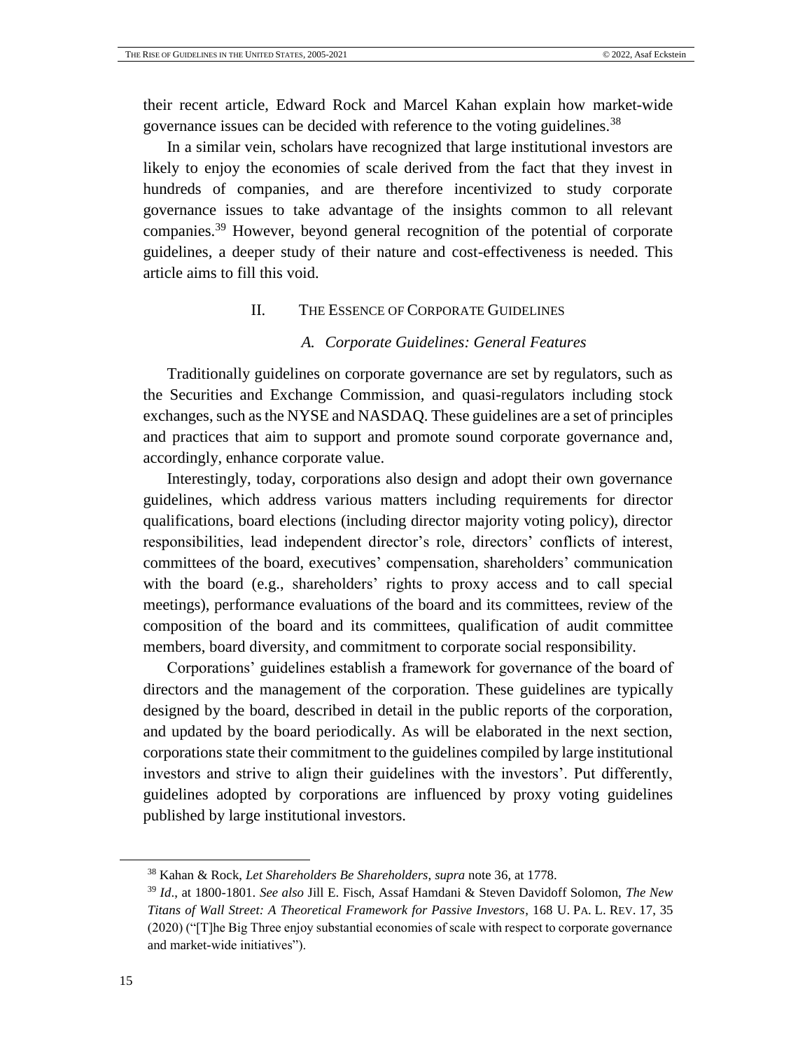their recent article, Edward Rock and Marcel Kahan explain how market-wide governance issues can be decided with reference to the voting guidelines.[38]

In a similar vein, scholars have recognized that large institutional investors are likely to enjoy the economies of scale derived from the fact that they invest in hundreds of companies, and are therefore incentivized to study corporate governance issues to take advantage of the insights common to all relevant companies.[39] However, beyond general recognition of the potential of corporate guidelines, a deeper study of their nature and cost-effectiveness is needed. This article aims to fill this void.

## II. The Essence of Corporate Guidelines

### A. *Corporate Guidelines: General Features*

Traditionally guidelines on corporate governance are set by regulators, such as the Securities and Exchange Commission, and quasi-regulators including stock exchanges, such as the NYSE and NASDAQ. These guidelines are a set of principles and practices that aim to support and promote sound corporate governance and, accordingly, enhance corporate value.

Interestingly, today, corporations also design and adopt their own governance guidelines, which address various matters including requirements for director qualifications, board elections (including director majority voting policy), director responsibilities, lead independent director's role, directors' conflicts of interest, committees of the board, executives' compensation, shareholders' communication with the board (e.g., shareholders' rights to proxy access and to call special meetings), performance evaluations of the board and its committees, review of the composition of the board and its committees, qualification of audit committee members, board diversity, and commitment to corporate social responsibility.

Corporations' guidelines establish a framework for governance of the board of directors and the management of the corporation. These guidelines are typically designed by the board, described in detail in the public reports of the corporation, and updated by the board periodically. As will be elaborated in the next section, corporations state their commitment to the guidelines compiled by large institutional investors and strive to align their guidelines with the investors'. Put differently, guidelines adopted by corporations are influenced by proxy voting guidelines published by large institutional investors.

---

[38] Kahan & Rock, *Let Shareholders Be Shareholders*, *supra* note 36, at 1778.

[39] *Id*., at 1800-1801. *See also* Jill E. Fisch, Assaf Hamdani & Steven Davidoff Solomon, *The New Titans of Wall Street: A Theoretical Framework for Passive Investors*, 168 U. PA. L. REV. 17, 35 (2020) ("[T]he Big Three enjoy substantial economies of scale with respect to corporate governance and market-wide initiatives").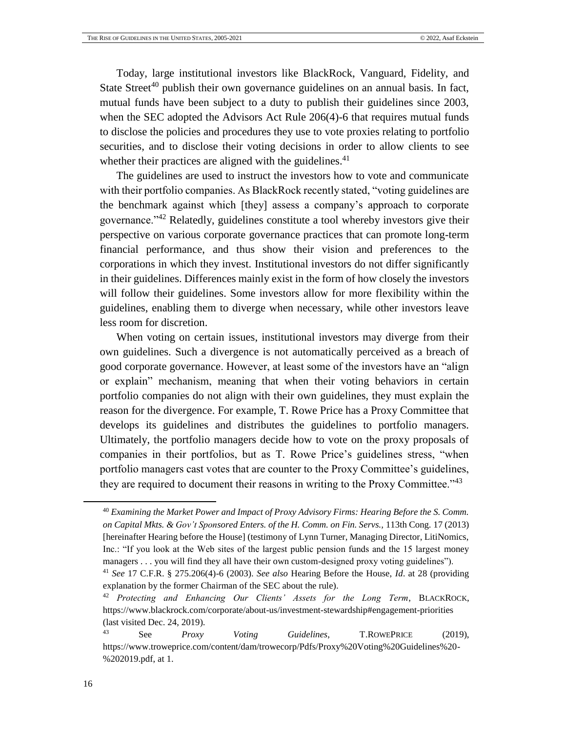Today, large institutional investors like BlackRock, Vanguard, Fidelity, and State Street[40] publish their own governance guidelines on an annual basis. In fact, mutual funds have been subject to a duty to publish their guidelines since 2003, when the SEC adopted the Advisors Act Rule 206(4)-6 that requires mutual funds to disclose the policies and procedures they use to vote proxies relating to portfolio securities, and to disclose their voting decisions in order to allow clients to see whether their practices are aligned with the guidelines.[41]

The guidelines are used to instruct the investors how to vote and communicate with their portfolio companies. As BlackRock recently stated, "voting guidelines are the benchmark against which [they] assess a company's approach to corporate governance."[42] Relatedly, guidelines constitute a tool whereby investors give their perspective on various corporate governance practices that can promote long-term financial performance, and thus show their vision and preferences to the corporations in which they invest. Institutional investors do not differ significantly in their guidelines. Differences mainly exist in the form of how closely the investors will follow their guidelines. Some investors allow for more flexibility within the guidelines, enabling them to diverge when necessary, while other investors leave less room for discretion.

When voting on certain issues, institutional investors may diverge from their own guidelines. Such a divergence is not automatically perceived as a breach of good corporate governance. However, at least some of the investors have an "align or explain" mechanism, meaning that when their voting behaviors in certain portfolio companies do not align with their own guidelines, they must explain the reason for the divergence. For example, T. Rowe Price has a Proxy Committee that develops its guidelines and distributes the guidelines to portfolio managers. Ultimately, the portfolio managers decide how to vote on the proxy proposals of companies in their portfolios, but as T. Rowe Price's guidelines stress, "when portfolio managers cast votes that are counter to the Proxy Committee's guidelines, they are required to document their reasons in writing to the Proxy Committee."[43]

---

[40] *Examining the Market Power and Impact of Proxy Advisory Firms: Hearing Before the S. Comm. on Capital Mkts. & Gov't Sponsored Enters. of the H. Comm. on Fin. Servs.*, 113th Cong. 17 (2013) [hereinafter Hearing before the House] (testimony of Lynn Turner, Managing Director, LitiNomics, Inc.: "If you look at the Web sites of the largest public pension funds and the 15 largest money managers . . . you will find they all have their own custom-designed proxy voting guidelines").

[41] *See* 17 C.F.R. § 275.206(4)-6 (2003). *See also* Hearing Before the House, *Id*. at 28 (providing explanation by the former Chairman of the SEC about the rule).

[42] *Protecting and Enhancing Our Clients' Assets for the Long Term*, BLACKROCK, https://www.blackrock.com/corporate/about-us/investment-stewardship#engagement-priorities (last visited Dec. 24, 2019).

[43] See *Proxy Voting Guidelines*, T.ROWEPRICE (2019), https://www.troweprice.com/content/dam/trowecorp/Pdfs/Proxy%20Voting%20Guidelines%20-%202019.pdf, at 1.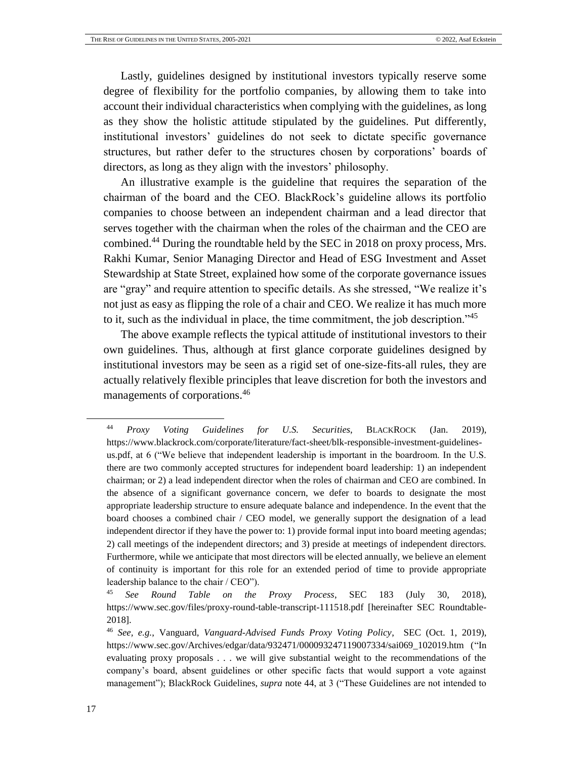Lastly, guidelines designed by institutional investors typically reserve some degree of flexibility for the portfolio companies, by allowing them to take into account their individual characteristics when complying with the guidelines, as long as they show the holistic attitude stipulated by the guidelines. Put differently, institutional investors' guidelines do not seek to dictate specific governance structures, but rather defer to the structures chosen by corporations' boards of directors, as long as they align with the investors' philosophy.

An illustrative example is the guideline that requires the separation of the chairman of the board and the CEO. BlackRock's guideline allows its portfolio companies to choose between an independent chairman and a lead director that serves together with the chairman when the roles of the chairman and the CEO are combined.[44] During the roundtable held by the SEC in 2018 on proxy process, Mrs. Rakhi Kumar, Senior Managing Director and Head of ESG Investment and Asset Stewardship at State Street, explained how some of the corporate governance issues are "gray" and require attention to specific details. As she stressed, "We realize it's not just as easy as flipping the role of a chair and CEO. We realize it has much more to it, such as the individual in place, the time commitment, the job description."[45]

The above example reflects the typical attitude of institutional investors to their own guidelines. Thus, although at first glance corporate guidelines designed by institutional investors may be seen as a rigid set of one-size-fits-all rules, they are actually relatively flexible principles that leave discretion for both the investors and managements of corporations.[46]

---

[44] *Proxy Voting Guidelines for U.S. Securities*, BLACKROCK (Jan. 2019), https://www.blackrock.com/corporate/literature/fact-sheet/blk-responsible-investment-guidelines-us.pdf, at 6 ("We believe that independent leadership is important in the boardroom. In the U.S. there are two commonly accepted structures for independent board leadership: 1) an independent chairman; or 2) a lead independent director when the roles of chairman and CEO are combined. In the absence of a significant governance concern, we defer to boards to designate the most appropriate leadership structure to ensure adequate balance and independence. In the event that the board chooses a combined chair / CEO model, we generally support the designation of a lead independent director if they have the power to: 1) provide formal input into board meeting agendas; 2) call meetings of the independent directors; and 3) preside at meetings of independent directors. Furthermore, while we anticipate that most directors will be elected annually, we believe an element of continuity is important for this role for an extended period of time to provide appropriate leadership balance to the chair / CEO").

[45] *See Round Table on the Proxy Process*, SEC 183 (July 30, 2018), https://www.sec.gov/files/proxy-round-table-transcript-111518.pdf [hereinafter SEC Roundtable-2018].

[46] *See, e.g.*, Vanguard, *Vanguard-Advised Funds Proxy Voting Policy*, SEC (Oct. 1, 2019), https://www.sec.gov/Archives/edgar/data/932471/000093247119007334/sai069_102019.htm ("In evaluating proxy proposals . . . we will give substantial weight to the recommendations of the company's board, absent guidelines or other specific facts that would support a vote against management"); BlackRock Guidelines, *supra* note 44, at 3 ("These Guidelines are not intended to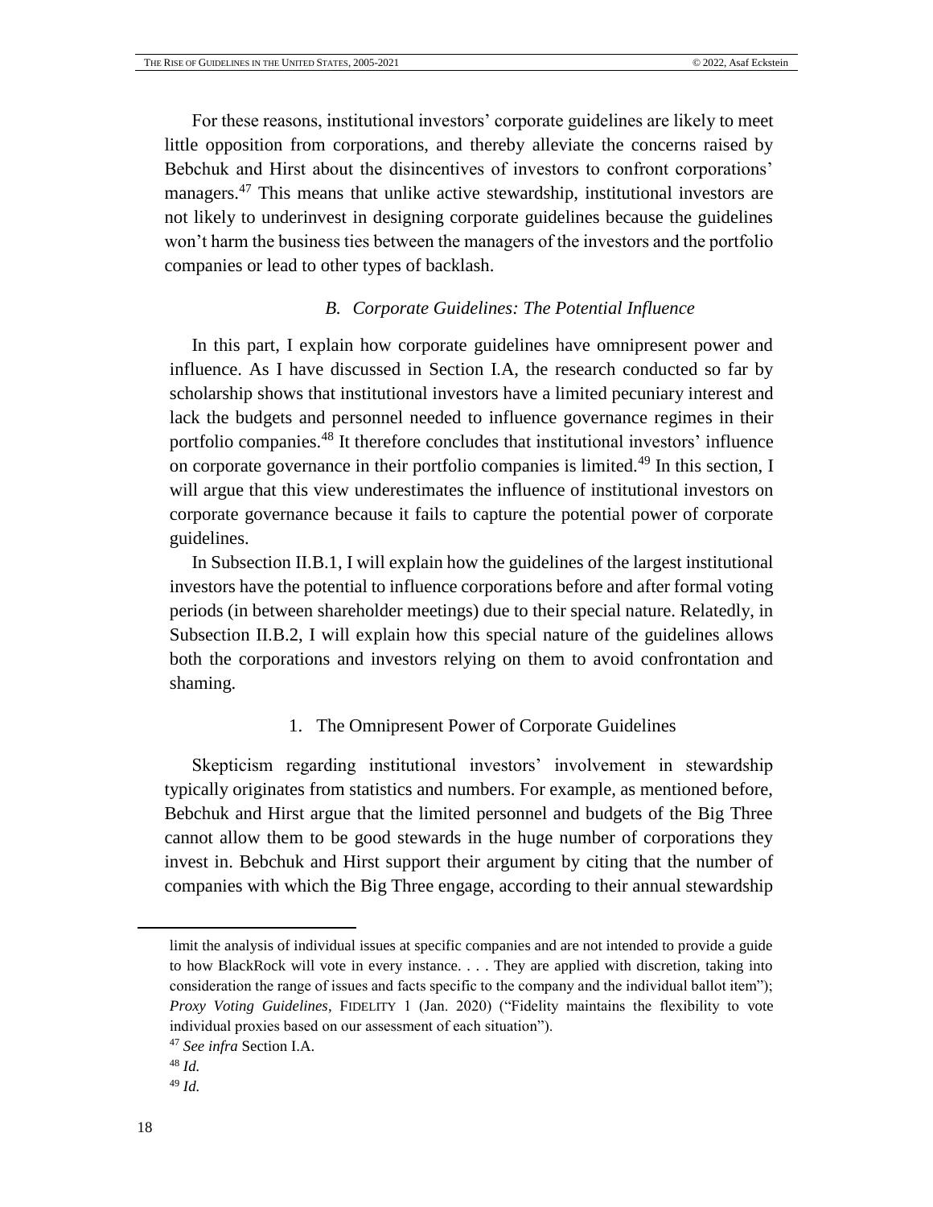For these reasons, institutional investors' corporate guidelines are likely to meet little opposition from corporations, and thereby alleviate the concerns raised by Bebchuk and Hirst about the disincentives of investors to confront corporations' managers.[47] This means that unlike active stewardship, institutional investors are not likely to underinvest in designing corporate guidelines because the guidelines won't harm the business ties between the managers of the investors and the portfolio companies or lead to other types of backlash.

### *B. Corporate Guidelines: The Potential Influence*

In this part, I explain how corporate guidelines have omnipresent power and influence. As I have discussed in Section I.A, the research conducted so far by scholarship shows that institutional investors have a limited pecuniary interest and lack the budgets and personnel needed to influence governance regimes in their portfolio companies.[48] It therefore concludes that institutional investors' influence on corporate governance in their portfolio companies is limited.[49] In this section, I will argue that this view underestimates the influence of institutional investors on corporate governance because it fails to capture the potential power of corporate guidelines.

In Subsection II.B.1, I will explain how the guidelines of the largest institutional investors have the potential to influence corporations before and after formal voting periods (in between shareholder meetings) due to their special nature. Relatedly, in Subsection II.B.2, I will explain how this special nature of the guidelines allows both the corporations and investors relying on them to avoid confrontation and shaming.

#### 1. The Omnipresent Power of Corporate Guidelines

Skepticism regarding institutional investors' involvement in stewardship typically originates from statistics and numbers. For example, as mentioned before, Bebchuk and Hirst argue that the limited personnel and budgets of the Big Three cannot allow them to be good stewards in the huge number of corporations they invest in. Bebchuk and Hirst support their argument by citing that the number of companies with which the Big Three engage, according to their annual stewardship

---

limit the analysis of individual issues at specific companies and are not intended to provide a guide to how BlackRock will vote in every instance. . . . They are applied with discretion, taking into consideration the range of issues and facts specific to the company and the individual ballot item"); *Proxy Voting Guidelines*, FIDELITY 1 (Jan. 2020) ("Fidelity maintains the flexibility to vote individual proxies based on our assessment of each situation").

[47] *See infra* Section I.A.

[48] *Id.*

[49] *Id.*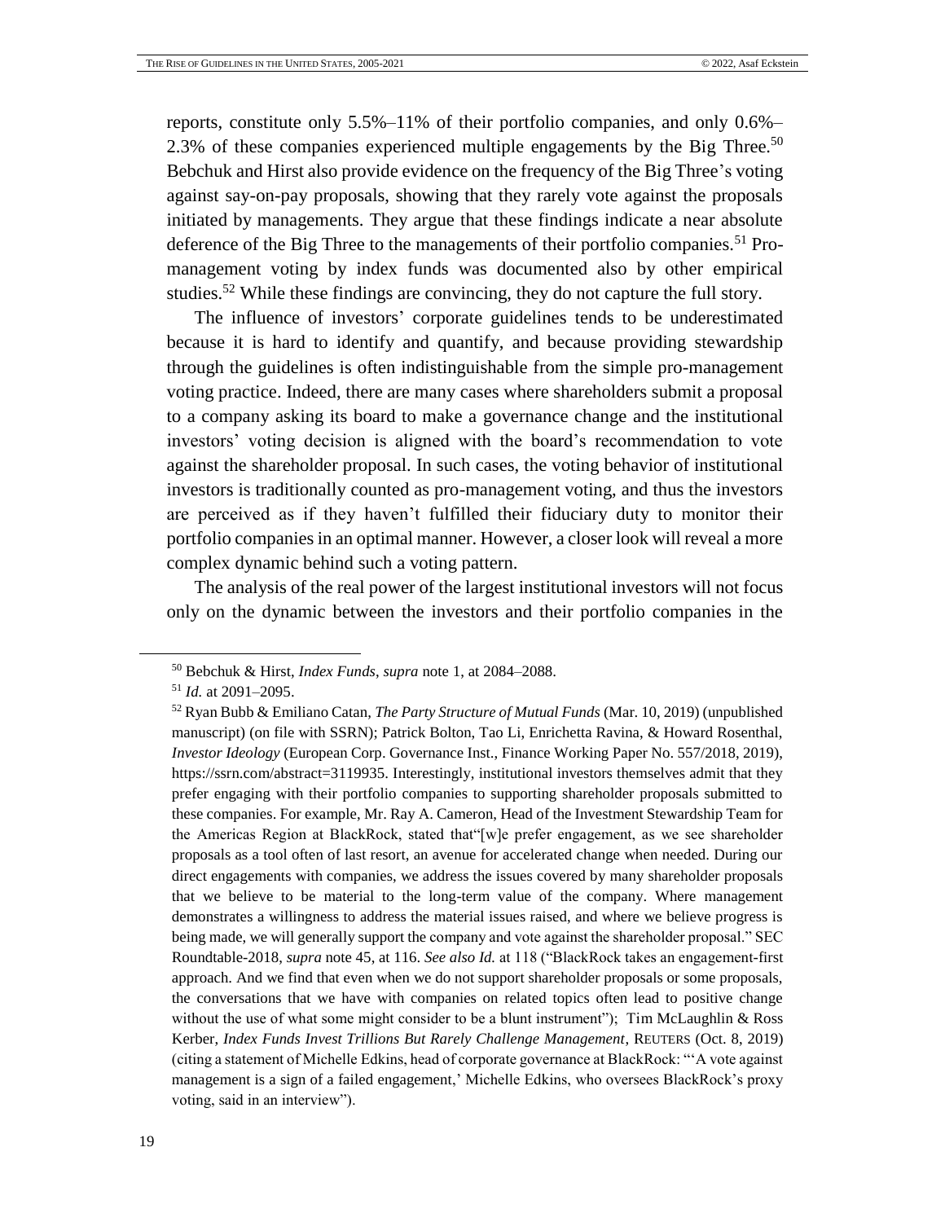reports, constitute only 5.5%–11% of their portfolio companies, and only 0.6%–2.3% of these companies experienced multiple engagements by the Big Three.[50] Bebchuk and Hirst also provide evidence on the frequency of the Big Three's voting against say-on-pay proposals, showing that they rarely vote against the proposals initiated by managements. They argue that these findings indicate a near absolute deference of the Big Three to the managements of their portfolio companies.[51] Pro-management voting by index funds was documented also by other empirical studies.[52] While these findings are convincing, they do not capture the full story.

The influence of investors' corporate guidelines tends to be underestimated because it is hard to identify and quantify, and because providing stewardship through the guidelines is often indistinguishable from the simple pro-management voting practice. Indeed, there are many cases where shareholders submit a proposal to a company asking its board to make a governance change and the institutional investors' voting decision is aligned with the board's recommendation to vote against the shareholder proposal. In such cases, the voting behavior of institutional investors is traditionally counted as pro-management voting, and thus the investors are perceived as if they haven't fulfilled their fiduciary duty to monitor their portfolio companies in an optimal manner. However, a closer look will reveal a more complex dynamic behind such a voting pattern.

The analysis of the real power of the largest institutional investors will not focus only on the dynamic between the investors and their portfolio companies in the

---

[50] Bebchuk & Hirst, *Index Funds*, *supra* note 1, at 2084–2088.

[51] *Id.* at 2091–2095.

[52] Ryan Bubb & Emiliano Catan, *The Party Structure of Mutual Funds* (Mar. 10, 2019) (unpublished manuscript) (on file with SSRN); Patrick Bolton, Tao Li, Enrichetta Ravina, & Howard Rosenthal, *Investor Ideology* (European Corp. Governance Inst., Finance Working Paper No. 557/2018, 2019), https://ssrn.com/abstract=3119935. Interestingly, institutional investors themselves admit that they prefer engaging with their portfolio companies to supporting shareholder proposals submitted to these companies. For example, Mr. Ray A. Cameron, Head of the Investment Stewardship Team for the Americas Region at BlackRock, stated that"[w]e prefer engagement, as we see shareholder proposals as a tool often of last resort, an avenue for accelerated change when needed. During our direct engagements with companies, we address the issues covered by many shareholder proposals that we believe to be material to the long-term value of the company. Where management demonstrates a willingness to address the material issues raised, and where we believe progress is being made, we will generally support the company and vote against the shareholder proposal." SEC Roundtable-2018, *supra* note 45, at 116. *See also Id.* at 118 ("BlackRock takes an engagement-first approach. And we find that even when we do not support shareholder proposals or some proposals, the conversations that we have with companies on related topics often lead to positive change without the use of what some might consider to be a blunt instrument"); Tim McLaughlin & Ross Kerber, *Index Funds Invest Trillions But Rarely Challenge Management*, REUTERS (Oct. 8, 2019) (citing a statement of Michelle Edkins, head of corporate governance at BlackRock: "'A vote against management is a sign of a failed engagement,' Michelle Edkins, who oversees BlackRock's proxy voting, said in an interview").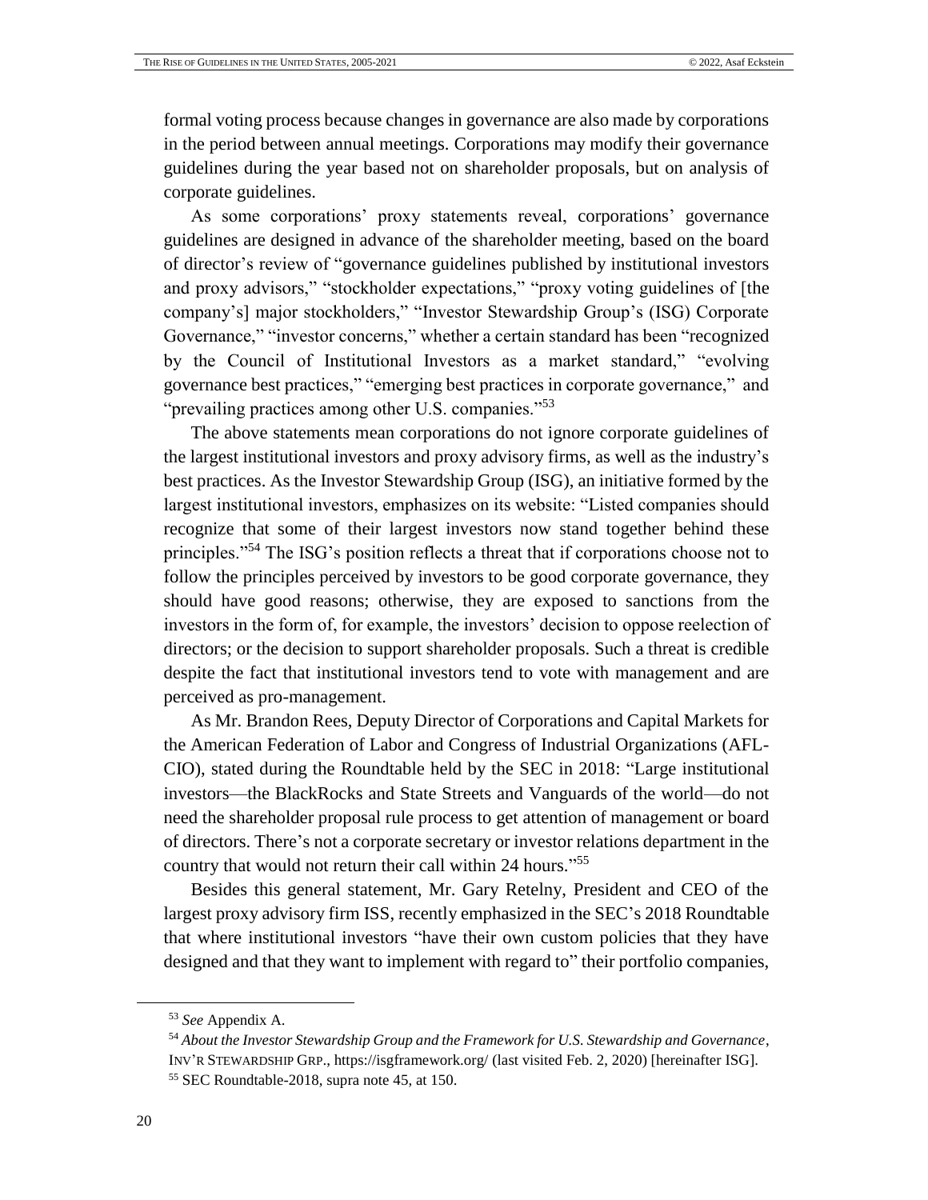formal voting process because changes in governance are also made by corporations in the period between annual meetings. Corporations may modify their governance guidelines during the year based not on shareholder proposals, but on analysis of corporate guidelines.

As some corporations' proxy statements reveal, corporations' governance guidelines are designed in advance of the shareholder meeting, based on the board of director's review of "governance guidelines published by institutional investors and proxy advisors," "stockholder expectations," "proxy voting guidelines of [the company's] major stockholders," "Investor Stewardship Group's (ISG) Corporate Governance," "investor concerns," whether a certain standard has been "recognized by the Council of Institutional Investors as a market standard," "evolving governance best practices," "emerging best practices in corporate governance," and "prevailing practices among other U.S. companies."[53]

The above statements mean corporations do not ignore corporate guidelines of the largest institutional investors and proxy advisory firms, as well as the industry's best practices. As the Investor Stewardship Group (ISG), an initiative formed by the largest institutional investors, emphasizes on its website: "Listed companies should recognize that some of their largest investors now stand together behind these principles."[54] The ISG's position reflects a threat that if corporations choose not to follow the principles perceived by investors to be good corporate governance, they should have good reasons; otherwise, they are exposed to sanctions from the investors in the form of, for example, the investors' decision to oppose reelection of directors; or the decision to support shareholder proposals. Such a threat is credible despite the fact that institutional investors tend to vote with management and are perceived as pro-management.

As Mr. Brandon Rees, Deputy Director of Corporations and Capital Markets for the American Federation of Labor and Congress of Industrial Organizations (AFL-CIO), stated during the Roundtable held by the SEC in 2018: "Large institutional investors—the BlackRocks and State Streets and Vanguards of the world—do not need the shareholder proposal rule process to get attention of management or board of directors. There's not a corporate secretary or investor relations department in the country that would not return their call within 24 hours."[55]

Besides this general statement, Mr. Gary Retelny, President and CEO of the largest proxy advisory firm ISS, recently emphasized in the SEC's 2018 Roundtable that where institutional investors "have their own custom policies that they have designed and that they want to implement with regard to" their portfolio companies,

---

[53] *See* Appendix A.

[54] *About the Investor Stewardship Group and the Framework for U.S. Stewardship and Governance*, INV'R STEWARDSHIP GRP., https://isgframework.org/ (last visited Feb. 2, 2020) [hereinafter ISG].

[55] SEC Roundtable-2018, supra note 45, at 150.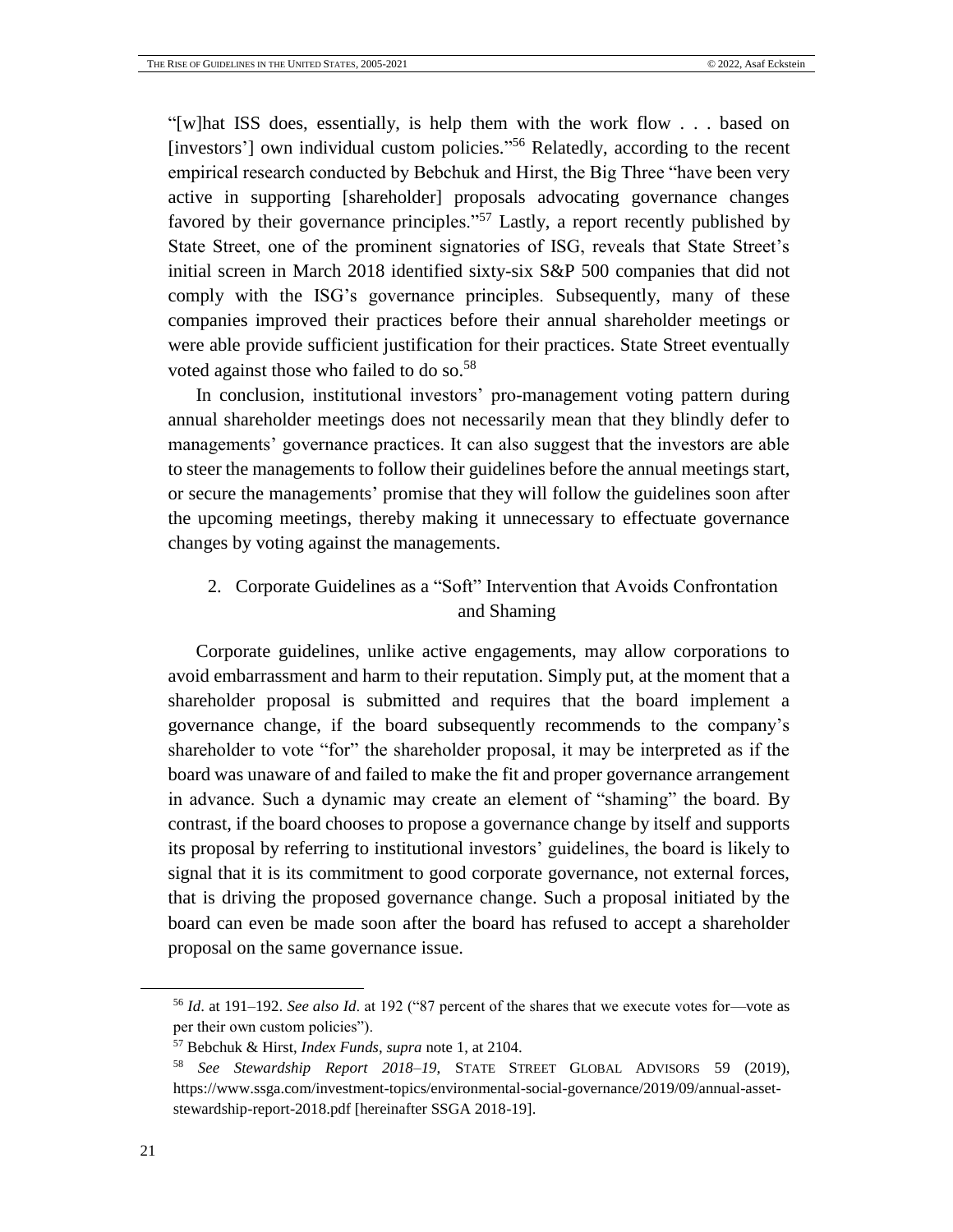"[w]hat ISS does, essentially, is help them with the work flow . . . based on [investors'] own individual custom policies."[56] Relatedly, according to the recent empirical research conducted by Bebchuk and Hirst, the Big Three "have been very active in supporting [shareholder] proposals advocating governance changes favored by their governance principles."[57] Lastly, a report recently published by State Street, one of the prominent signatories of ISG, reveals that State Street's initial screen in March 2018 identified sixty-six S&P 500 companies that did not comply with the ISG's governance principles. Subsequently, many of these companies improved their practices before their annual shareholder meetings or were able provide sufficient justification for their practices. State Street eventually voted against those who failed to do so.[58]

In conclusion, institutional investors' pro-management voting pattern during annual shareholder meetings does not necessarily mean that they blindly defer to managements' governance practices. It can also suggest that the investors are able to steer the managements to follow their guidelines before the annual meetings start, or secure the managements' promise that they will follow the guidelines soon after the upcoming meetings, thereby making it unnecessary to effectuate governance changes by voting against the managements.

### 2. Corporate Guidelines as a "Soft" Intervention that Avoids Confrontation and Shaming

Corporate guidelines, unlike active engagements, may allow corporations to avoid embarrassment and harm to their reputation. Simply put, at the moment that a shareholder proposal is submitted and requires that the board implement a governance change, if the board subsequently recommends to the company's shareholder to vote "for" the shareholder proposal, it may be interpreted as if the board was unaware of and failed to make the fit and proper governance arrangement in advance. Such a dynamic may create an element of "shaming" the board. By contrast, if the board chooses to propose a governance change by itself and supports its proposal by referring to institutional investors' guidelines, the board is likely to signal that it is its commitment to good corporate governance, not external forces, that is driving the proposed governance change. Such a proposal initiated by the board can even be made soon after the board has refused to accept a shareholder proposal on the same governance issue.

---

[56] *Id*. at 191–192. *See also Id*. at 192 ("87 percent of the shares that we execute votes for—vote as per their own custom policies").

[57] Bebchuk & Hirst, *Index Funds*, *supra* note 1, at 2104.

[58] *See Stewardship Report 2018–19*, STATE STREET GLOBAL ADVISORS 59 (2019), https://www.ssga.com/investment-topics/environmental-social-governance/2019/09/annual-asset-stewardship-report-2018.pdf [hereinafter SSGA 2018-19].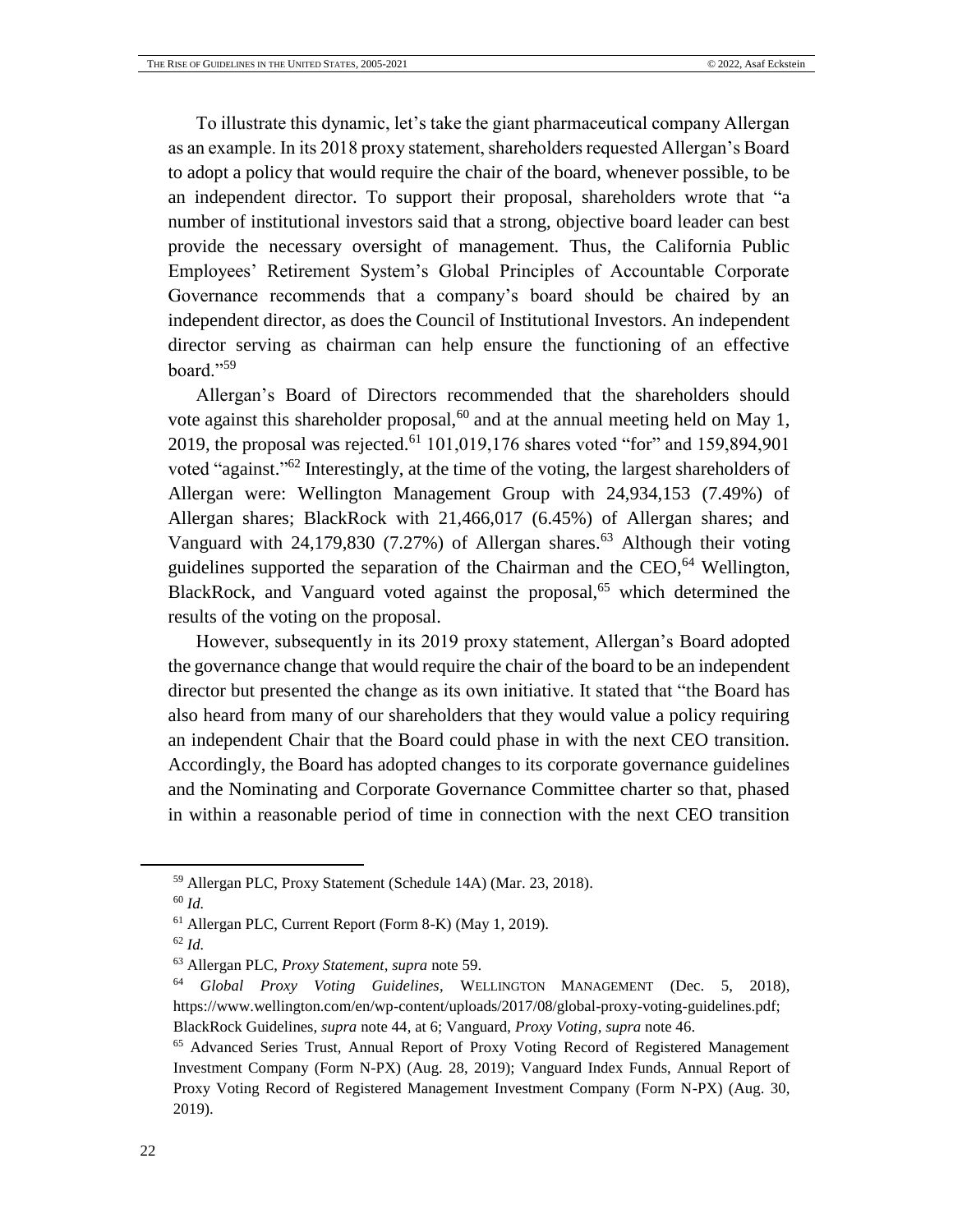To illustrate this dynamic, let's take the giant pharmaceutical company Allergan as an example. In its 2018 proxy statement, shareholders requested Allergan's Board to adopt a policy that would require the chair of the board, whenever possible, to be an independent director. To support their proposal, shareholders wrote that "a number of institutional investors said that a strong, objective board leader can best provide the necessary oversight of management. Thus, the California Public Employees' Retirement System's Global Principles of Accountable Corporate Governance recommends that a company's board should be chaired by an independent director, as does the Council of Institutional Investors. An independent director serving as chairman can help ensure the functioning of an effective board."[59]

Allergan's Board of Directors recommended that the shareholders should vote against this shareholder proposal,[60] and at the annual meeting held on May 1, 2019, the proposal was rejected.[61] 101,019,176 shares voted "for" and 159,894,901 voted "against."[62] Interestingly, at the time of the voting, the largest shareholders of Allergan were: Wellington Management Group with 24,934,153 (7.49%) of Allergan shares; BlackRock with 21,466,017 (6.45%) of Allergan shares; and Vanguard with 24,179,830 (7.27%) of Allergan shares.[63] Although their voting guidelines supported the separation of the Chairman and the CEO,[64] Wellington, BlackRock, and Vanguard voted against the proposal,[65] which determined the results of the voting on the proposal.

However, subsequently in its 2019 proxy statement, Allergan's Board adopted the governance change that would require the chair of the board to be an independent director but presented the change as its own initiative. It stated that "the Board has also heard from many of our shareholders that they would value a policy requiring an independent Chair that the Board could phase in with the next CEO transition. Accordingly, the Board has adopted changes to its corporate governance guidelines and the Nominating and Corporate Governance Committee charter so that, phased in within a reasonable period of time in connection with the next CEO transition

---

[59] Allergan PLC, Proxy Statement (Schedule 14A) (Mar. 23, 2018).

[60] *Id.*

[61] Allergan PLC, Current Report (Form 8-K) (May 1, 2019).

[62] *Id.*

[63] Allergan PLC, *Proxy Statement*, *supra* note 59.

[64] *Global Proxy Voting Guidelines*, WELLINGTON MANAGEMENT (Dec. 5, 2018), https://www.wellington.com/en/wp-content/uploads/2017/08/global-proxy-voting-guidelines.pdf; BlackRock Guidelines, *supra* note 44, at 6; Vanguard, *Proxy Voting*, *supra* note 46.

[65] Advanced Series Trust, Annual Report of Proxy Voting Record of Registered Management Investment Company (Form N-PX) (Aug. 28, 2019); Vanguard Index Funds, Annual Report of Proxy Voting Record of Registered Management Investment Company (Form N-PX) (Aug. 30, 2019).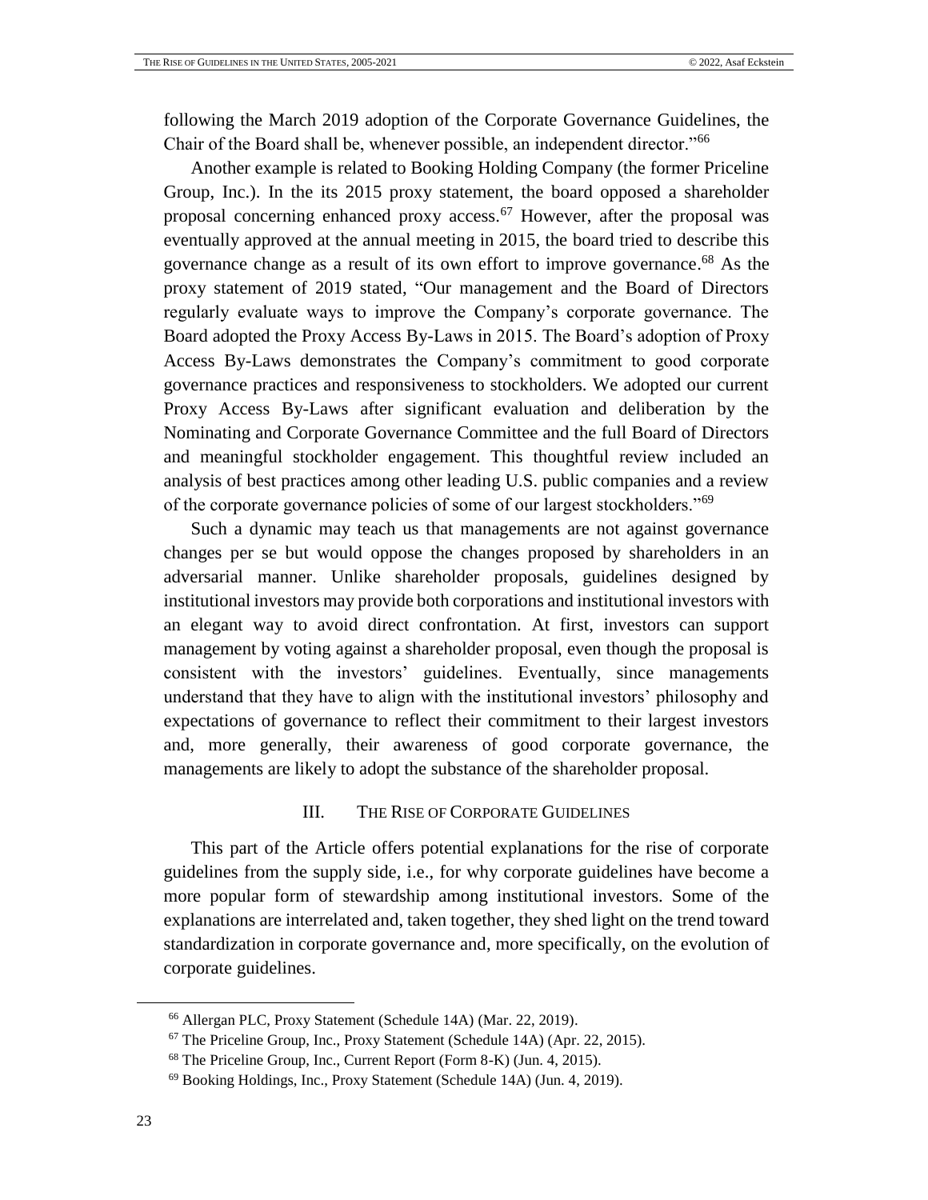following the March 2019 adoption of the Corporate Governance Guidelines, the Chair of the Board shall be, whenever possible, an independent director."[66]

Another example is related to Booking Holding Company (the former Priceline Group, Inc.). In the its 2015 proxy statement, the board opposed a shareholder proposal concerning enhanced proxy access.[67] However, after the proposal was eventually approved at the annual meeting in 2015, the board tried to describe this governance change as a result of its own effort to improve governance.[68] As the proxy statement of 2019 stated, "Our management and the Board of Directors regularly evaluate ways to improve the Company's corporate governance. The Board adopted the Proxy Access By-Laws in 2015. The Board's adoption of Proxy Access By-Laws demonstrates the Company's commitment to good corporate governance practices and responsiveness to stockholders. We adopted our current Proxy Access By-Laws after significant evaluation and deliberation by the Nominating and Corporate Governance Committee and the full Board of Directors and meaningful stockholder engagement. This thoughtful review included an analysis of best practices among other leading U.S. public companies and a review of the corporate governance policies of some of our largest stockholders."[69]

Such a dynamic may teach us that managements are not against governance changes per se but would oppose the changes proposed by shareholders in an adversarial manner. Unlike shareholder proposals, guidelines designed by institutional investors may provide both corporations and institutional investors with an elegant way to avoid direct confrontation. At first, investors can support management by voting against a shareholder proposal, even though the proposal is consistent with the investors' guidelines. Eventually, since managements understand that they have to align with the institutional investors' philosophy and expectations of governance to reflect their commitment to their largest investors and, more generally, their awareness of good corporate governance, the managements are likely to adopt the substance of the shareholder proposal.

## III. The Rise of Corporate Guidelines

This part of the Article offers potential explanations for the rise of corporate guidelines from the supply side, i.e., for why corporate guidelines have become a more popular form of stewardship among institutional investors. Some of the explanations are interrelated and, taken together, they shed light on the trend toward standardization in corporate governance and, more specifically, on the evolution of corporate guidelines.

---

[66] Allergan PLC, Proxy Statement (Schedule 14A) (Mar. 22, 2019).

[67] The Priceline Group, Inc., Proxy Statement (Schedule 14A) (Apr. 22, 2015).

[68] The Priceline Group, Inc., Current Report (Form 8-K) (Jun. 4, 2015).

[69] Booking Holdings, Inc., Proxy Statement (Schedule 14A) (Jun. 4, 2019).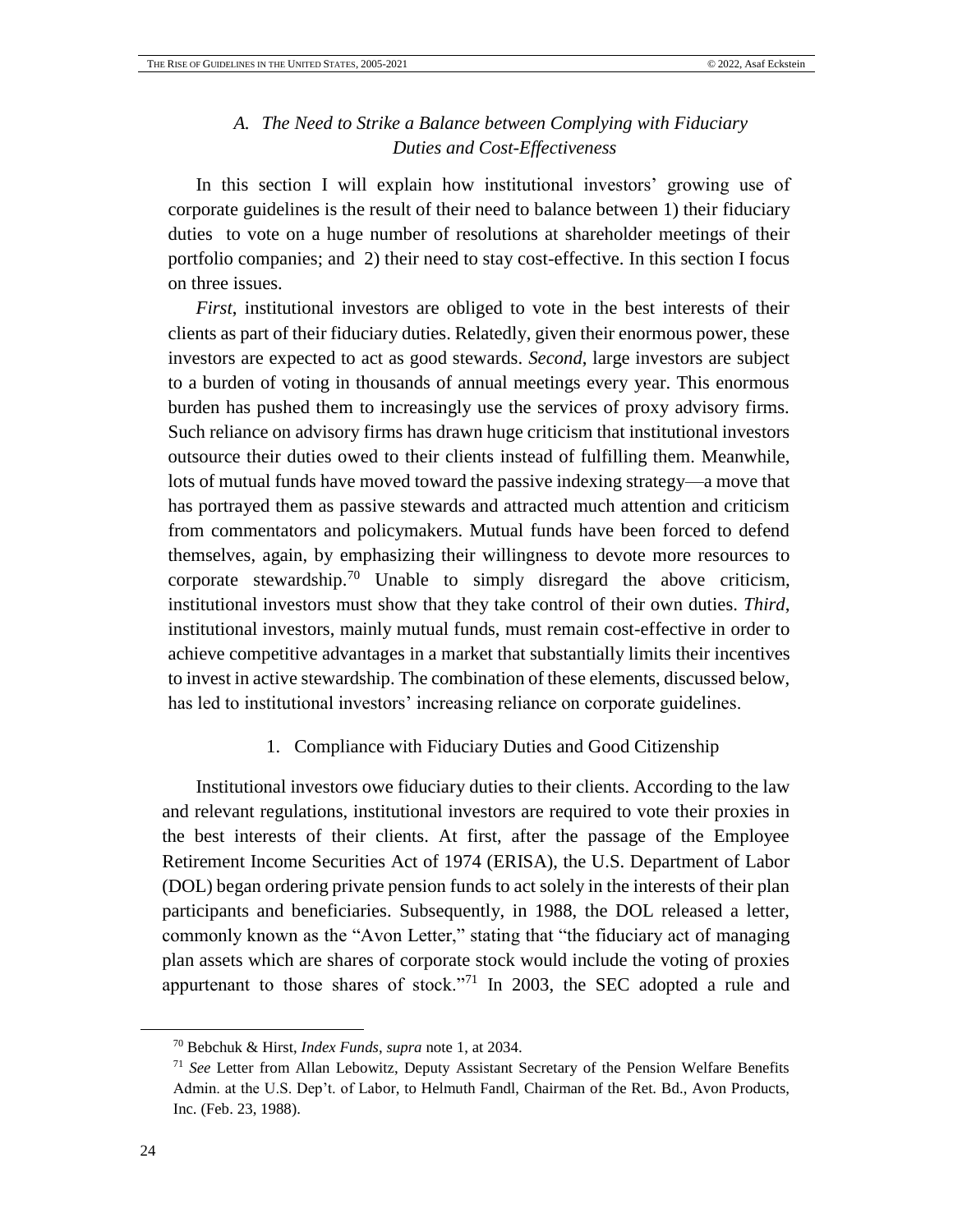### *A. The Need to Strike a Balance between Complying with Fiduciary Duties and Cost-Effectiveness*

In this section I will explain how institutional investors' growing use of corporate guidelines is the result of their need to balance between 1) their fiduciary duties to vote on a huge number of resolutions at shareholder meetings of their portfolio companies; and 2) their need to stay cost-effective. In this section I focus on three issues.

*First*, institutional investors are obliged to vote in the best interests of their clients as part of their fiduciary duties. Relatedly, given their enormous power, these investors are expected to act as good stewards. *Second*, large investors are subject to a burden of voting in thousands of annual meetings every year. This enormous burden has pushed them to increasingly use the services of proxy advisory firms. Such reliance on advisory firms has drawn huge criticism that institutional investors outsource their duties owed to their clients instead of fulfilling them. Meanwhile, lots of mutual funds have moved toward the passive indexing strategy—a move that has portrayed them as passive stewards and attracted much attention and criticism from commentators and policymakers. Mutual funds have been forced to defend themselves, again, by emphasizing their willingness to devote more resources to corporate stewardship.[70] Unable to simply disregard the above criticism, institutional investors must show that they take control of their own duties. *Third*, institutional investors, mainly mutual funds, must remain cost-effective in order to achieve competitive advantages in a market that substantially limits their incentives to invest in active stewardship. The combination of these elements, discussed below, has led to institutional investors' increasing reliance on corporate guidelines.

#### 1. Compliance with Fiduciary Duties and Good Citizenship

Institutional investors owe fiduciary duties to their clients. According to the law and relevant regulations, institutional investors are required to vote their proxies in the best interests of their clients. At first, after the passage of the Employee Retirement Income Securities Act of 1974 (ERISA), the U.S. Department of Labor (DOL) began ordering private pension funds to act solely in the interests of their plan participants and beneficiaries. Subsequently, in 1988, the DOL released a letter, commonly known as the "Avon Letter," stating that "the fiduciary act of managing plan assets which are shares of corporate stock would include the voting of proxies appurtenant to those shares of stock."[71] In 2003, the SEC adopted a rule and

---

[70] Bebchuk & Hirst, *Index Funds*, *supra* note 1, at 2034.

[71] *See* Letter from Allan Lebowitz, Deputy Assistant Secretary of the Pension Welfare Benefits Admin. at the U.S. Dep't. of Labor, to Helmuth Fandl, Chairman of the Ret. Bd., Avon Products, Inc. (Feb. 23, 1988).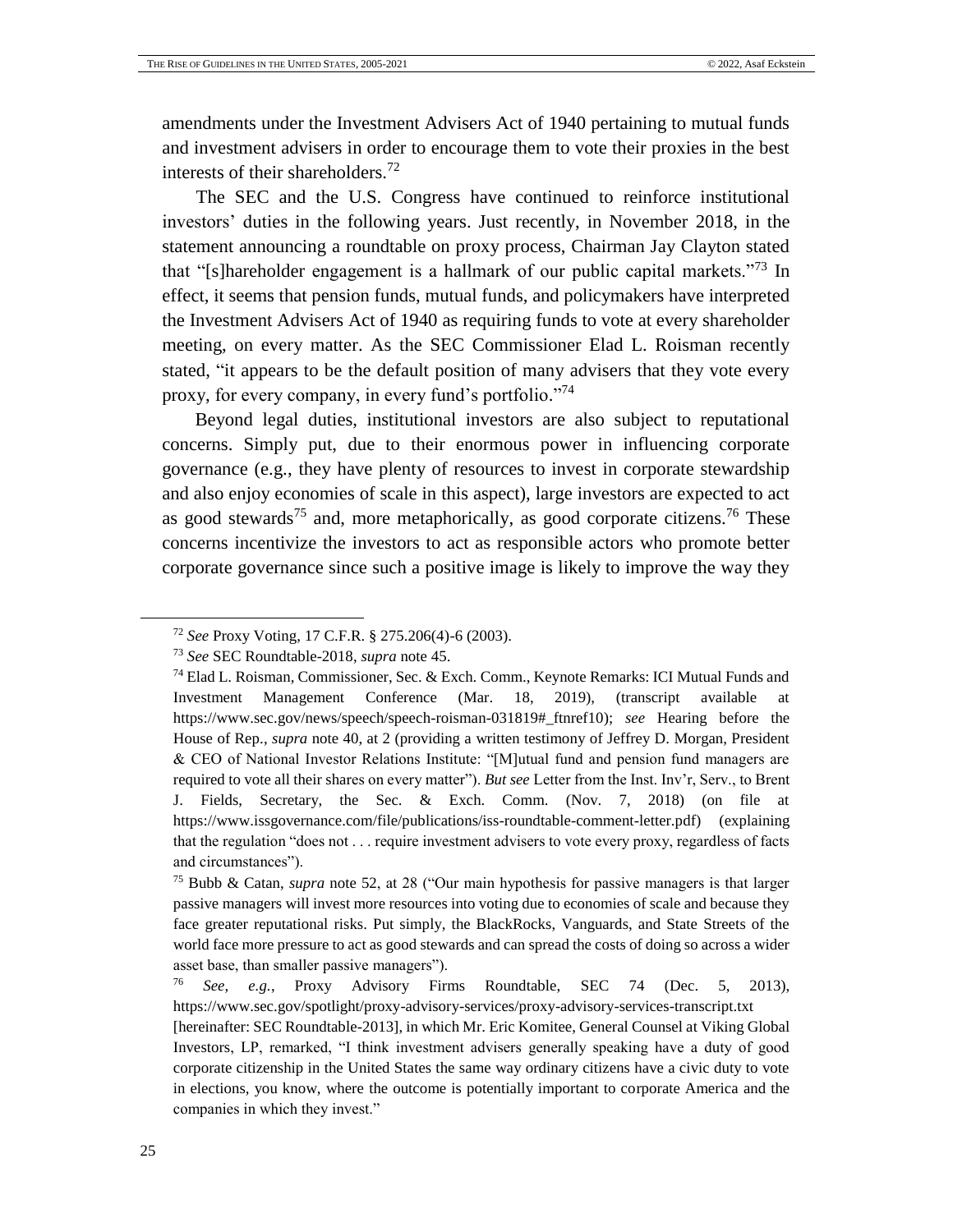amendments under the Investment Advisers Act of 1940 pertaining to mutual funds and investment advisers in order to encourage them to vote their proxies in the best interests of their shareholders."[72]

The SEC and the U.S. Congress have continued to reinforce institutional investors' duties in the following years. Just recently, in November 2018, in the statement announcing a roundtable on proxy process, Chairman Jay Clayton stated that "[s]hareholder engagement is a hallmark of our public capital markets."[73] In effect, it seems that pension funds, mutual funds, and policymakers have interpreted the Investment Advisers Act of 1940 as requiring funds to vote at every shareholder meeting, on every matter. As the SEC Commissioner Elad L. Roisman recently stated, "it appears to be the default position of many advisers that they vote every proxy, for every company, in every fund's portfolio."[74]

Beyond legal duties, institutional investors are also subject to reputational concerns. Simply put, due to their enormous power in influencing corporate governance (e.g., they have plenty of resources to invest in corporate stewardship and also enjoy economies of scale in this aspect), large investors are expected to act as good stewards[75] and, more metaphorically, as good corporate citizens.[76] These concerns incentivize the investors to act as responsible actors who promote better corporate governance since such a positive image is likely to improve the way they

---

[72] *See* Proxy Voting, 17 C.F.R. § 275.206(4)-6 (2003).

[73] *See* SEC Roundtable-2018, *supra* note 45.

[74] Elad L. Roisman, Commissioner, Sec. & Exch. Comm., Keynote Remarks: ICI Mutual Funds and Investment Management Conference (Mar. 18, 2019), (transcript available at https://www.sec.gov/news/speech/speech-roisman-031819#_ftnref10); *see* Hearing before the House of Rep., *supra* note 40, at 2 (providing a written testimony of Jeffrey D. Morgan, President & CEO of National Investor Relations Institute: "[M]utual fund and pension fund managers are required to vote all their shares on every matter"). *But see* Letter from the Inst. Inv'r, Serv., to Brent J. Fields, Secretary, the Sec. & Exch. Comm. (Nov. 7, 2018) (on file at https://www.issgovernance.com/file/publications/iss-roundtable-comment-letter.pdf) (explaining that the regulation "does not . . . require investment advisers to vote every proxy, regardless of facts and circumstances").

[75] Bubb & Catan, *supra* note 52, at 28 ("Our main hypothesis for passive managers is that larger passive managers will invest more resources into voting due to economies of scale and because they face greater reputational risks. Put simply, the BlackRocks, Vanguards, and State Streets of the world face more pressure to act as good stewards and can spread the costs of doing so across a wider asset base, than smaller passive managers").

[76] *See, e.g.*, Proxy Advisory Firms Roundtable, SEC 74 (Dec. 5, 2013), https://www.sec.gov/spotlight/proxy-advisory-services/proxy-advisory-services-transcript.txt [hereinafter: SEC Roundtable-2013], in which Mr. Eric Komitee, General Counsel at Viking Global Investors, LP, remarked, "I think investment advisers generally speaking have a duty of good corporate citizenship in the United States the same way ordinary citizens have a civic duty to vote in elections, you know, where the outcome is potentially important to corporate America and the companies in which they invest."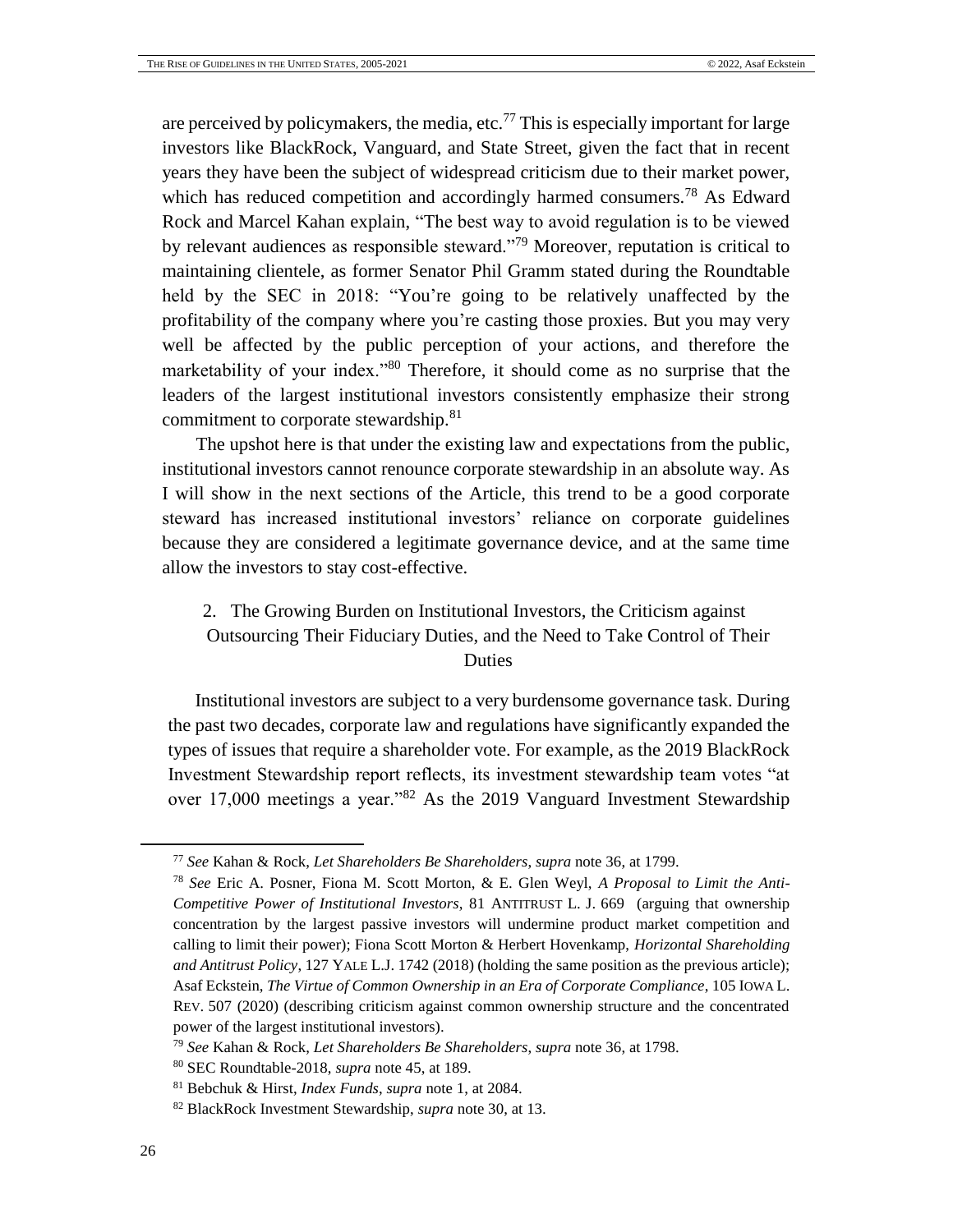are perceived by policymakers, the media, etc.[77] This is especially important for large investors like BlackRock, Vanguard, and State Street, given the fact that in recent years they have been the subject of widespread criticism due to their market power, which has reduced competition and accordingly harmed consumers.[78] As Edward Rock and Marcel Kahan explain, "The best way to avoid regulation is to be viewed by relevant audiences as responsible steward."[79] Moreover, reputation is critical to maintaining clientele, as former Senator Phil Gramm stated during the Roundtable held by the SEC in 2018: "You're going to be relatively unaffected by the profitability of the company where you're casting those proxies. But you may very well be affected by the public perception of your actions, and therefore the marketability of your index."[80] Therefore, it should come as no surprise that the leaders of the largest institutional investors consistently emphasize their strong commitment to corporate stewardship.[81]

The upshot here is that under the existing law and expectations from the public, institutional investors cannot renounce corporate stewardship in an absolute way. As I will show in the next sections of the Article, this trend to be a good corporate steward has increased institutional investors' reliance on corporate guidelines because they are considered a legitimate governance device, and at the same time allow the investors to stay cost-effective.

### 2. The Growing Burden on Institutional Investors, the Criticism against Outsourcing Their Fiduciary Duties, and the Need to Take Control of Their Duties

Institutional investors are subject to a very burdensome governance task. During the past two decades, corporate law and regulations have significantly expanded the types of issues that require a shareholder vote. For example, as the 2019 BlackRock Investment Stewardship report reflects, its investment stewardship team votes "at over 17,000 meetings a year."[82] As the 2019 Vanguard Investment Stewardship

---

[77] *See* Kahan & Rock, *Let Shareholders Be Shareholders*, *supra* note 36, at 1799.

[78] *See* Eric A. Posner, Fiona M. Scott Morton, & E. Glen Weyl, *A Proposal to Limit the Anti-Competitive Power of Institutional Investors*, 81 ANTITRUST L. J. 669 (arguing that ownership concentration by the largest passive investors will undermine product market competition and calling to limit their power); Fiona Scott Morton & Herbert Hovenkamp, *Horizontal Shareholding and Antitrust Policy*, 127 YALE L.J. 1742 (2018) (holding the same position as the previous article); Asaf Eckstein, *The Virtue of Common Ownership in an Era of Corporate Compliance*, 105 IOWA L. REV. 507 (2020) (describing criticism against common ownership structure and the concentrated power of the largest institutional investors).

[79] *See* Kahan & Rock, *Let Shareholders Be Shareholders*, *supra* note 36, at 1798.

[80] SEC Roundtable-2018, *supra* note 45, at 189.

[81] Bebchuk & Hirst, *Index Funds*, *supra* note 1, at 2084.

[82] BlackRock Investment Stewardship, *supra* note 30, at 13.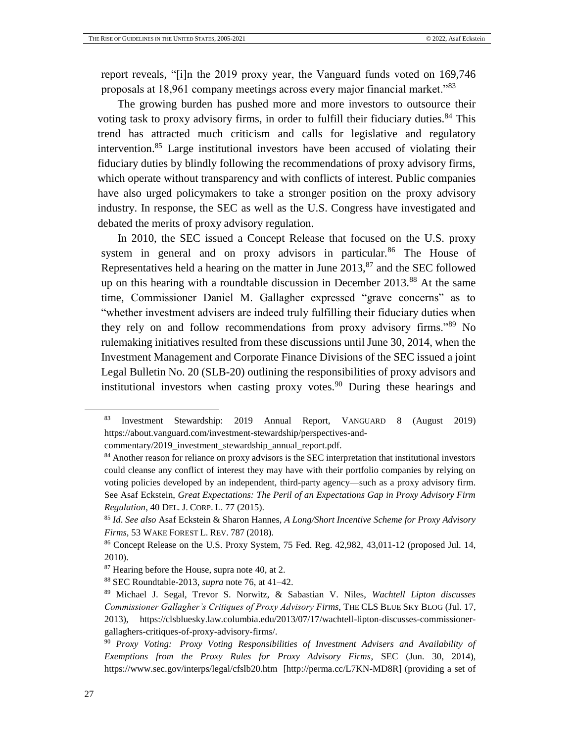report reveals, "[i]n the 2019 proxy year, the Vanguard funds voted on 169,746 proposals at 18,961 company meetings across every major financial market."[83]

The growing burden has pushed more and more investors to outsource their voting task to proxy advisory firms, in order to fulfill their fiduciary duties.[84] This trend has attracted much criticism and calls for legislative and regulatory intervention.[85] Large institutional investors have been accused of violating their fiduciary duties by blindly following the recommendations of proxy advisory firms, which operate without transparency and with conflicts of interest. Public companies have also urged policymakers to take a stronger position on the proxy advisory industry. In response, the SEC as well as the U.S. Congress have investigated and debated the merits of proxy advisory regulation.

In 2010, the SEC issued a Concept Release that focused on the U.S. proxy system in general and on proxy advisors in particular.[86] The House of Representatives held a hearing on the matter in June 2013,[87] and the SEC followed up on this hearing with a roundtable discussion in December 2013.[88] At the same time, Commissioner Daniel M. Gallagher expressed "grave concerns" as to "whether investment advisers are indeed truly fulfilling their fiduciary duties when they rely on and follow recommendations from proxy advisory firms."[89] No rulemaking initiatives resulted from these discussions until June 30, 2014, when the Investment Management and Corporate Finance Divisions of the SEC issued a joint Legal Bulletin No. 20 (SLB-20) outlining the responsibilities of proxy advisors and institutional investors when casting proxy votes.[90] During these hearings and

---

[83] Investment Stewardship: 2019 Annual Report, VANGUARD 8 (August 2019) https://about.vanguard.com/investment-stewardship/perspectives-and-commentary/2019_investment_stewardship_annual_report.pdf.

[84] Another reason for reliance on proxy advisors is the SEC interpretation that institutional investors could cleanse any conflict of interest they may have with their portfolio companies by relying on voting policies developed by an independent, third-party agency—such as a proxy advisory firm. See Asaf Eckstein, *Great Expectations: The Peril of an Expectations Gap in Proxy Advisory Firm Regulation*, 40 DEL. J. CORP. L. 77 (2015).

[85] *Id*. *See also* Asaf Eckstein & Sharon Hannes, *A Long/Short Incentive Scheme for Proxy Advisory Firms*, 53 WAKE FOREST L. REV. 787 (2018).

[86] Concept Release on the U.S. Proxy System, 75 Fed. Reg. 42,982, 43,011-12 (proposed Jul. 14, 2010).

[87] Hearing before the House, supra note 40, at 2.

[88] SEC Roundtable-2013, *supra* note 76, at 41–42.

[89] Michael J. Segal, Trevor S. Norwitz, & Sabastian V. Niles, *Wachtell Lipton discusses Commissioner Gallagher's Critiques of Proxy Advisory Firms*, THE CLS BLUE SKY BLOG (Jul. 17, 2013), https://clsbluesky.law.columbia.edu/2013/07/17/wachtell-lipton-discusses-commissioner-gallaghers-critiques-of-proxy-advisory-firms/.

[90] *Proxy Voting: Proxy Voting Responsibilities of Investment Advisers and Availability of Exemptions from the Proxy Rules for Proxy Advisory Firms*, SEC (Jun. 30, 2014), https://www.sec.gov/interps/legal/cfslb20.htm [http://perma.cc/L7KN-MD8R] (providing a set of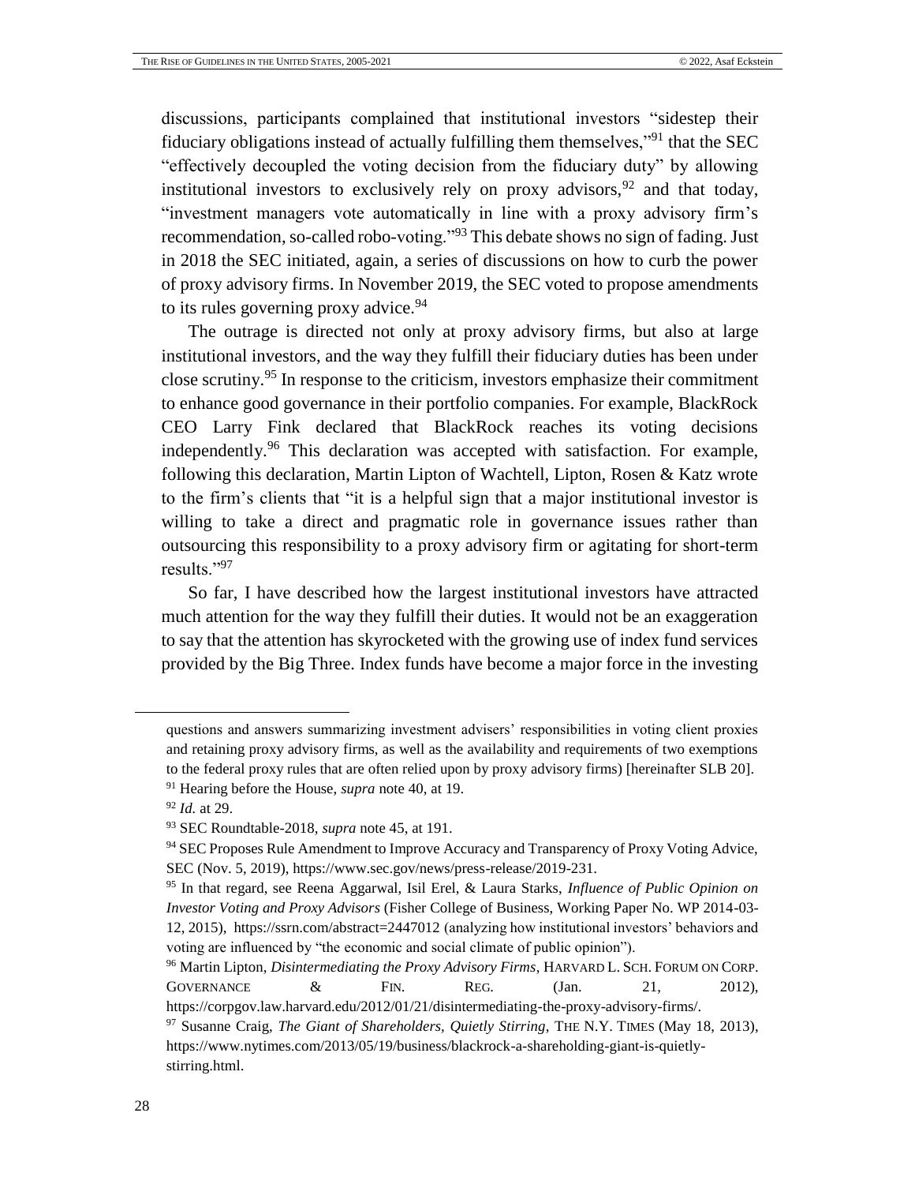discussions, participants complained that institutional investors "sidestep their fiduciary obligations instead of actually fulfilling them themselves,"[91] that the SEC "effectively decoupled the voting decision from the fiduciary duty" by allowing institutional investors to exclusively rely on proxy advisors,[92] and that today, "investment managers vote automatically in line with a proxy advisory firm's recommendation, so-called robo-voting."[93] This debate shows no sign of fading. Just in 2018 the SEC initiated, again, a series of discussions on how to curb the power of proxy advisory firms. In November 2019, the SEC voted to propose amendments to its rules governing proxy advice.[94]

The outrage is directed not only at proxy advisory firms, but also at large institutional investors, and the way they fulfill their fiduciary duties has been under close scrutiny.[95] In response to the criticism, investors emphasize their commitment to enhance good governance in their portfolio companies. For example, BlackRock CEO Larry Fink declared that BlackRock reaches its voting decisions independently.[96] This declaration was accepted with satisfaction. For example, following this declaration, Martin Lipton of Wachtell, Lipton, Rosen & Katz wrote to the firm's clients that "it is a helpful sign that a major institutional investor is willing to take a direct and pragmatic role in governance issues rather than outsourcing this responsibility to a proxy advisory firm or agitating for short-term results."[97]

So far, I have described how the largest institutional investors have attracted much attention for the way they fulfill their duties. It would not be an exaggeration to say that the attention has skyrocketed with the growing use of index fund services provided by the Big Three. Index funds have become a major force in the investing

---

questions and answers summarizing investment advisers' responsibilities in voting client proxies and retaining proxy advisory firms, as well as the availability and requirements of two exemptions to the federal proxy rules that are often relied upon by proxy advisory firms) [hereinafter SLB 20].

[91] Hearing before the House, *supra* note 40, at 19.

[92] *Id.* at 29.

[93] SEC Roundtable-2018, *supra* note 45, at 191.

[94] SEC Proposes Rule Amendment to Improve Accuracy and Transparency of Proxy Voting Advice, SEC (Nov. 5, 2019), https://www.sec.gov/news/press-release/2019-231.

[95] In that regard, see Reena Aggarwal, Isil Erel, & Laura Starks, *Influence of Public Opinion on Investor Voting and Proxy Advisors* (Fisher College of Business, Working Paper No. WP 2014-03-12, 2015), https://ssrn.com/abstract=2447012 (analyzing how institutional investors' behaviors and voting are influenced by "the economic and social climate of public opinion").

[96] Martin Lipton, *Disintermediating the Proxy Advisory Firms*, HARVARD L. SCH. FORUM ON CORP. GOVERNANCE & FIN. REG. (Jan. 21, 2012), https://corpgov.law.harvard.edu/2012/01/21/disintermediating-the-proxy-advisory-firms/.

[97] Susanne Craig, *The Giant of Shareholders, Quietly Stirring*, THE N.Y. TIMES (May 18, 2013), https://www.nytimes.com/2013/05/19/business/blackrock-a-shareholding-giant-is-quietly-stirring.html.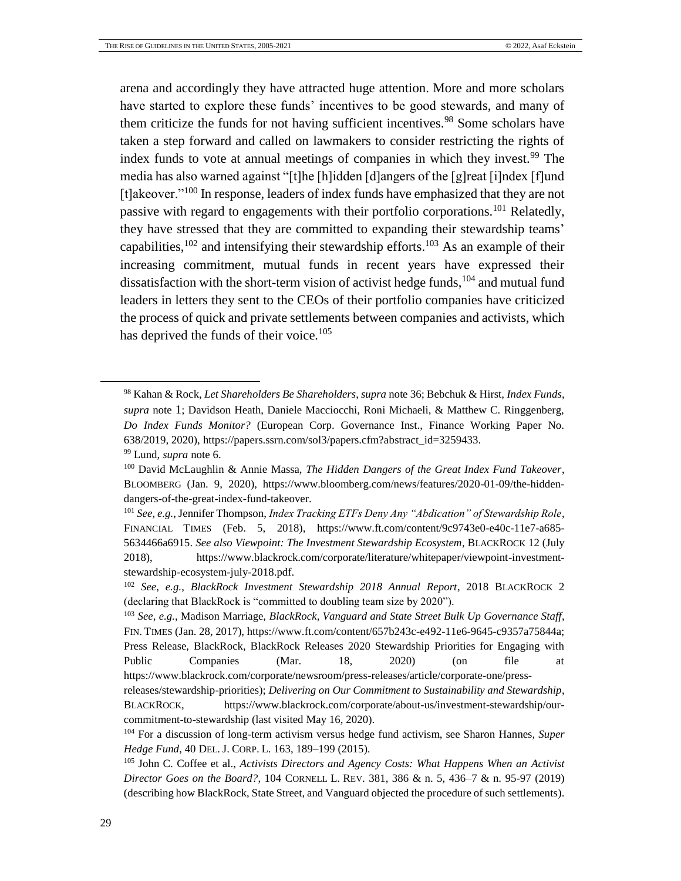arena and accordingly they have attracted huge attention. More and more scholars have started to explore these funds' incentives to be good stewards, and many of them criticize the funds for not having sufficient incentives.[98] Some scholars have taken a step forward and called on lawmakers to consider restricting the rights of index funds to vote at annual meetings of companies in which they invest.[99] The media has also warned against "[t]he [h]idden [d]angers of the [g]reat [i]ndex [f]und [t]akeover."[100] In response, leaders of index funds have emphasized that they are not passive with regard to engagements with their portfolio corporations.[101] Relatedly, they have stressed that they are committed to expanding their stewardship teams' capabilities,[102] and intensifying their stewardship efforts.[103] As an example of their increasing commitment, mutual funds in recent years have expressed their dissatisfaction with the short-term vision of activist hedge funds,[104] and mutual fund leaders in letters they sent to the CEOs of their portfolio companies have criticized the process of quick and private settlements between companies and activists, which has deprived the funds of their voice.[105]

---

[98] Kahan & Rock, *Let Shareholders Be Shareholders*, *supra* note 36; Bebchuk & Hirst, *Index Funds*, *supra* note 1; Davidson Heath, Daniele Macciocchi, Roni Michaeli, & Matthew C. Ringgenberg, *Do Index Funds Monitor?* (European Corp. Governance Inst., Finance Working Paper No. 638/2019, 2020), https://papers.ssrn.com/sol3/papers.cfm?abstract_id=3259433.

[99] Lund, *supra* note 6.

[100] David McLaughlin & Annie Massa, *The Hidden Dangers of the Great Index Fund Takeover*, BLOOMBERG (Jan. 9, 2020), https://www.bloomberg.com/news/features/2020-01-09/the-hidden-dangers-of-the-great-index-fund-takeover.

[101] *See, e.g.*, Jennifer Thompson, *Index Tracking ETFs Deny Any "Abdication" of Stewardship Role*, FINANCIAL TIMES (Feb. 5, 2018), https://www.ft.com/content/9c9743e0-e40c-11e7-a685-5634466a6915. *See also Viewpoint: The Investment Stewardship Ecosystem*, BLACKROCK 12 (July 2018), https://www.blackrock.com/corporate/literature/whitepaper/viewpoint-investment-stewardship-ecosystem-july-2018.pdf.

[102] *See*, *e.g.*, *BlackRock Investment Stewardship 2018 Annual Report*, 2018 BLACKROCK 2 (declaring that BlackRock is "committed to doubling team size by 2020").

[103] *See*, *e.g.*, Madison Marriage, *BlackRock, Vanguard and State Street Bulk Up Governance Staff*, FIN. TIMES (Jan. 28, 2017), https://www.ft.com/content/657b243c-e492-11e6-9645-c9357a75844a; Press Release, BlackRock, BlackRock Releases 2020 Stewardship Priorities for Engaging with Public Companies (Mar. 18, 2020) (on file at https://www.blackrock.com/corporate/newsroom/press-releases/article/corporate-one/press-releases/stewardship-priorities); *Delivering on Our Commitment to Sustainability and Stewardship*, BLACKROCK, https://www.blackrock.com/corporate/about-us/investment-stewardship/our-commitment-to-stewardship (last visited May 16, 2020).

[104] For a discussion of long-term activism versus hedge fund activism, see Sharon Hannes, *Super Hedge Fund*, 40 DEL. J. CORP. L. 163, 189–199 (2015).

[105] John C. Coffee et al., *Activists Directors and Agency Costs: What Happens When an Activist Director Goes on the Board?*, 104 CORNELL L. REV. 381, 386 & n. 5, 436–7 & n. 95-97 (2019) (describing how BlackRock, State Street, and Vanguard objected the procedure of such settlements).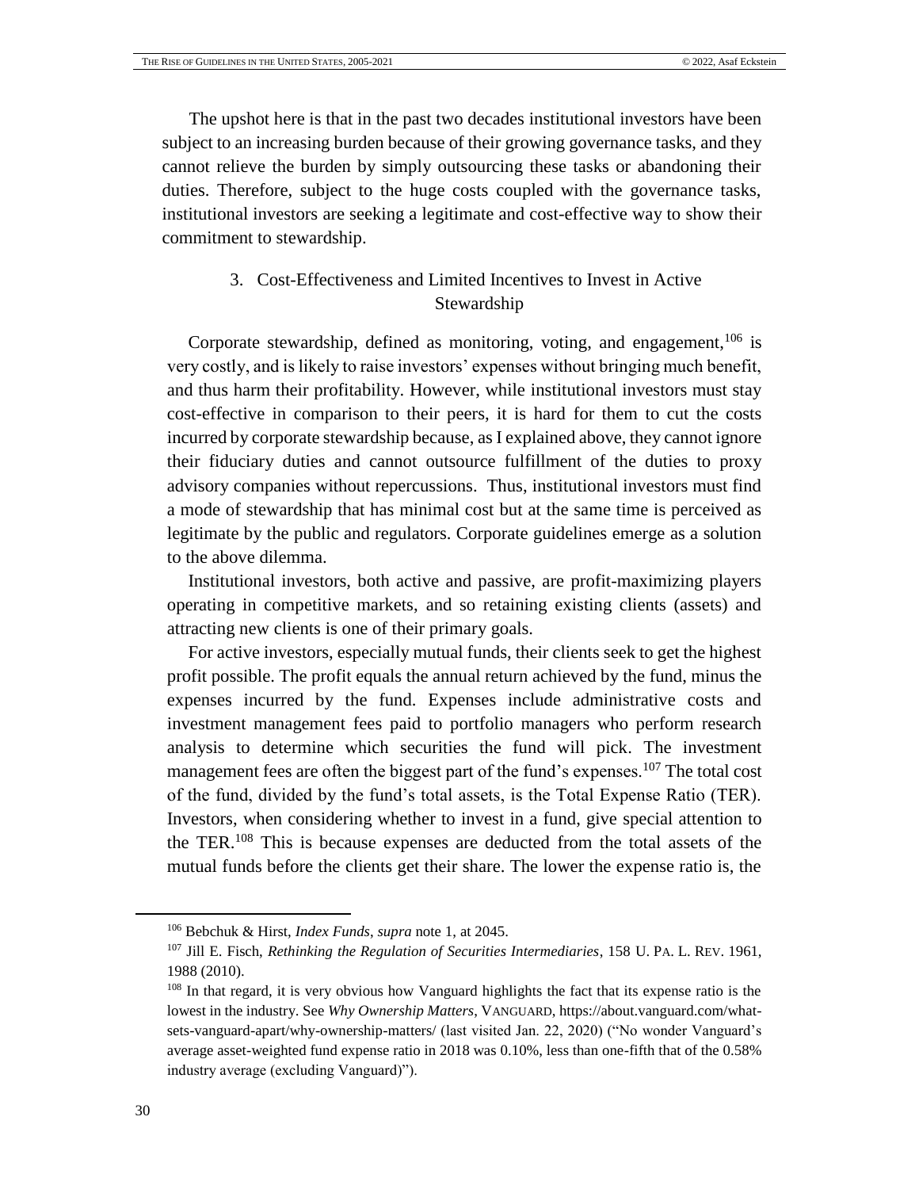The upshot here is that in the past two decades institutional investors have been subject to an increasing burden because of their growing governance tasks, and they cannot relieve the burden by simply outsourcing these tasks or abandoning their duties. Therefore, subject to the huge costs coupled with the governance tasks, institutional investors are seeking a legitimate and cost-effective way to show their commitment to stewardship.

### 3. Cost-Effectiveness and Limited Incentives to Invest in Active Stewardship

Corporate stewardship, defined as monitoring, voting, and engagement,[106] is very costly, and is likely to raise investors' expenses without bringing much benefit, and thus harm their profitability. However, while institutional investors must stay cost-effective in comparison to their peers, it is hard for them to cut the costs incurred by corporate stewardship because, as I explained above, they cannot ignore their fiduciary duties and cannot outsource fulfillment of the duties to proxy advisory companies without repercussions. Thus, institutional investors must find a mode of stewardship that has minimal cost but at the same time is perceived as legitimate by the public and regulators. Corporate guidelines emerge as a solution to the above dilemma.

Institutional investors, both active and passive, are profit-maximizing players operating in competitive markets, and so retaining existing clients (assets) and attracting new clients is one of their primary goals.

For active investors, especially mutual funds, their clients seek to get the highest profit possible. The profit equals the annual return achieved by the fund, minus the expenses incurred by the fund. Expenses include administrative costs and investment management fees paid to portfolio managers who perform research analysis to determine which securities the fund will pick. The investment management fees are often the biggest part of the fund's expenses.[107] The total cost of the fund, divided by the fund's total assets, is the Total Expense Ratio (TER). Investors, when considering whether to invest in a fund, give special attention to the TER.[108] This is because expenses are deducted from the total assets of the mutual funds before the clients get their share. The lower the expense ratio is, the

---

[106] Bebchuk & Hirst, *Index Funds*, *supra* note 1, at 2045.

[107] Jill E. Fisch, *Rethinking the Regulation of Securities Intermediaries*, 158 U. PA. L. REV. 1961, 1988 (2010).

[108] In that regard, it is very obvious how Vanguard highlights the fact that its expense ratio is the lowest in the industry. See *Why Ownership Matters*, VANGUARD, https://about.vanguard.com/what-sets-vanguard-apart/why-ownership-matters/ (last visited Jan. 22, 2020) ("No wonder Vanguard's average asset-weighted fund expense ratio in 2018 was 0.10%, less than one-fifth that of the 0.58% industry average (excluding Vanguard)").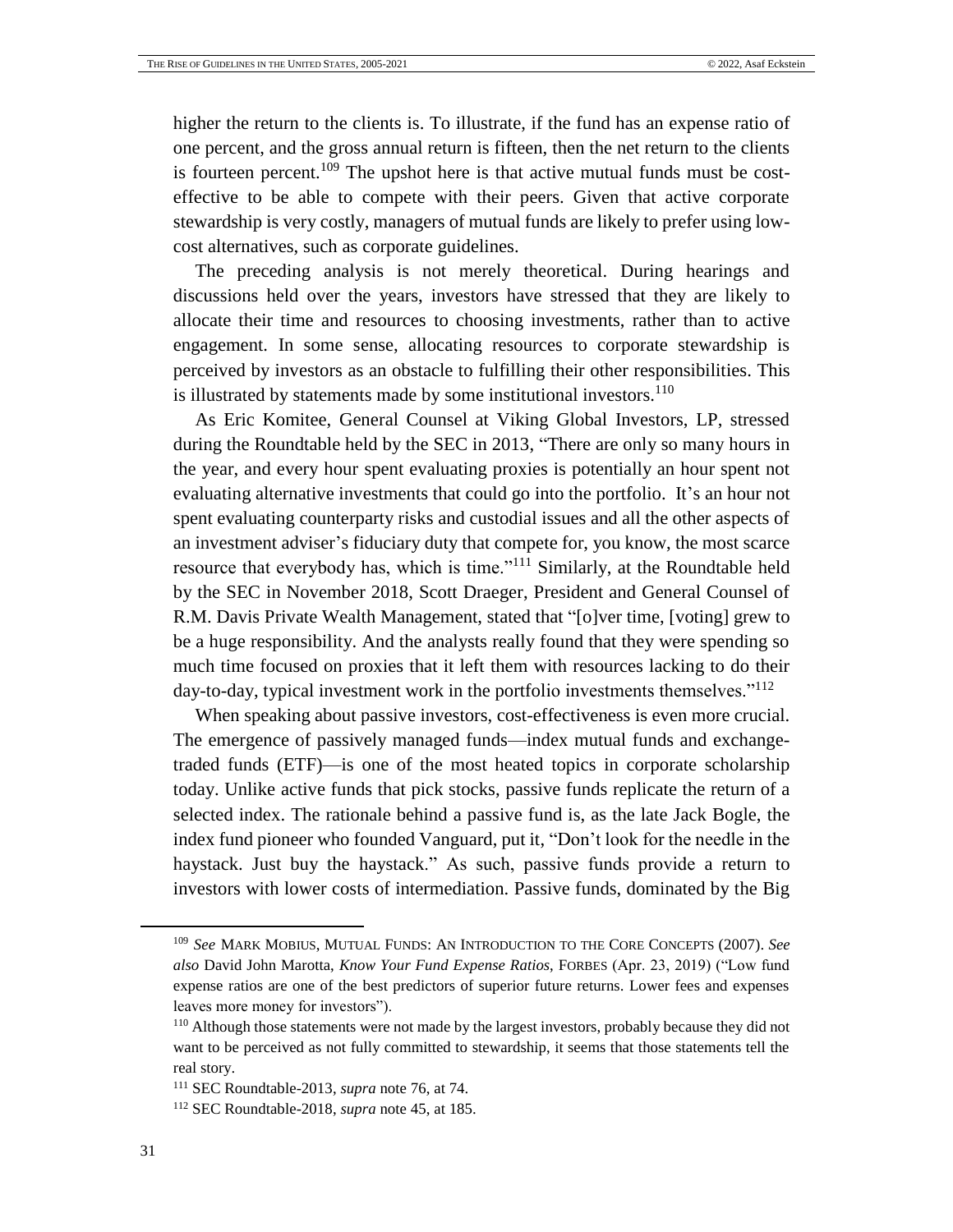higher the return to the clients is. To illustrate, if the fund has an expense ratio of one percent, and the gross annual return is fifteen, then the net return to the clients is fourteen percent.[109] The upshot here is that active mutual funds must be cost-effective to be able to compete with their peers. Given that active corporate stewardship is very costly, managers of mutual funds are likely to prefer using low-cost alternatives, such as corporate guidelines.

The preceding analysis is not merely theoretical. During hearings and discussions held over the years, investors have stressed that they are likely to allocate their time and resources to choosing investments, rather than to active engagement. In some sense, allocating resources to corporate stewardship is perceived by investors as an obstacle to fulfilling their other responsibilities. This is illustrated by statements made by some institutional investors.[110]

As Eric Komitee, General Counsel at Viking Global Investors, LP, stressed during the Roundtable held by the SEC in 2013, "There are only so many hours in the year, and every hour spent evaluating proxies is potentially an hour spent not evaluating alternative investments that could go into the portfolio. It's an hour not spent evaluating counterparty risks and custodial issues and all the other aspects of an investment adviser's fiduciary duty that compete for, you know, the most scarce resource that everybody has, which is time."[111] Similarly, at the Roundtable held by the SEC in November 2018, Scott Draeger, President and General Counsel of R.M. Davis Private Wealth Management, stated that "[o]ver time, [voting] grew to be a huge responsibility. And the analysts really found that they were spending so much time focused on proxies that it left them with resources lacking to do their day-to-day, typical investment work in the portfolio investments themselves."[112]

When speaking about passive investors, cost-effectiveness is even more crucial. The emergence of passively managed funds—index mutual funds and exchange-traded funds (ETF)—is one of the most heated topics in corporate scholarship today. Unlike active funds that pick stocks, passive funds replicate the return of a selected index. The rationale behind a passive fund is, as the late Jack Bogle, the index fund pioneer who founded Vanguard, put it, "Don't look for the needle in the haystack. Just buy the haystack." As such, passive funds provide a return to investors with lower costs of intermediation. Passive funds, dominated by the Big

---

[109] *See* MARK MOBIUS, MUTUAL FUNDS: AN INTRODUCTION TO THE CORE CONCEPTS (2007). *See also* David John Marotta, *Know Your Fund Expense Ratios*, FORBES (Apr. 23, 2019) ("Low fund expense ratios are one of the best predictors of superior future returns. Lower fees and expenses leaves more money for investors").

[110] Although those statements were not made by the largest investors, probably because they did not want to be perceived as not fully committed to stewardship, it seems that those statements tell the real story.

[111] SEC Roundtable-2013, *supra* note 76, at 74.

[112] SEC Roundtable-2018, *supra* note 45, at 185.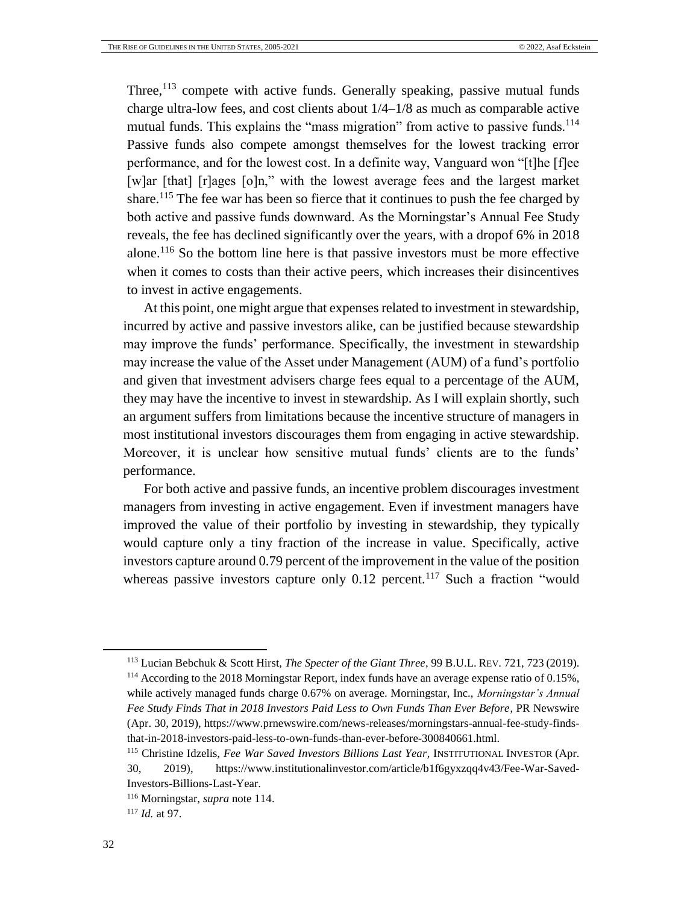Three,[113] compete with active funds. Generally speaking, passive mutual funds charge ultra-low fees, and cost clients about 1/4–1/8 as much as comparable active mutual funds. This explains the "mass migration" from active to passive funds.[114] Passive funds also compete amongst themselves for the lowest tracking error performance, and for the lowest cost. In a definite way, Vanguard won "[t]he [f]ee [w]ar [that] [r]ages [o]n," with the lowest average fees and the largest market share.[115] The fee war has been so fierce that it continues to push the fee charged by both active and passive funds downward. As the Morningstar's Annual Fee Study reveals, the fee has declined significantly over the years, with a dropof 6% in 2018 alone.[116] So the bottom line here is that passive investors must be more effective when it comes to costs than their active peers, which increases their disincentives to invest in active engagements.

At this point, one might argue that expenses related to investment in stewardship, incurred by active and passive investors alike, can be justified because stewardship may improve the funds' performance. Specifically, the investment in stewardship may increase the value of the Asset under Management (AUM) of a fund's portfolio and given that investment advisers charge fees equal to a percentage of the AUM, they may have the incentive to invest in stewardship. As I will explain shortly, such an argument suffers from limitations because the incentive structure of managers in most institutional investors discourages them from engaging in active stewardship. Moreover, it is unclear how sensitive mutual funds' clients are to the funds' performance.

For both active and passive funds, an incentive problem discourages investment managers from investing in active engagement. Even if investment managers have improved the value of their portfolio by investing in stewardship, they typically would capture only a tiny fraction of the increase in value. Specifically, active investors capture around 0.79 percent of the improvement in the value of the position whereas passive investors capture only 0.12 percent.[117] Such a fraction "would

---

[113] Lucian Bebchuk & Scott Hirst, *The Specter of the Giant Three*, 99 B.U.L. REV. 721, 723 (2019).

[114] According to the 2018 Morningstar Report, index funds have an average expense ratio of 0.15%, while actively managed funds charge 0.67% on average. Morningstar, Inc., *Morningstar's Annual Fee Study Finds That in 2018 Investors Paid Less to Own Funds Than Ever Before*, PR Newswire (Apr. 30, 2019), https://www.prnewswire.com/news-releases/morningstars-annual-fee-study-finds-that-in-2018-investors-paid-less-to-own-funds-than-ever-before-300840661.html.

[115] Christine Idzelis, *Fee War Saved Investors Billions Last Year*, INSTITUTIONAL INVESTOR (Apr. 30, 2019), https://www.institutionalinvestor.com/article/b1f6gyxzqq4v43/Fee-War-Saved-Investors-Billions-Last-Year.

[116] Morningstar, *supra* note 114.

[117] *Id.* at 97.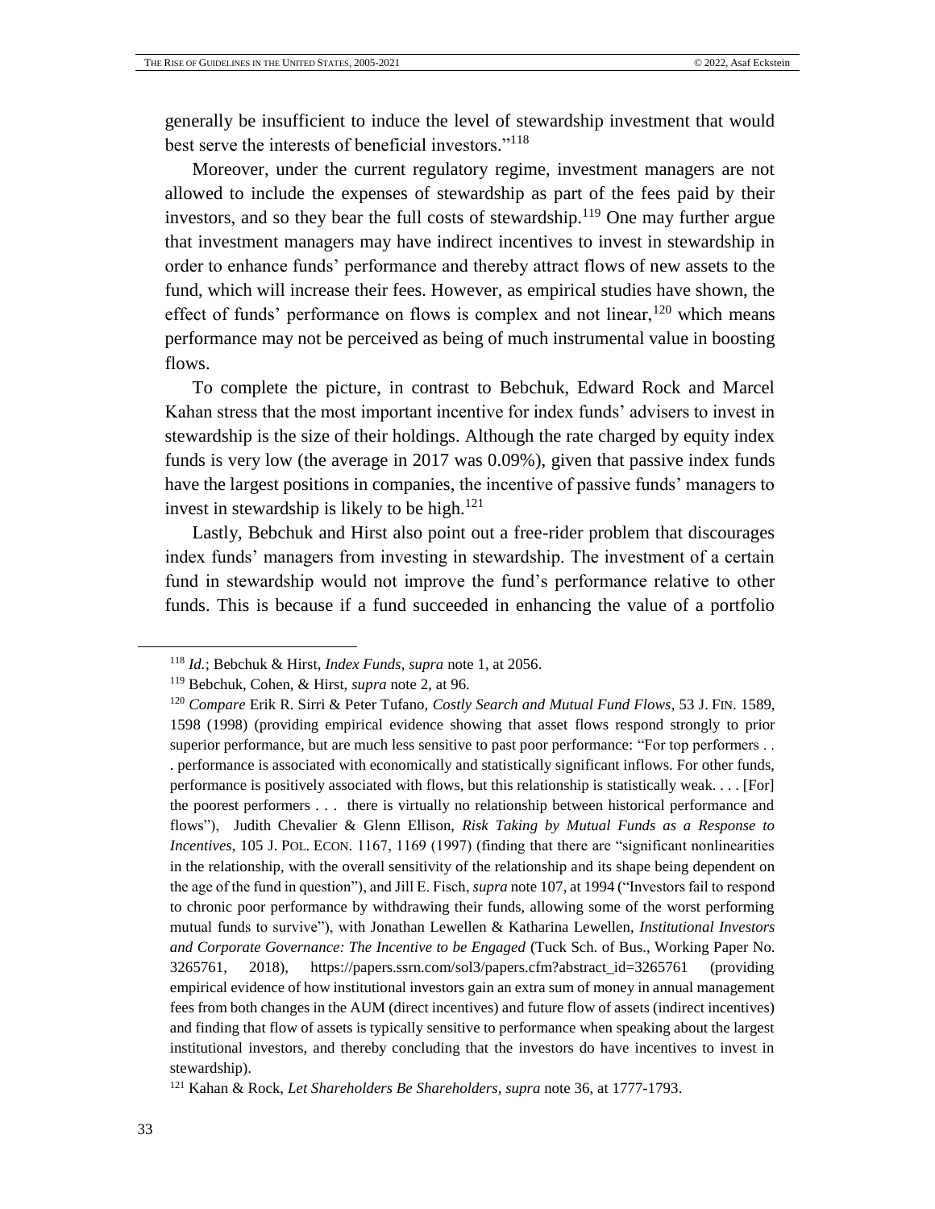generally be insufficient to induce the level of stewardship investment that would best serve the interests of beneficial investors."[118]

Moreover, under the current regulatory regime, investment managers are not allowed to include the expenses of stewardship as part of the fees paid by their investors, and so they bear the full costs of stewardship.[119] One may further argue that investment managers may have indirect incentives to invest in stewardship in order to enhance funds' performance and thereby attract flows of new assets to the fund, which will increase their fees. However, as empirical studies have shown, the effect of funds' performance on flows is complex and not linear,[120] which means performance may not be perceived as being of much instrumental value in boosting flows.

To complete the picture, in contrast to Bebchuk, Edward Rock and Marcel Kahan stress that the most important incentive for index funds' advisers to invest in stewardship is the size of their holdings. Although the rate charged by equity index funds is very low (the average in 2017 was 0.09%), given that passive index funds have the largest positions in companies, the incentive of passive funds' managers to invest in stewardship is likely to be high.[121]

Lastly, Bebchuk and Hirst also point out a free-rider problem that discourages index funds' managers from investing in stewardship. The investment of a certain fund in stewardship would not improve the fund's performance relative to other funds. This is because if a fund succeeded in enhancing the value of a portfolio

---

[118] *Id.*; Bebchuk & Hirst, *Index Funds*, *supra* note 1, at 2056.

[119] Bebchuk, Cohen, & Hirst, *supra* note 2, at 96.

[120] *Compare* Erik R. Sirri & Peter Tufano, *Costly Search and Mutual Fund Flows*, 53 J. FIN. 1589, 1598 (1998) (providing empirical evidence showing that asset flows respond strongly to prior superior performance, but are much less sensitive to past poor performance: "For top performers . . . performance is associated with economically and statistically significant inflows. For other funds, performance is positively associated with flows, but this relationship is statistically weak. . . . [For] the poorest performers . . . there is virtually no relationship between historical performance and flows"), Judith Chevalier & Glenn Ellison, *Risk Taking by Mutual Funds as a Response to Incentives*, 105 J. POL. ECON. 1167, 1169 (1997) (finding that there are "significant nonlinearities in the relationship, with the overall sensitivity of the relationship and its shape being dependent on the age of the fund in question"), and Jill E. Fisch, *supra* note 107, at 1994 ("Investors fail to respond to chronic poor performance by withdrawing their funds, allowing some of the worst performing mutual funds to survive"), with Jonathan Lewellen & Katharina Lewellen, *Institutional Investors and Corporate Governance: The Incentive to be Engaged* (Tuck Sch. of Bus., Working Paper No. 3265761, 2018), https://papers.ssrn.com/sol3/papers.cfm?abstract_id=3265761 (providing empirical evidence of how institutional investors gain an extra sum of money in annual management fees from both changes in the AUM (direct incentives) and future flow of assets (indirect incentives) and finding that flow of assets is typically sensitive to performance when speaking about the largest institutional investors, and thereby concluding that the investors do have incentives to invest in stewardship).

[121] Kahan & Rock, *Let Shareholders Be Shareholders*, *supra* note 36, at 1777-1793.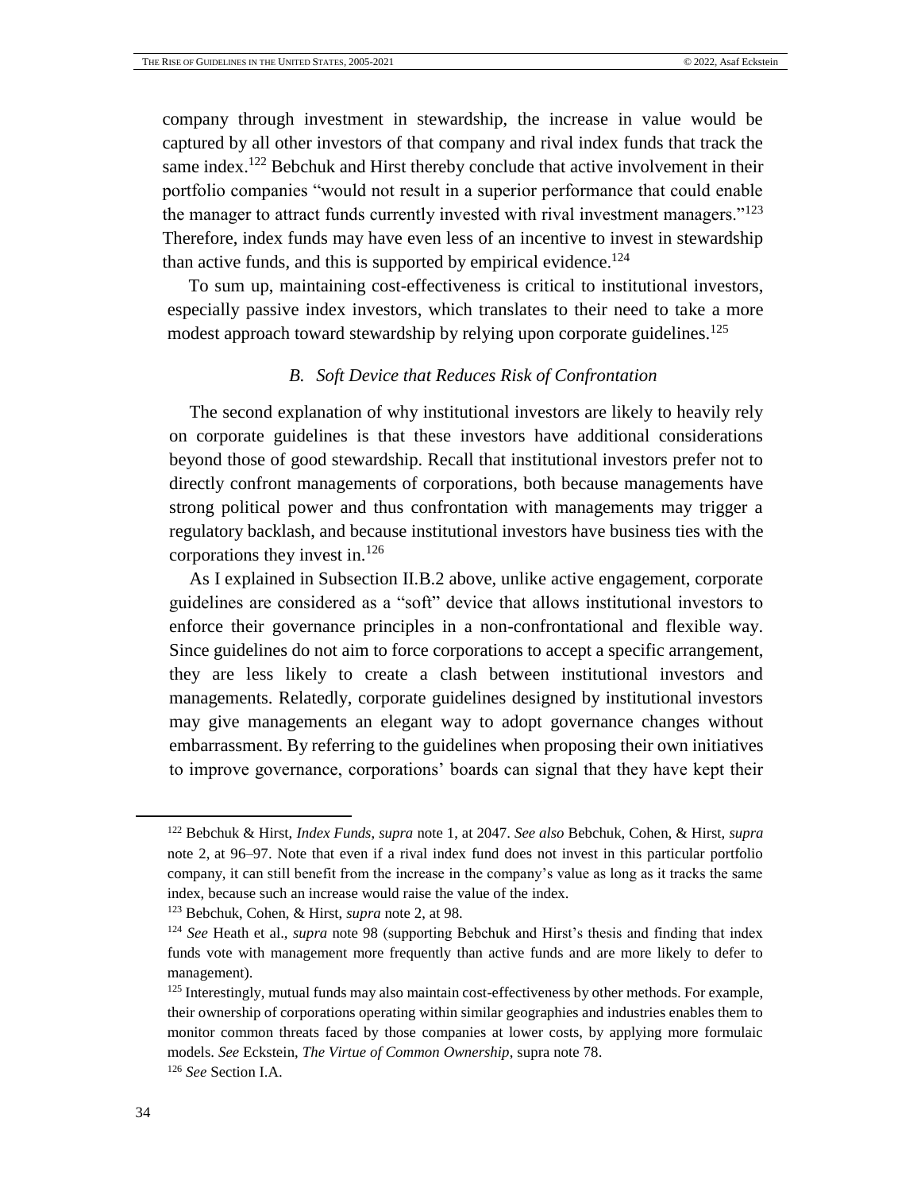company through investment in stewardship, the increase in value would be captured by all other investors of that company and rival index funds that track the same index.[122] Bebchuk and Hirst thereby conclude that active involvement in their portfolio companies "would not result in a superior performance that could enable the manager to attract funds currently invested with rival investment managers."[123] Therefore, index funds may have even less of an incentive to invest in stewardship than active funds, and this is supported by empirical evidence.[124]

To sum up, maintaining cost-effectiveness is critical to institutional investors, especially passive index investors, which translates to their need to take a more modest approach toward stewardship by relying upon corporate guidelines.[125]

### *B. Soft Device that Reduces Risk of Confrontation*

The second explanation of why institutional investors are likely to heavily rely on corporate guidelines is that these investors have additional considerations beyond those of good stewardship. Recall that institutional investors prefer not to directly confront managements of corporations, both because managements have strong political power and thus confrontation with managements may trigger a regulatory backlash, and because institutional investors have business ties with the corporations they invest in.[126]

As I explained in Subsection II.B.2 above, unlike active engagement, corporate guidelines are considered as a "soft" device that allows institutional investors to enforce their governance principles in a non-confrontational and flexible way. Since guidelines do not aim to force corporations to accept a specific arrangement, they are less likely to create a clash between institutional investors and managements. Relatedly, corporate guidelines designed by institutional investors may give managements an elegant way to adopt governance changes without embarrassment. By referring to the guidelines when proposing their own initiatives to improve governance, corporations' boards can signal that they have kept their

---

[122] Bebchuk & Hirst, *Index Funds*, *supra* note 1, at 2047. *See also* Bebchuk, Cohen, & Hirst, *supra* note 2, at 96–97. Note that even if a rival index fund does not invest in this particular portfolio company, it can still benefit from the increase in the company's value as long as it tracks the same index, because such an increase would raise the value of the index.

[123] Bebchuk, Cohen, & Hirst, *supra* note 2, at 98.

[124] *See* Heath et al., *supra* note 98 (supporting Bebchuk and Hirst's thesis and finding that index funds vote with management more frequently than active funds and are more likely to defer to management).

[125] Interestingly, mutual funds may also maintain cost-effectiveness by other methods. For example, their ownership of corporations operating within similar geographies and industries enables them to monitor common threats faced by those companies at lower costs, by applying more formulaic models. *See* Eckstein, *The Virtue of Common Ownership*, supra note 78.

[126] *See* Section I.A.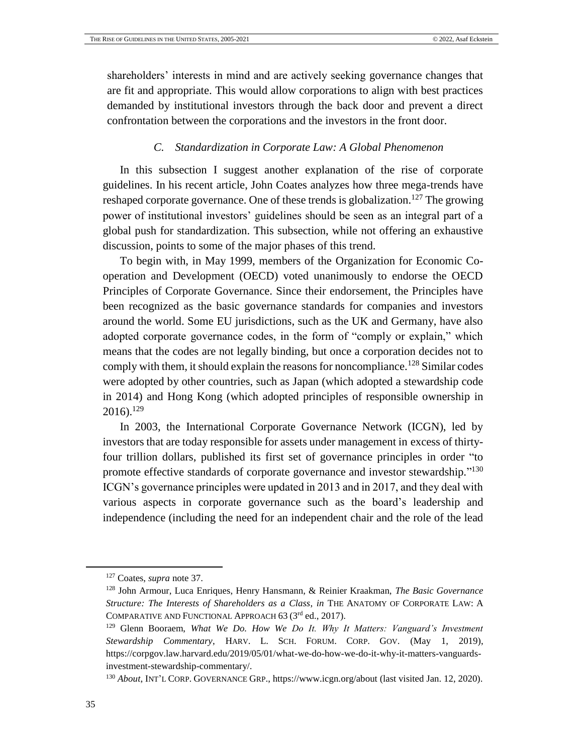shareholders' interests in mind and are actively seeking governance changes that are fit and appropriate. This would allow corporations to align with best practices demanded by institutional investors through the back door and prevent a direct confrontation between the corporations and the investors in the front door.

### *C. Standardization in Corporate Law: A Global Phenomenon*

In this subsection I suggest another explanation of the rise of corporate guidelines. In his recent article, John Coates analyzes how three mega-trends have reshaped corporate governance. One of these trends is globalization.[127] The growing power of institutional investors' guidelines should be seen as an integral part of a global push for standardization. This subsection, while not offering an exhaustive discussion, points to some of the major phases of this trend.

To begin with, in May 1999, members of the Organization for Economic Co-operation and Development (OECD) voted unanimously to endorse the OECD Principles of Corporate Governance. Since their endorsement, the Principles have been recognized as the basic governance standards for companies and investors around the world. Some EU jurisdictions, such as the UK and Germany, have also adopted corporate governance codes, in the form of "comply or explain," which means that the codes are not legally binding, but once a corporation decides not to comply with them, it should explain the reasons for noncompliance.[128] Similar codes were adopted by other countries, such as Japan (which adopted a stewardship code in 2014) and Hong Kong (which adopted principles of responsible ownership in 2016).[129]

In 2003, the International Corporate Governance Network (ICGN), led by investors that are today responsible for assets under management in excess of thirty-four trillion dollars, published its first set of governance principles in order "to promote effective standards of corporate governance and investor stewardship."[130] ICGN's governance principles were updated in 2013 and in 2017, and they deal with various aspects in corporate governance such as the board's leadership and independence (including the need for an independent chair and the role of the lead

---

[127] Coates, *supra* note 37.

[128] John Armour, Luca Enriques, Henry Hansmann, & Reinier Kraakman, *The Basic Governance Structure: The Interests of Shareholders as a Class*, *in* THE ANATOMY OF CORPORATE LAW: A COMPARATIVE AND FUNCTIONAL APPROACH 63 (3rd ed., 2017).

[129] Glenn Booraem, *What We Do. How We Do It. Why It Matters: Vanguard's Investment Stewardship Commentary*, HARV. L. SCH. FORUM. CORP. GOV. (May 1, 2019), https://corpgov.law.harvard.edu/2019/05/01/what-we-do-how-we-do-it-why-it-matters-vanguards-investment-stewardship-commentary/.

[130] *About*, INT'L CORP. GOVERNANCE GRP., https://www.icgn.org/about (last visited Jan. 12, 2020).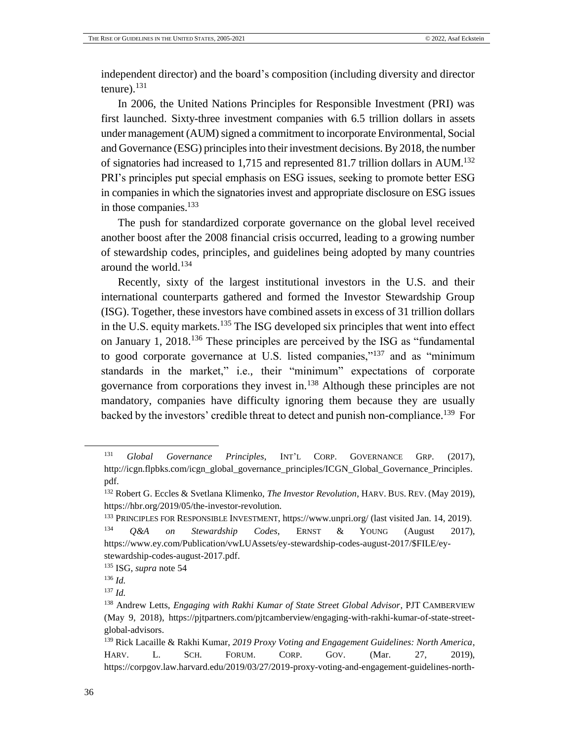independent director) and the board's composition (including diversity and director tenure).[131]

In 2006, the United Nations Principles for Responsible Investment (PRI) was first launched. Sixty-three investment companies with 6.5 trillion dollars in assets under management (AUM) signed a commitment to incorporate Environmental, Social and Governance (ESG) principles into their investment decisions. By 2018, the number of signatories had increased to 1,715 and represented 81.7 trillion dollars in AUM.[132] PRI's principles put special emphasis on ESG issues, seeking to promote better ESG in companies in which the signatories invest and appropriate disclosure on ESG issues in those companies.[133]

The push for standardized corporate governance on the global level received another boost after the 2008 financial crisis occurred, leading to a growing number of stewardship codes, principles, and guidelines being adopted by many countries around the world.[134]

Recently, sixty of the largest institutional investors in the U.S. and their international counterparts gathered and formed the Investor Stewardship Group (ISG). Together, these investors have combined assets in excess of 31 trillion dollars in the U.S. equity markets.[135] The ISG developed six principles that went into effect on January 1, 2018.[136] These principles are perceived by the ISG as "fundamental to good corporate governance at U.S. listed companies,"[137] and as "minimum standards in the market," i.e., their "minimum" expectations of corporate governance from corporations they invest in.[138] Although these principles are not mandatory, companies have difficulty ignoring them because they are usually backed by the investors' credible threat to detect and punish non-compliance.[139] For

---

[131] *Global Governance Principles*, INT'L CORP. GOVERNANCE GRP. (2017), http://icgn.flpbks.com/icgn_global_governance_principles/ICGN_Global_Governance_Principles.pdf.

[132] Robert G. Eccles & Svetlana Klimenko, *The Investor Revolution*, HARV. BUS. REV. (May 2019), https://hbr.org/2019/05/the-investor-revolution.

[133] PRINCIPLES FOR RESPONSIBLE INVESTMENT, https://www.unpri.org/ (last visited Jan. 14, 2019).

[134] *Q&A on Stewardship Codes*, ERNST & YOUNG (August 2017), https://www.ey.com/Publication/vwLUAssets/ey-stewardship-codes-august-2017/$FILE/ey-stewardship-codes-august-2017.pdf.

[135] ISG, *supra* note 54

[136] *Id.*

[137] *Id.*

[138] Andrew Letts, *Engaging with Rakhi Kumar of State Street Global Advisor*, PJT CAMBERVIEW (May 9, 2018), https://pjtpartners.com/pjtcamberview/engaging-with-rakhi-kumar-of-state-street-global-advisors.

[139] Rick Lacaille & Rakhi Kumar, *2019 Proxy Voting and Engagement Guidelines: North America*, HARV. L. SCH. FORUM. CORP. GOV. (Mar. 27, 2019), https://corpgov.law.harvard.edu/2019/03/27/2019-proxy-voting-and-engagement-guidelines-north-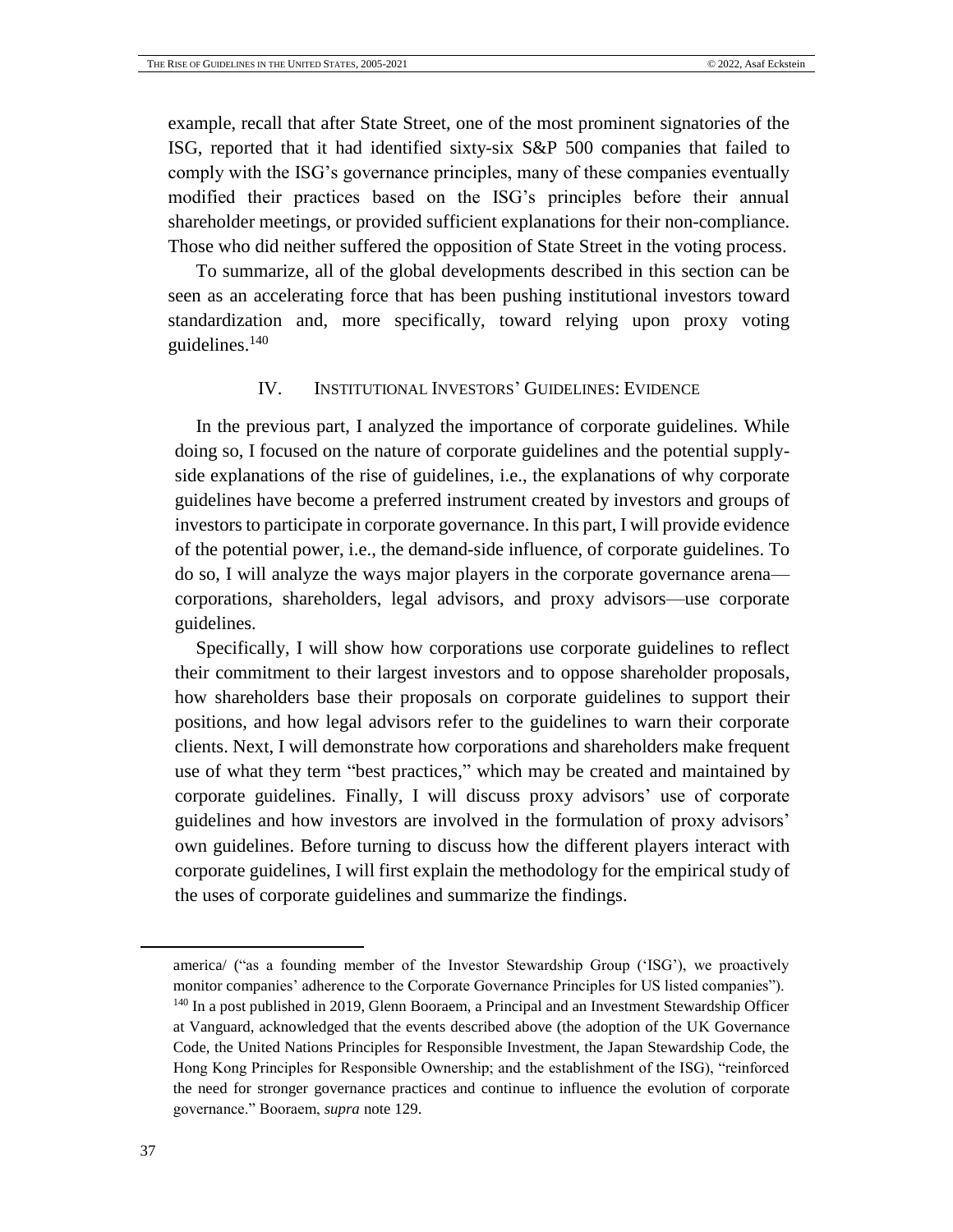example, recall that after State Street, one of the most prominent signatories of the ISG, reported that it had identified sixty-six S&P 500 companies that failed to comply with the ISG's governance principles, many of these companies eventually modified their practices based on the ISG's principles before their annual shareholder meetings, or provided sufficient explanations for their non-compliance. Those who did neither suffered the opposition of State Street in the voting process.

To summarize, all of the global developments described in this section can be seen as an accelerating force that has been pushing institutional investors toward standardization and, more specifically, toward relying upon proxy voting guidelines.[140]

## IV. INSTITUTIONAL INVESTORS' GUIDELINES: EVIDENCE

In the previous part, I analyzed the importance of corporate guidelines. While doing so, I focused on the nature of corporate guidelines and the potential supply-side explanations of the rise of guidelines, i.e., the explanations of why corporate guidelines have become a preferred instrument created by investors and groups of investors to participate in corporate governance. In this part, I will provide evidence of the potential power, i.e., the demand-side influence, of corporate guidelines. To do so, I will analyze the ways major players in the corporate governance arena—corporations, shareholders, legal advisors, and proxy advisors—use corporate guidelines.

Specifically, I will show how corporations use corporate guidelines to reflect their commitment to their largest investors and to oppose shareholder proposals, how shareholders base their proposals on corporate guidelines to support their positions, and how legal advisors refer to the guidelines to warn their corporate clients. Next, I will demonstrate how corporations and shareholders make frequent use of what they term "best practices," which may be created and maintained by corporate guidelines. Finally, I will discuss proxy advisors' use of corporate guidelines and how investors are involved in the formulation of proxy advisors' own guidelines. Before turning to discuss how the different players interact with corporate guidelines, I will first explain the methodology for the empirical study of the uses of corporate guidelines and summarize the findings.

---

america/ ("as a founding member of the Investor Stewardship Group ('ISG'), we proactively monitor companies' adherence to the Corporate Governance Principles for US listed companies").

[140] In a post published in 2019, Glenn Booraem, a Principal and an Investment Stewardship Officer at Vanguard, acknowledged that the events described above (the adoption of the UK Governance Code, the United Nations Principles for Responsible Investment, the Japan Stewardship Code, the Hong Kong Principles for Responsible Ownership; and the establishment of the ISG), "reinforced the need for stronger governance practices and continue to influence the evolution of corporate governance." Booraem, *supra* note 129.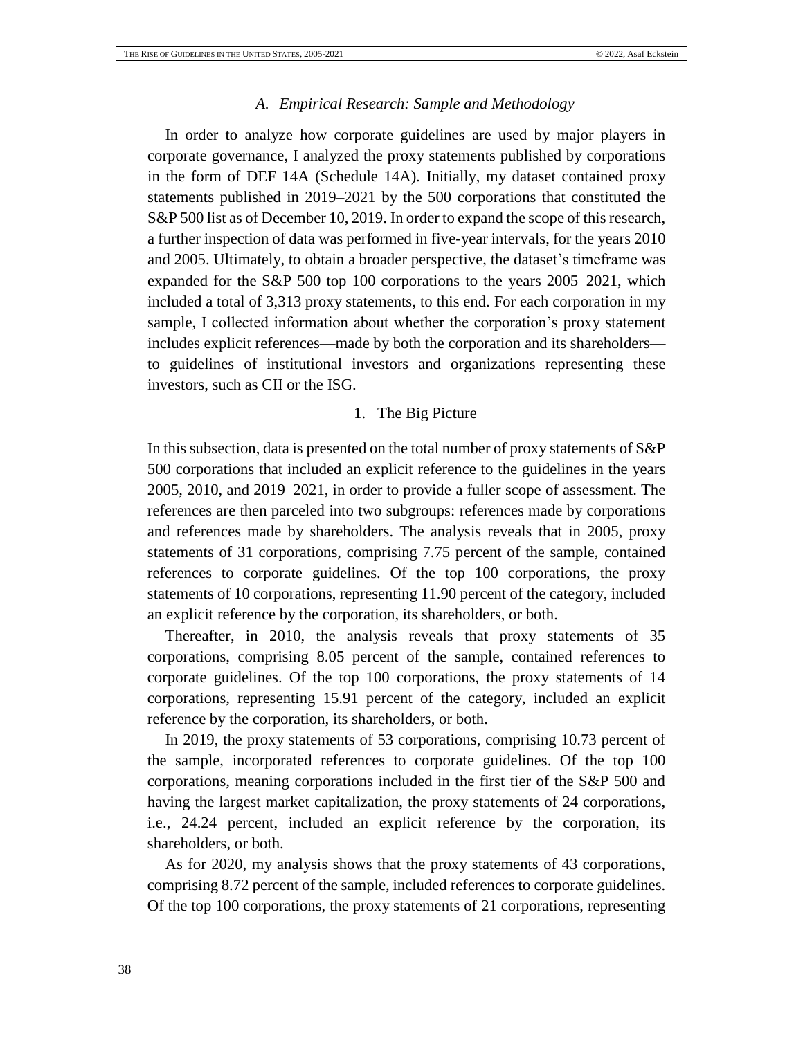### *A. Empirical Research: Sample and Methodology*

In order to analyze how corporate guidelines are used by major players in corporate governance, I analyzed the proxy statements published by corporations in the form of DEF 14A (Schedule 14A). Initially, my dataset contained proxy statements published in 2019–2021 by the 500 corporations that constituted the S&P 500 list as of December 10, 2019. In order to expand the scope of this research, a further inspection of data was performed in five-year intervals, for the years 2010 and 2005. Ultimately, to obtain a broader perspective, the dataset's timeframe was expanded for the S&P 500 top 100 corporations to the years 2005–2021, which included a total of 3,313 proxy statements, to this end. For each corporation in my sample, I collected information about whether the corporation's proxy statement includes explicit references—made by both the corporation and its shareholders—to guidelines of institutional investors and organizations representing these investors, such as CII or the ISG.

#### 1. The Big Picture

In this subsection, data is presented on the total number of proxy statements of S&P 500 corporations that included an explicit reference to the guidelines in the years 2005, 2010, and 2019–2021, in order to provide a fuller scope of assessment. The references are then parceled into two subgroups: references made by corporations and references made by shareholders. The analysis reveals that in 2005, proxy statements of 31 corporations, comprising 7.75 percent of the sample, contained references to corporate guidelines. Of the top 100 corporations, the proxy statements of 10 corporations, representing 11.90 percent of the category, included an explicit reference by the corporation, its shareholders, or both.

Thereafter, in 2010, the analysis reveals that proxy statements of 35 corporations, comprising 8.05 percent of the sample, contained references to corporate guidelines. Of the top 100 corporations, the proxy statements of 14 corporations, representing 15.91 percent of the category, included an explicit reference by the corporation, its shareholders, or both.

In 2019, the proxy statements of 53 corporations, comprising 10.73 percent of the sample, incorporated references to corporate guidelines. Of the top 100 corporations, meaning corporations included in the first tier of the S&P 500 and having the largest market capitalization, the proxy statements of 24 corporations, i.e., 24.24 percent, included an explicit reference by the corporation, its shareholders, or both.

As for 2020, my analysis shows that the proxy statements of 43 corporations, comprising 8.72 percent of the sample, included references to corporate guidelines. Of the top 100 corporations, the proxy statements of 21 corporations, representing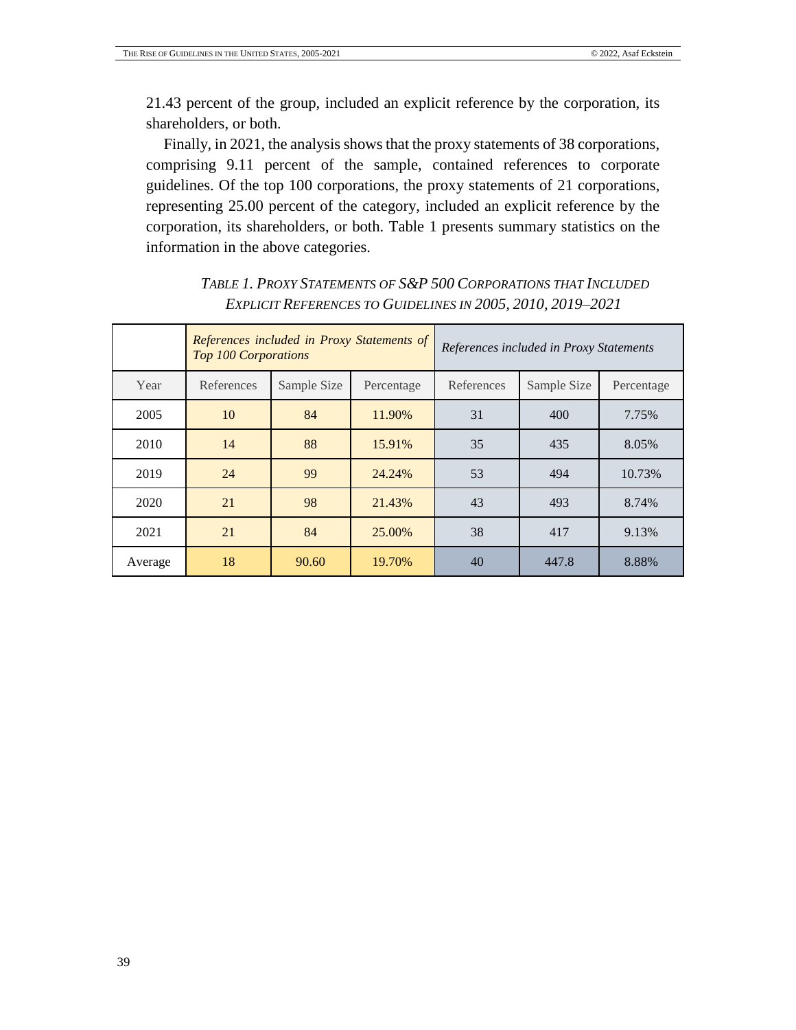21.43 percent of the group, included an explicit reference by the corporation, its shareholders, or both.

Finally, in 2021, the analysis shows that the proxy statements of 38 corporations, comprising 9.11 percent of the sample, contained references to corporate guidelines. Of the top 100 corporations, the proxy statements of 21 corporations, representing 25.00 percent of the category, included an explicit reference by the corporation, its shareholders, or both. Table 1 presents summary statistics on the information in the above categories.

*TABLE 1. PROXY STATEMENTS OF S&P 500 CORPORATIONS THAT INCLUDED EXPLICIT REFERENCES TO GUIDELINES IN 2005, 2010, 2019–2021*

| | *References included in Proxy Statements of Top 100 Corporations* | | | *References included in Proxy Statements* | | |
|---|---|---|---|---|---|---|
| Year | References | Sample Size | Percentage | References | Sample Size | Percentage |
| 2005 | 10 | 84 | 11.90% | 31 | 400 | 7.75% |
| 2010 | 14 | 88 | 15.91% | 35 | 435 | 8.05% |
| 2019 | 24 | 99 | 24.24% | 53 | 494 | 10.73% |
| 2020 | 21 | 98 | 21.43% | 43 | 493 | 8.74% |
| 2021 | 21 | 84 | 25.00% | 38 | 417 | 9.13% |
| Average | 18 | 90.60 | 19.70% | 40 | 447.8 | 8.88% |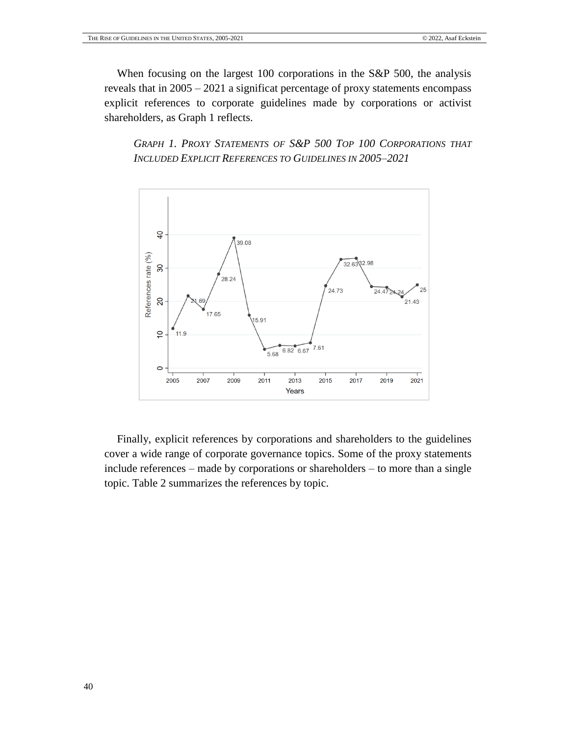When focusing on the largest 100 corporations in the S&P 500, the analysis reveals that in 2005 – 2021 a significat percentage of proxy statements encompass explicit references to corporate guidelines made by corporations or activist shareholders, as Graph 1 reflects.

*GRAPH 1. PROXY STATEMENTS OF S&P 500 TOP 100 CORPORATIONS THAT INCLUDED EXPLICIT REFERENCES TO GUIDELINES IN 2005–2021*

Finally, explicit references by corporations and shareholders to the guidelines cover a wide range of corporate governance topics. Some of the proxy statements include references – made by corporations or shareholders – to more than a single topic. Table 2 summarizes the references by topic.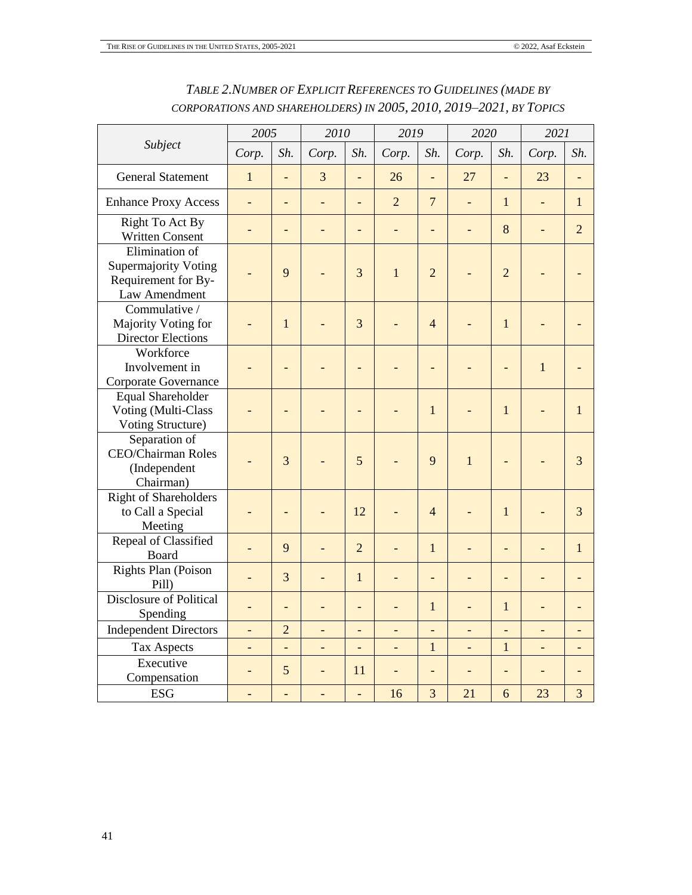*TABLE 2. NUMBER OF EXPLICIT REFERENCES TO GUIDELINES (MADE BY CORPORATIONS AND SHAREHOLDERS) IN 2005, 2010, 2019–2021, BY TOPICS*

| *Subject* | *2005* | | *2010* | | *2019* | | *2020* | | *2021* | |
|---|---|---|---|---|---|---|---|---|---|---|
| | *Corp.* | *Sh.* | *Corp.* | *Sh.* | *Corp.* | *Sh.* | *Corp.* | *Sh.* | *Corp.* | *Sh.* |
| General Statement | 1 | - | 3 | - | 26 | - | 27 | - | 23 | - |
| Enhance Proxy Access | - | - | - | - | 2 | 7 | - | 1 | - | 1 |
| Right To Act By Written Consent | - | - | - | - | - | - | - | 8 | - | 2 |
| Elimination of Supermajority Voting Requirement for By-Law Amendment | - | 9 | - | 3 | 1 | 2 | - | 2 | - | - |
| Commulative / Majority Voting for Director Elections | - | 1 | - | 3 | - | 4 | - | 1 | - | - |
| Workforce Involvement in Corporate Governance | - | - | - | - | - | - | - | - | 1 | - |
| Equal Shareholder Voting (Multi-Class Voting Structure) | - | - | - | - | - | 1 | - | 1 | - | 1 |
| Separation of CEO/Chairman Roles (Independent Chairman) | - | 3 | - | 5 | - | 9 | 1 | - | - | 3 |
| Right of Shareholders to Call a Special Meeting | - | - | - | 12 | - | 4 | - | 1 | - | 3 |
| Repeal of Classified Board | - | 9 | - | 2 | - | 1 | - | - | - | 1 |
| Rights Plan (Poison Pill) | - | 3 | - | 1 | - | - | - | - | - | - |
| Disclosure of Political Spending | - | - | - | - | - | 1 | - | 1 | - | - |
| Independent Directors | - | 2 | - | - | - | - | - | - | - | - |
| Tax Aspects | - | - | - | - | - | 1 | - | 1 | - | - |
| Executive Compensation | - | 5 | - | 11 | - | - | - | - | - | - |
| ESG | - | - | - | - | 16 | 3 | 21 | 6 | 23 | 3 |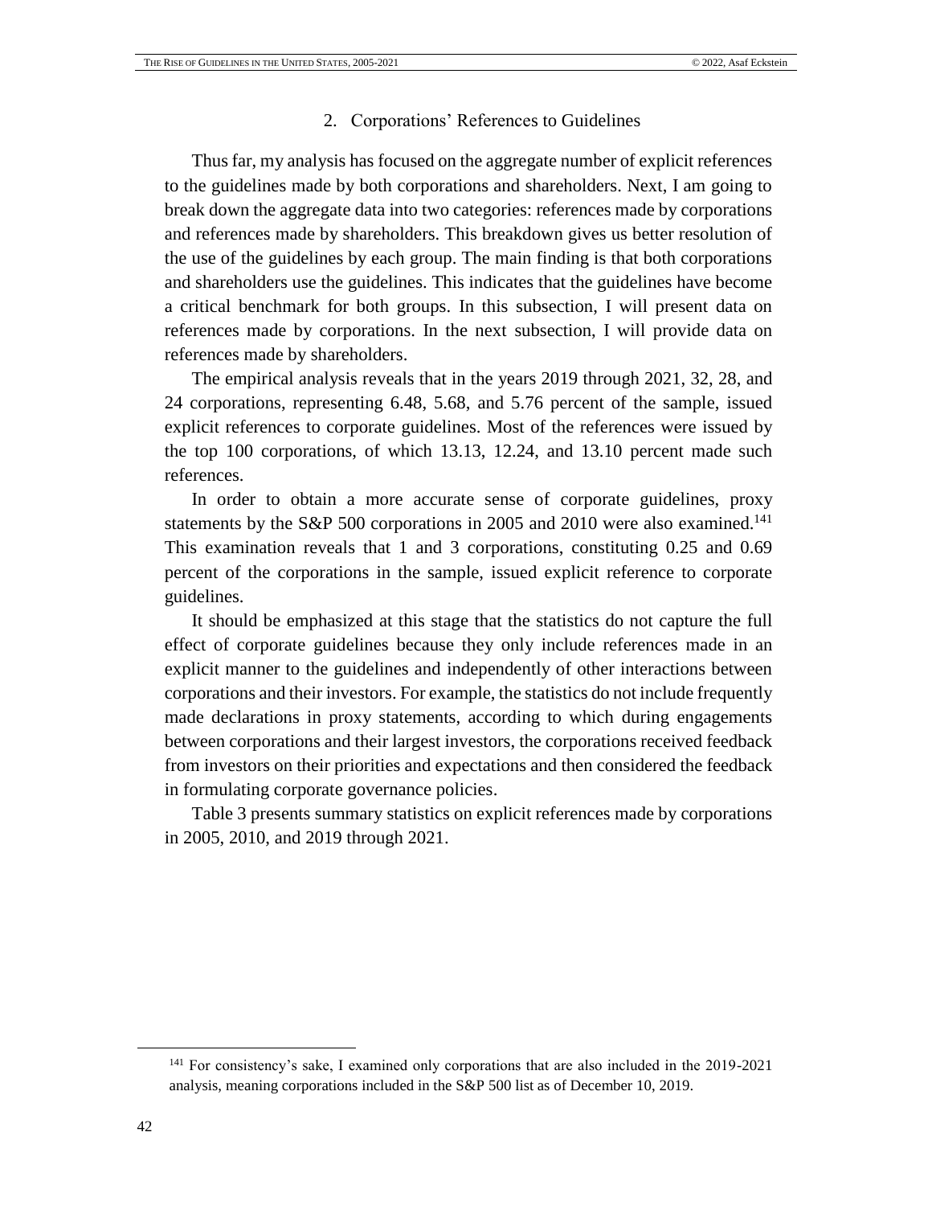### 2. Corporations' References to Guidelines

Thus far, my analysis has focused on the aggregate number of explicit references to the guidelines made by both corporations and shareholders. Next, I am going to break down the aggregate data into two categories: references made by corporations and references made by shareholders. This breakdown gives us better resolution of the use of the guidelines by each group. The main finding is that both corporations and shareholders use the guidelines. This indicates that the guidelines have become a critical benchmark for both groups. In this subsection, I will present data on references made by corporations. In the next subsection, I will provide data on references made by shareholders.

The empirical analysis reveals that in the years 2019 through 2021, 32, 28, and 24 corporations, representing 6.48, 5.68, and 5.76 percent of the sample, issued explicit references to corporate guidelines. Most of the references were issued by the top 100 corporations, of which 13.13, 12.24, and 13.10 percent made such references.

In order to obtain a more accurate sense of corporate guidelines, proxy statements by the S&P 500 corporations in 2005 and 2010 were also examined.[141] This examination reveals that 1 and 3 corporations, constituting 0.25 and 0.69 percent of the corporations in the sample, issued explicit reference to corporate guidelines.

It should be emphasized at this stage that the statistics do not capture the full effect of corporate guidelines because they only include references made in an explicit manner to the guidelines and independently of other interactions between corporations and their investors. For example, the statistics do not include frequently made declarations in proxy statements, according to which during engagements between corporations and their largest investors, the corporations received feedback from investors on their priorities and expectations and then considered the feedback in formulating corporate governance policies.

Table 3 presents summary statistics on explicit references made by corporations in 2005, 2010, and 2019 through 2021.

[141] For consistency's sake, I examined only corporations that are also included in the 2019-2021 analysis, meaning corporations included in the S&P 500 list as of December 10, 2019.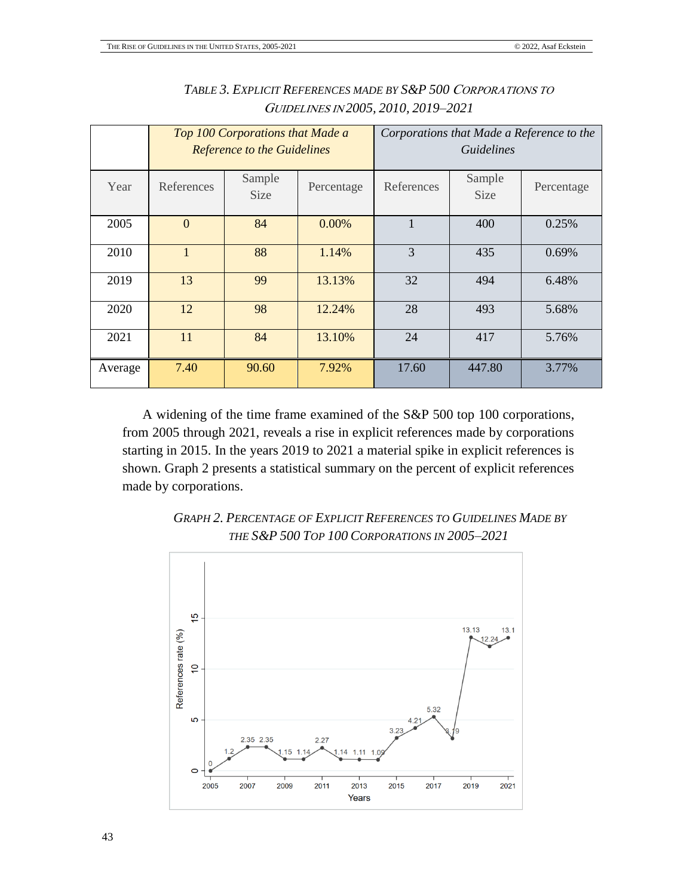*TABLE 3. EXPLICIT REFERENCES MADE BY S&P 500 CORPORATIONS TO GUIDELINES IN 2005, 2010, 2019–2021*

| | *Top 100 Corporations that Made a Reference to the Guidelines* | | | *Corporations that Made a Reference to the Guidelines* | | |
|---|---|---|---|---|---|---|
| Year | References | Sample Size | Percentage | References | Sample Size | Percentage |
| 2005 | 0 | 84 | 0.00% | 1 | 400 | 0.25% |
| 2010 | 1 | 88 | 1.14% | 3 | 435 | 0.69% |
| 2019 | 13 | 99 | 13.13% | 32 | 494 | 6.48% |
| 2020 | 12 | 98 | 12.24% | 28 | 493 | 5.68% |
| 2021 | 11 | 84 | 13.10% | 24 | 417 | 5.76% |
| Average | 7.40 | 90.60 | 7.92% | 17.60 | 447.80 | 3.77% |

A widening of the time frame examined of the S&P 500 top 100 corporations, from 2005 through 2021, reveals a rise in explicit references made by corporations starting in 2015. In the years 2019 to 2021 a material spike in explicit references is shown. Graph 2 presents a statistical summary on the percent of explicit references made by corporations.

*GRAPH 2. PERCENTAGE OF EXPLICIT REFERENCES TO GUIDELINES MADE BY THE S&P 500 TOP 100 CORPORATIONS IN 2005–2021*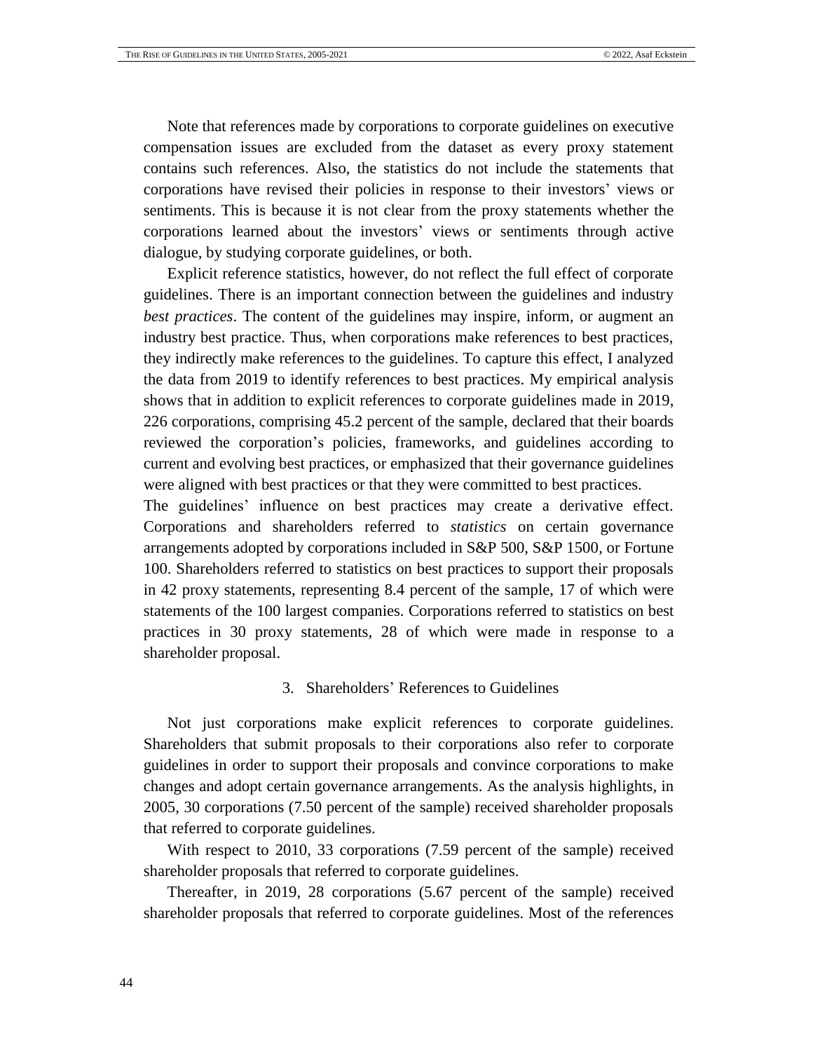Note that references made by corporations to corporate guidelines on executive compensation issues are excluded from the dataset as every proxy statement contains such references. Also, the statistics do not include the statements that corporations have revised their policies in response to their investors' views or sentiments. This is because it is not clear from the proxy statements whether the corporations learned about the investors' views or sentiments through active dialogue, by studying corporate guidelines, or both.

Explicit reference statistics, however, do not reflect the full effect of corporate guidelines. There is an important connection between the guidelines and industry *best practices*. The content of the guidelines may inspire, inform, or augment an industry best practice. Thus, when corporations make references to best practices, they indirectly make references to the guidelines. To capture this effect, I analyzed the data from 2019 to identify references to best practices. My empirical analysis shows that in addition to explicit references to corporate guidelines made in 2019, 226 corporations, comprising 45.2 percent of the sample, declared that their boards reviewed the corporation's policies, frameworks, and guidelines according to current and evolving best practices, or emphasized that their governance guidelines were aligned with best practices or that they were committed to best practices.

The guidelines' influence on best practices may create a derivative effect. Corporations and shareholders referred to *statistics* on certain governance arrangements adopted by corporations included in S&P 500, S&P 1500, or Fortune 100. Shareholders referred to statistics on best practices to support their proposals in 42 proxy statements, representing 8.4 percent of the sample, 17 of which were statements of the 100 largest companies. Corporations referred to statistics on best practices in 30 proxy statements, 28 of which were made in response to a shareholder proposal.

### 3. Shareholders' References to Guidelines

Not just corporations make explicit references to corporate guidelines. Shareholders that submit proposals to their corporations also refer to corporate guidelines in order to support their proposals and convince corporations to make changes and adopt certain governance arrangements. As the analysis highlights, in 2005, 30 corporations (7.50 percent of the sample) received shareholder proposals that referred to corporate guidelines.

With respect to 2010, 33 corporations (7.59 percent of the sample) received shareholder proposals that referred to corporate guidelines.

Thereafter, in 2019, 28 corporations (5.67 percent of the sample) received shareholder proposals that referred to corporate guidelines. Most of the references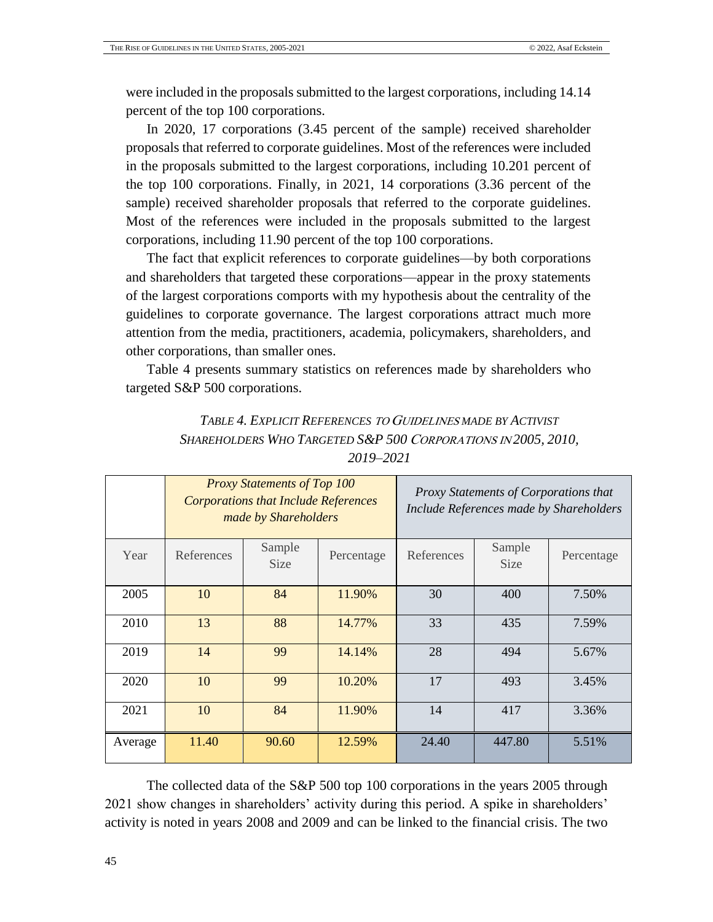were included in the proposals submitted to the largest corporations, including 14.14 percent of the top 100 corporations.

In 2020, 17 corporations (3.45 percent of the sample) received shareholder proposals that referred to corporate guidelines. Most of the references were included in the proposals submitted to the largest corporations, including 10.201 percent of the top 100 corporations. Finally, in 2021, 14 corporations (3.36 percent of the sample) received shareholder proposals that referred to the corporate guidelines. Most of the references were included in the proposals submitted to the largest corporations, including 11.90 percent of the top 100 corporations.

The fact that explicit references to corporate guidelines—by both corporations and shareholders that targeted these corporations—appear in the proxy statements of the largest corporations comports with my hypothesis about the centrality of the guidelines to corporate governance. The largest corporations attract much more attention from the media, practitioners, academia, policymakers, shareholders, and other corporations, than smaller ones.

Table 4 presents summary statistics on references made by shareholders who targeted S&P 500 corporations.

*TABLE 4. EXPLICIT REFERENCES TO GUIDELINES MADE BY ACTIVIST SHAREHOLDERS WHO TARGETED S&P 500 CORPORATIONS IN 2005, 2010, 2019–2021*

| | *Proxy Statements of Top 100 Corporations that Include References made by Shareholders* | | | *Proxy Statements of Corporations that Include References made by Shareholders* | | |
|---|---|---|---|---|---|---|
| Year | References | Sample Size | Percentage | References | Sample Size | Percentage |
| 2005 | 10 | 84 | 11.90% | 30 | 400 | 7.50% |
| 2010 | 13 | 88 | 14.77% | 33 | 435 | 7.59% |
| 2019 | 14 | 99 | 14.14% | 28 | 494 | 5.67% |
| 2020 | 10 | 99 | 10.20% | 17 | 493 | 3.45% |
| 2021 | 10 | 84 | 11.90% | 14 | 417 | 3.36% |
| Average | 11.40 | 90.60 | 12.59% | 24.40 | 447.80 | 5.51% |

The collected data of the S&P 500 top 100 corporations in the years 2005 through 2021 show changes in shareholders' activity during this period. A spike in shareholders' activity is noted in years 2008 and 2009 and can be linked to the financial crisis. The two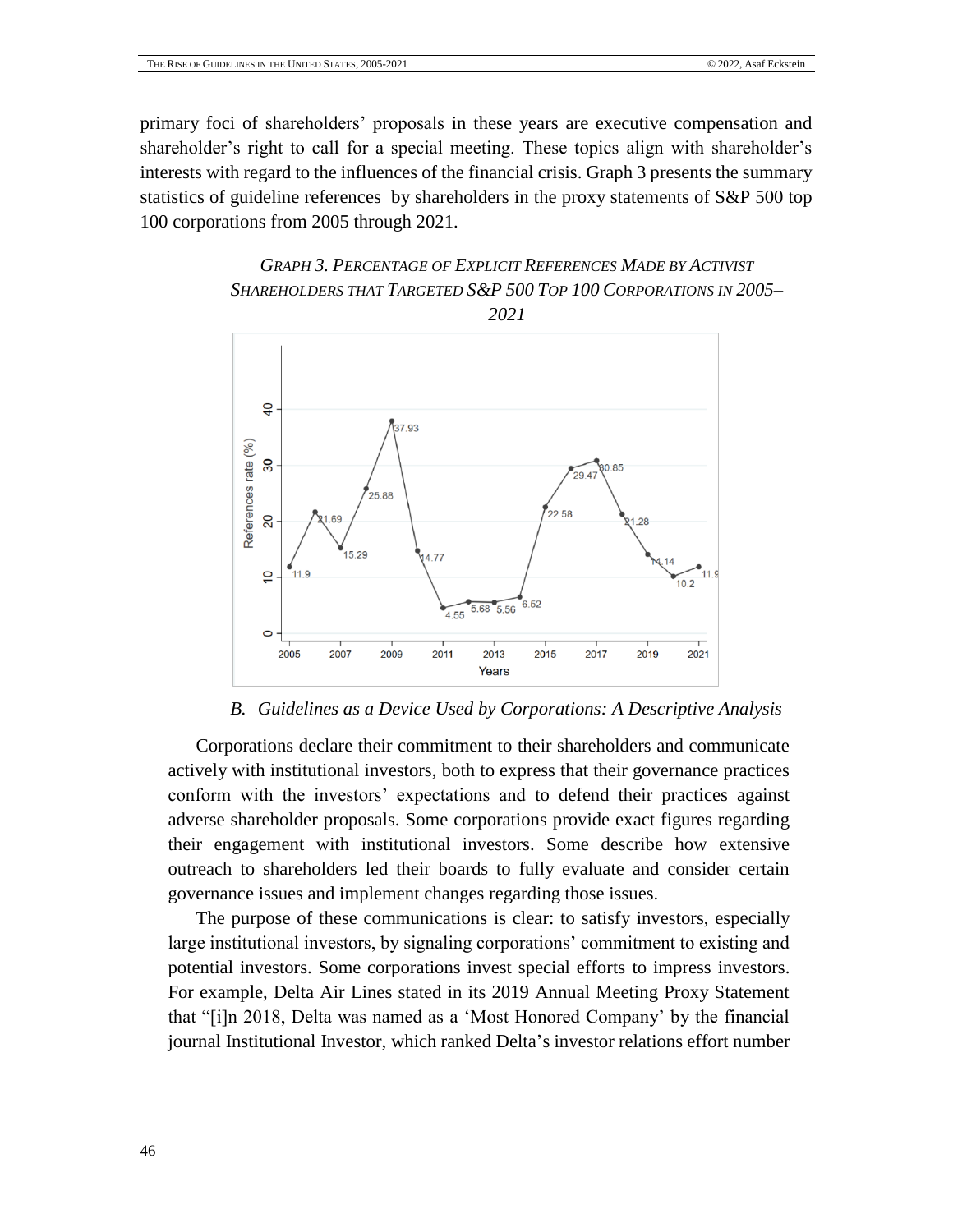primary foci of shareholders' proposals in these years are executive compensation and shareholder's right to call for a special meeting. These topics align with shareholder's interests with regard to the influences of the financial crisis. Graph 3 presents the summary statistics of guideline references by shareholders in the proxy statements of S&P 500 top 100 corporations from 2005 through 2021.

*GRAPH 3. PERCENTAGE OF EXPLICIT REFERENCES MADE BY ACTIVIST SHAREHOLDERS THAT TARGETED S&P 500 TOP 100 CORPORATIONS IN 2005–2021*

### B. *Guidelines as a Device Used by Corporations: A Descriptive Analysis*

Corporations declare their commitment to their shareholders and communicate actively with institutional investors, both to express that their governance practices conform with the investors' expectations and to defend their practices against adverse shareholder proposals. Some corporations provide exact figures regarding their engagement with institutional investors. Some describe how extensive outreach to shareholders led their boards to fully evaluate and consider certain governance issues and implement changes regarding those issues.

The purpose of these communications is clear: to satisfy investors, especially large institutional investors, by signaling corporations' commitment to existing and potential investors. Some corporations invest special efforts to impress investors. For example, Delta Air Lines stated in its 2019 Annual Meeting Proxy Statement that "[i]n 2018, Delta was named as a 'Most Honored Company' by the financial journal Institutional Investor, which ranked Delta's investor relations effort number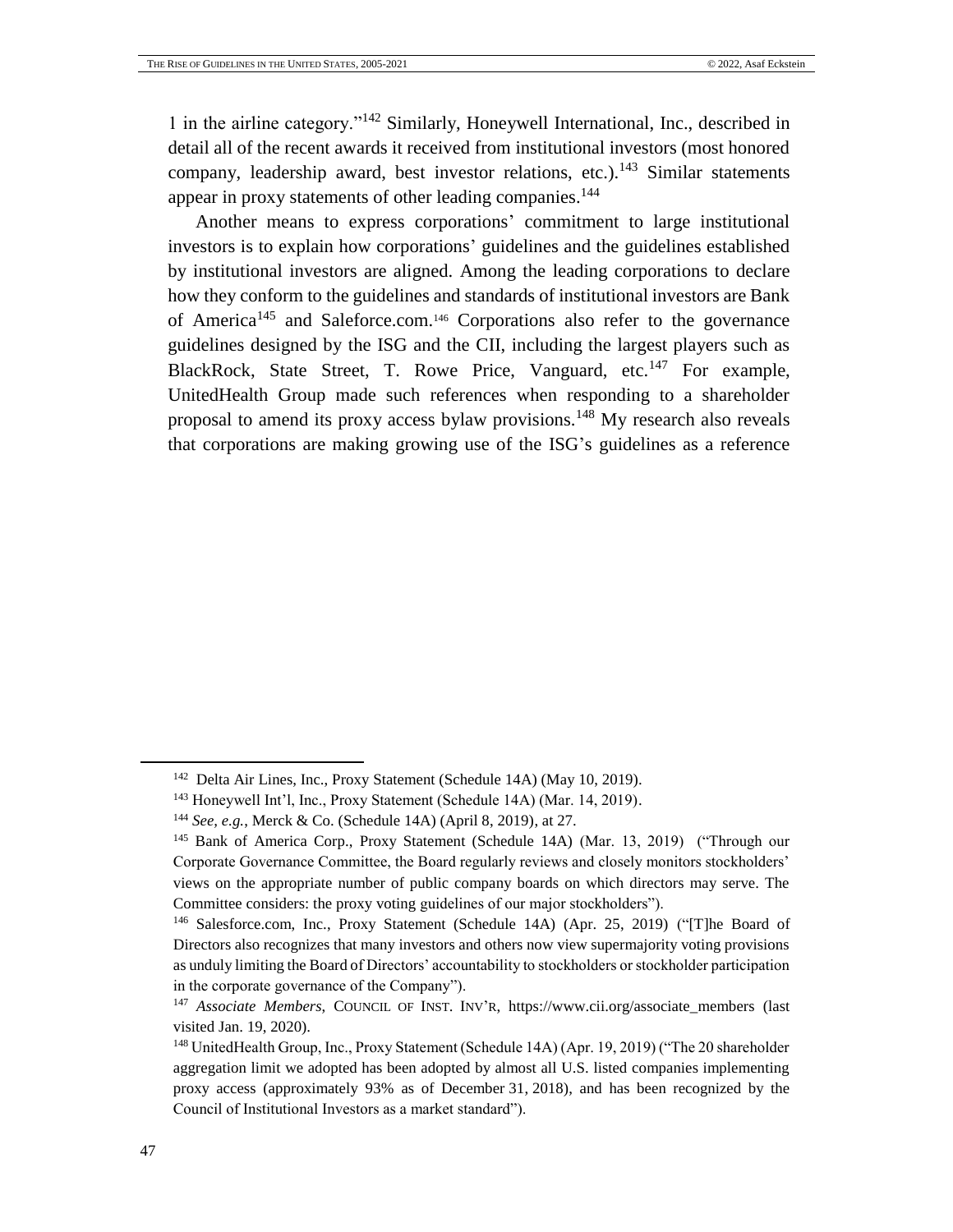1 in the airline category."[142] Similarly, Honeywell International, Inc., described in detail all of the recent awards it received from institutional investors (most honored company, leadership award, best investor relations, etc.).[143] Similar statements appear in proxy statements of other leading companies.[144]

Another means to express corporations' commitment to large institutional investors is to explain how corporations' guidelines and the guidelines established by institutional investors are aligned. Among the leading corporations to declare how they conform to the guidelines and standards of institutional investors are Bank of America[145] and Saleforce.com.[146] Corporations also refer to the governance guidelines designed by the ISG and the CII, including the largest players such as BlackRock, State Street, T. Rowe Price, Vanguard, etc.[147] For example, UnitedHealth Group made such references when responding to a shareholder proposal to amend its proxy access bylaw provisions.[148] My research also reveals that corporations are making growing use of the ISG's guidelines as a reference

---

[142] Delta Air Lines, Inc., Proxy Statement (Schedule 14A) (May 10, 2019).

[143] Honeywell Int'l, Inc., Proxy Statement (Schedule 14A) (Mar. 14, 2019).

[144] *See, e.g.*, Merck & Co. (Schedule 14A) (April 8, 2019), at 27.

[145] Bank of America Corp., Proxy Statement (Schedule 14A) (Mar. 13, 2019) ("Through our Corporate Governance Committee, the Board regularly reviews and closely monitors stockholders' views on the appropriate number of public company boards on which directors may serve. The Committee considers: the proxy voting guidelines of our major stockholders").

[146] Salesforce.com, Inc., Proxy Statement (Schedule 14A) (Apr. 25, 2019) ("[T]he Board of Directors also recognizes that many investors and others now view supermajority voting provisions as unduly limiting the Board of Directors' accountability to stockholders or stockholder participation in the corporate governance of the Company").

[147] *Associate Members*, COUNCIL OF INST. INV'R, https://www.cii.org/associate_members (last visited Jan. 19, 2020).

[148] UnitedHealth Group, Inc., Proxy Statement (Schedule 14A) (Apr. 19, 2019) ("The 20 shareholder aggregation limit we adopted has been adopted by almost all U.S. listed companies implementing proxy access (approximately 93% as of December 31, 2018), and has been recognized by the Council of Institutional Investors as a market standard").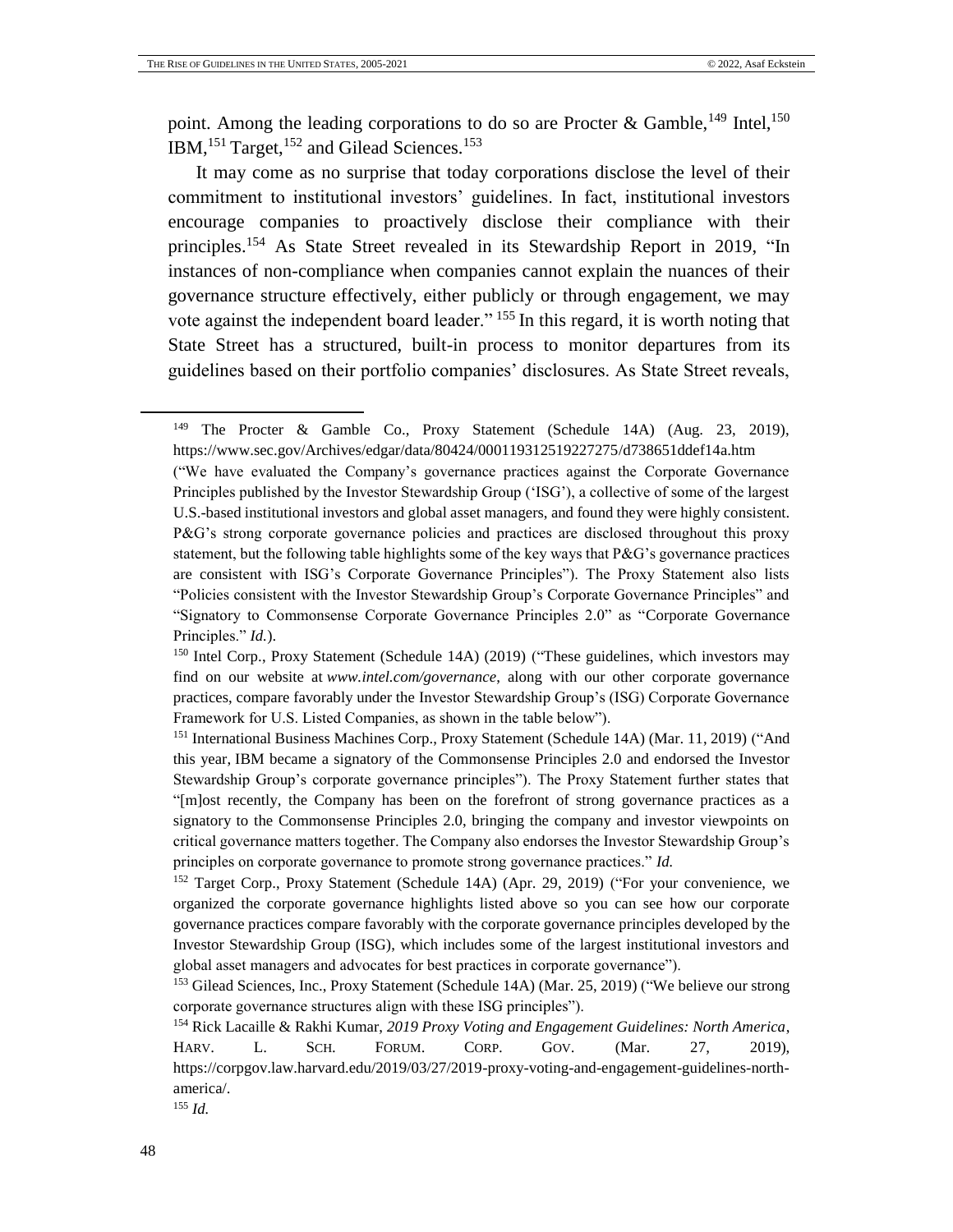point. Among the leading corporations to do so are Procter & Gamble,[149] Intel,[150] IBM,[151] Target,[152] and Gilead Sciences.[153]

It may come as no surprise that today corporations disclose the level of their commitment to institutional investors' guidelines. In fact, institutional investors encourage companies to proactively disclose their compliance with their principles.[154] As State Street revealed in its Stewardship Report in 2019, "In instances of non-compliance when companies cannot explain the nuances of their governance structure effectively, either publicly or through engagement, we may vote against the independent board leader."[155] In this regard, it is worth noting that State Street has a structured, built-in process to monitor departures from its guidelines based on their portfolio companies' disclosures. As State Street reveals,

---

[149] The Procter & Gamble Co., Proxy Statement (Schedule 14A) (Aug. 23, 2019), https://www.sec.gov/Archives/edgar/data/80424/000119312519227275/d738651ddef14a.htm ("We have evaluated the Company's governance practices against the Corporate Governance Principles published by the Investor Stewardship Group ('ISG'), a collective of some of the largest U.S.-based institutional investors and global asset managers, and found they were highly consistent. P&G's strong corporate governance policies and practices are disclosed throughout this proxy statement, but the following table highlights some of the key ways that P&G's governance practices are consistent with ISG's Corporate Governance Principles"). The Proxy Statement also lists "Policies consistent with the Investor Stewardship Group's Corporate Governance Principles" and "Signatory to Commonsense Corporate Governance Principles 2.0" as "Corporate Governance Principles." *Id.*).

[150] Intel Corp., Proxy Statement (Schedule 14A) (2019) ("These guidelines, which investors may find on our website at *www.intel.com/governance*, along with our other corporate governance practices, compare favorably under the Investor Stewardship Group's (ISG) Corporate Governance Framework for U.S. Listed Companies, as shown in the table below").

[151] International Business Machines Corp., Proxy Statement (Schedule 14A) (Mar. 11, 2019) ("And this year, IBM became a signatory of the Commonsense Principles 2.0 and endorsed the Investor Stewardship Group's corporate governance principles"). The Proxy Statement further states that "[m]ost recently, the Company has been on the forefront of strong governance practices as a signatory to the Commonsense Principles 2.0, bringing the company and investor viewpoints on critical governance matters together. The Company also endorses the Investor Stewardship Group's principles on corporate governance to promote strong governance practices." *Id.*

[152] Target Corp., Proxy Statement (Schedule 14A) (Apr. 29, 2019) ("For your convenience, we organized the corporate governance highlights listed above so you can see how our corporate governance practices compare favorably with the corporate governance principles developed by the Investor Stewardship Group (ISG), which includes some of the largest institutional investors and global asset managers and advocates for best practices in corporate governance").

[153] Gilead Sciences, Inc., Proxy Statement (Schedule 14A) (Mar. 25, 2019) ("We believe our strong corporate governance structures align with these ISG principles").

[154] Rick Lacaille & Rakhi Kumar, *2019 Proxy Voting and Engagement Guidelines: North America*, HARV. L. SCH. FORUM. CORP. GOV. (Mar. 27, 2019), https://corpgov.law.harvard.edu/2019/03/27/2019-proxy-voting-and-engagement-guidelines-north-america/.

[155] *Id.*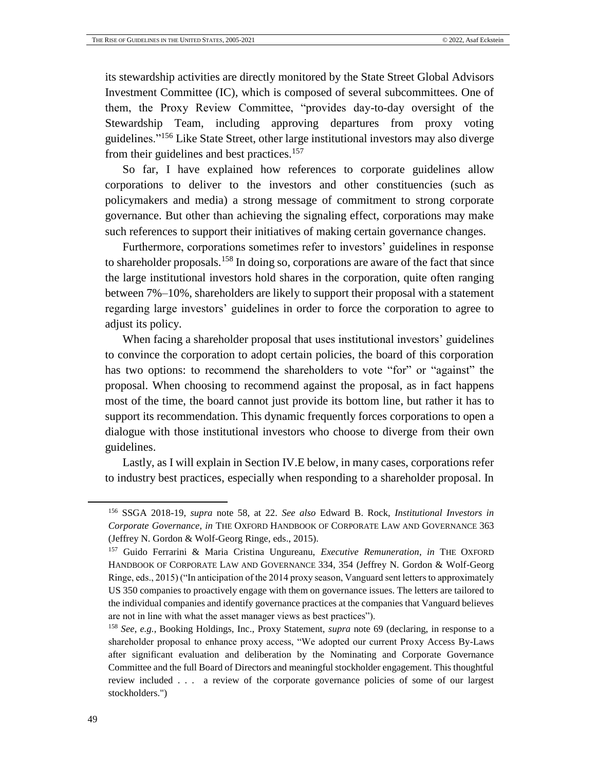its stewardship activities are directly monitored by the State Street Global Advisors Investment Committee (IC), which is composed of several subcommittees. One of them, the Proxy Review Committee, "provides day-to-day oversight of the Stewardship Team, including approving departures from proxy voting guidelines."[156] Like State Street, other large institutional investors may also diverge from their guidelines and best practices.[157]

So far, I have explained how references to corporate guidelines allow corporations to deliver to the investors and other constituencies (such as policymakers and media) a strong message of commitment to strong corporate governance. But other than achieving the signaling effect, corporations may make such references to support their initiatives of making certain governance changes.

Furthermore, corporations sometimes refer to investors' guidelines in response to shareholder proposals.[158] In doing so, corporations are aware of the fact that since the large institutional investors hold shares in the corporation, quite often ranging between 7%–10%, shareholders are likely to support their proposal with a statement regarding large investors' guidelines in order to force the corporation to agree to adjust its policy.

When facing a shareholder proposal that uses institutional investors' guidelines to convince the corporation to adopt certain policies, the board of this corporation has two options: to recommend the shareholders to vote "for" or "against" the proposal. When choosing to recommend against the proposal, as in fact happens most of the time, the board cannot just provide its bottom line, but rather it has to support its recommendation. This dynamic frequently forces corporations to open a dialogue with those institutional investors who choose to diverge from their own guidelines.

Lastly, as I will explain in Section IV.E below, in many cases, corporations refer to industry best practices, especially when responding to a shareholder proposal. In

---

[156] SSGA 2018-19, *supra* note 58, at 22. *See also* Edward B. Rock, *Institutional Investors in Corporate Governance*, *in* THE OXFORD HANDBOOK OF CORPORATE LAW AND GOVERNANCE 363 (Jeffrey N. Gordon & Wolf-Georg Ringe, eds., 2015).

[157] Guido Ferrarini & Maria Cristina Ungureanu, *Executive Remuneration*, *in* THE OXFORD HANDBOOK OF CORPORATE LAW AND GOVERNANCE 334, 354 (Jeffrey N. Gordon & Wolf-Georg Ringe, eds., 2015) ("In anticipation of the 2014 proxy season, Vanguard sent letters to approximately US 350 companies to proactively engage with them on governance issues. The letters are tailored to the individual companies and identify governance practices at the companies that Vanguard believes are not in line with what the asset manager views as best practices").

[158] *See, e.g.*, Booking Holdings, Inc., Proxy Statement, *supra* note 69 (declaring, in response to a shareholder proposal to enhance proxy access, "We adopted our current Proxy Access By-Laws after significant evaluation and deliberation by the Nominating and Corporate Governance Committee and the full Board of Directors and meaningful stockholder engagement. This thoughtful review included . . . a review of the corporate governance policies of some of our largest stockholders.")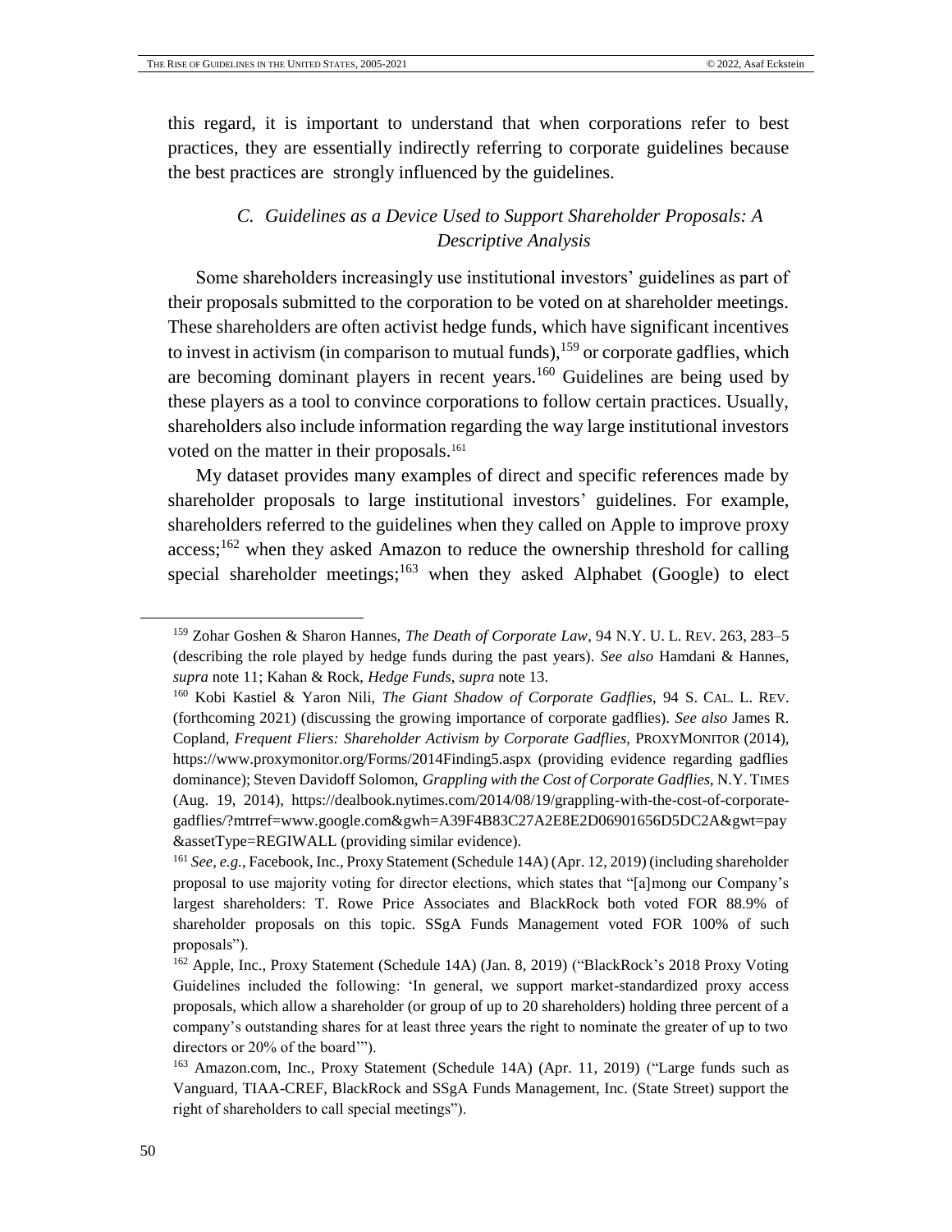this regard, it is important to understand that when corporations refer to best practices, they are essentially indirectly referring to corporate guidelines because the best practices are strongly influenced by the guidelines.

### *C. Guidelines as a Device Used to Support Shareholder Proposals: A Descriptive Analysis*

Some shareholders increasingly use institutional investors' guidelines as part of their proposals submitted to the corporation to be voted on at shareholder meetings. These shareholders are often activist hedge funds, which have significant incentives to invest in activism (in comparison to mutual funds),[159] or corporate gadflies, which are becoming dominant players in recent years.[160] Guidelines are being used by these players as a tool to convince corporations to follow certain practices. Usually, shareholders also include information regarding the way large institutional investors voted on the matter in their proposals.[161]

My dataset provides many examples of direct and specific references made by shareholder proposals to large institutional investors' guidelines. For example, shareholders referred to the guidelines when they called on Apple to improve proxy access;[162] when they asked Amazon to reduce the ownership threshold for calling special shareholder meetings;[163] when they asked Alphabet (Google) to elect

---

[159] Zohar Goshen & Sharon Hannes, *The Death of Corporate Law*, 94 N.Y. U. L. REV. 263, 283–5 (describing the role played by hedge funds during the past years). *See also* Hamdani & Hannes, *supra* note 11; Kahan & Rock, *Hedge Funds*, *supra* note 13.

[160] Kobi Kastiel & Yaron Nili, *The Giant Shadow of Corporate Gadflies*, 94 S. CAL. L. REV. (forthcoming 2021) (discussing the growing importance of corporate gadflies). *See also* James R. Copland, *Frequent Fliers: Shareholder Activism by Corporate Gadflies*, PROXYMONITOR (2014), https://www.proxymonitor.org/Forms/2014Finding5.aspx (providing evidence regarding gadflies dominance); Steven Davidoff Solomon, *Grappling with the Cost of Corporate Gadflies*, N.Y. TIMES (Aug. 19, 2014), https://dealbook.nytimes.com/2014/08/19/grappling-with-the-cost-of-corporate-gadflies/?mtrref=www.google.com&gwh=A39F4B83C27A2E8E2D06901656D5DC2A&gwt=pay&assetType=REGIWALL (providing similar evidence).

[161] *See*, *e.g.*, Facebook, Inc., Proxy Statement (Schedule 14A) (Apr. 12, 2019) (including shareholder proposal to use majority voting for director elections, which states that "[a]mong our Company's largest shareholders: T. Rowe Price Associates and BlackRock both voted FOR 88.9% of shareholder proposals on this topic. SSgA Funds Management voted FOR 100% of such proposals").

[162] Apple, Inc., Proxy Statement (Schedule 14A) (Jan. 8, 2019) ("BlackRock's 2018 Proxy Voting Guidelines included the following: 'In general, we support market-standardized proxy access proposals, which allow a shareholder (or group of up to 20 shareholders) holding three percent of a company's outstanding shares for at least three years the right to nominate the greater of up to two directors or 20% of the board'").

[163] Amazon.com, Inc., Proxy Statement (Schedule 14A) (Apr. 11, 2019) ("Large funds such as Vanguard, TIAA-CREF, BlackRock and SSgA Funds Management, Inc. (State Street) support the right of shareholders to call special meetings").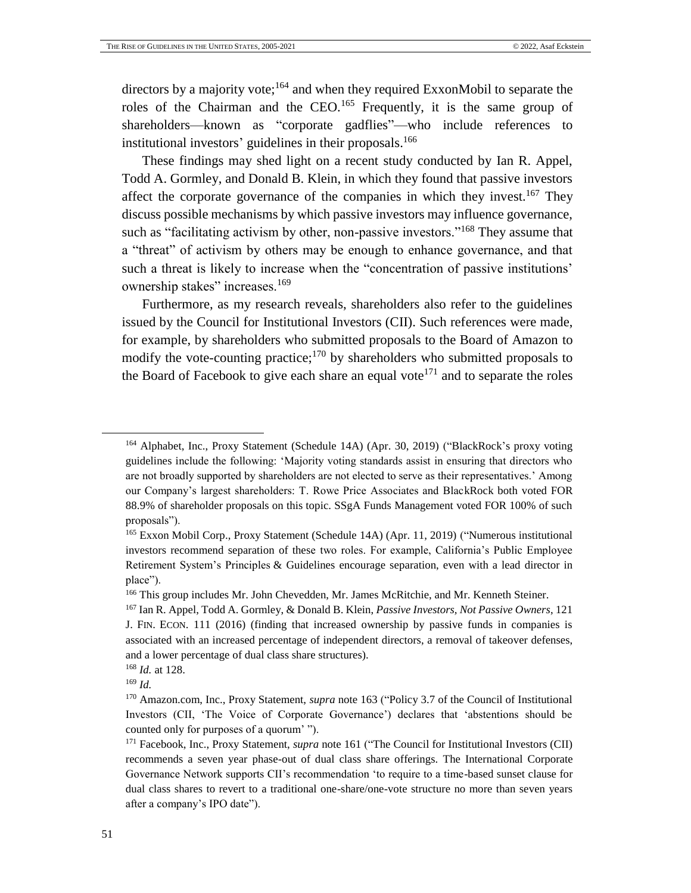directors by a majority vote;[164] and when they required ExxonMobil to separate the roles of the Chairman and the CEO.[165] Frequently, it is the same group of shareholders—known as "corporate gadflies"—who include references to institutional investors' guidelines in their proposals.[166]

These findings may shed light on a recent study conducted by Ian R. Appel, Todd A. Gormley, and Donald B. Klein, in which they found that passive investors affect the corporate governance of the companies in which they invest.[167] They discuss possible mechanisms by which passive investors may influence governance, such as "facilitating activism by other, non-passive investors."[168] They assume that a "threat" of activism by others may be enough to enhance governance, and that such a threat is likely to increase when the "concentration of passive institutions' ownership stakes" increases.[169]

Furthermore, as my research reveals, shareholders also refer to the guidelines issued by the Council for Institutional Investors (CII). Such references were made, for example, by shareholders who submitted proposals to the Board of Amazon to modify the vote-counting practice;[170] by shareholders who submitted proposals to the Board of Facebook to give each share an equal vote[171] and to separate the roles

---

[164] Alphabet, Inc., Proxy Statement (Schedule 14A) (Apr. 30, 2019) ("BlackRock's proxy voting guidelines include the following: 'Majority voting standards assist in ensuring that directors who are not broadly supported by shareholders are not elected to serve as their representatives.' Among our Company's largest shareholders: T. Rowe Price Associates and BlackRock both voted FOR 88.9% of shareholder proposals on this topic. SSgA Funds Management voted FOR 100% of such proposals").

[165] Exxon Mobil Corp., Proxy Statement (Schedule 14A) (Apr. 11, 2019) ("Numerous institutional investors recommend separation of these two roles. For example, California's Public Employee Retirement System's Principles & Guidelines encourage separation, even with a lead director in place").

[166] This group includes Mr. John Chevedden, Mr. James McRitchie, and Mr. Kenneth Steiner.

[167] Ian R. Appel, Todd A. Gormley, & Donald B. Klein, *Passive Investors, Not Passive Owners*, 121 J. FIN. ECON. 111 (2016) (finding that increased ownership by passive funds in companies is associated with an increased percentage of independent directors, a removal of takeover defenses, and a lower percentage of dual class share structures).

[168] *Id.* at 128.

[169] *Id.*

[170] Amazon.com, Inc., Proxy Statement, *supra* note 163 ("Policy 3.7 of the Council of Institutional Investors (CII, 'The Voice of Corporate Governance') declares that 'abstentions should be counted only for purposes of a quorum' ").

[171] Facebook, Inc., Proxy Statement, *supra* note 161 ("The Council for Institutional Investors (CII) recommends a seven year phase-out of dual class share offerings. The International Corporate Governance Network supports CII's recommendation 'to require to a time-based sunset clause for dual class shares to revert to a traditional one-share/one-vote structure no more than seven years after a company's IPO date").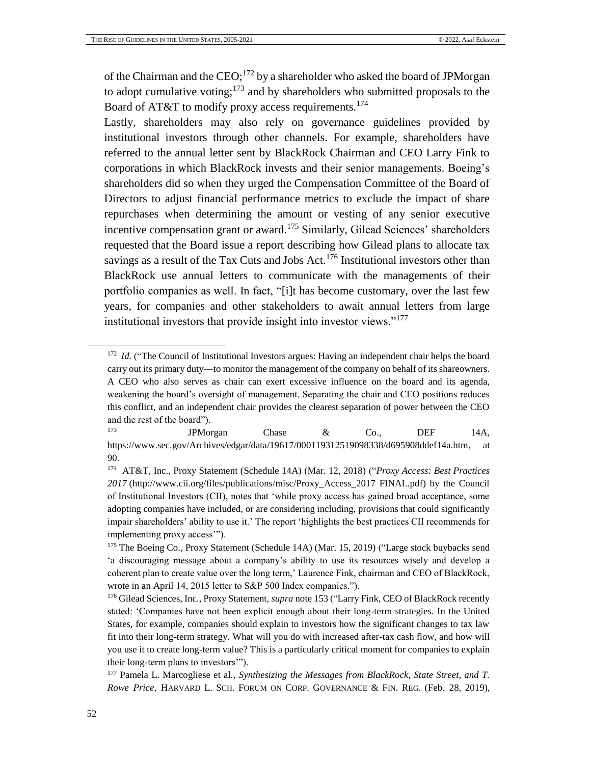of the Chairman and the CEO;[172] by a shareholder who asked the board of JPMorgan to adopt cumulative voting;[173] and by shareholders who submitted proposals to the Board of AT&T to modify proxy access requirements.[174]

Lastly, shareholders may also rely on governance guidelines provided by institutional investors through other channels. For example, shareholders have referred to the annual letter sent by BlackRock Chairman and CEO Larry Fink to corporations in which BlackRock invests and their senior managements. Boeing's shareholders did so when they urged the Compensation Committee of the Board of Directors to adjust financial performance metrics to exclude the impact of share repurchases when determining the amount or vesting of any senior executive incentive compensation grant or award.[175] Similarly, Gilead Sciences' shareholders requested that the Board issue a report describing how Gilead plans to allocate tax savings as a result of the Tax Cuts and Jobs Act.[176] Institutional investors other than BlackRock use annual letters to communicate with the managements of their portfolio companies as well. In fact, "[i]t has become customary, over the last few years, for companies and other stakeholders to await annual letters from large institutional investors that provide insight into investor views."[177]

---

[172] *Id.* ("The Council of Institutional Investors argues: Having an independent chair helps the board carry out its primary duty—to monitor the management of the company on behalf of its shareowners. A CEO who also serves as chair can exert excessive influence on the board and its agenda, weakening the board's oversight of management. Separating the chair and CEO positions reduces this conflict, and an independent chair provides the clearest separation of power between the CEO and the rest of the board").

[173] JPMorgan Chase & Co., DEF 14A, https://www.sec.gov/Archives/edgar/data/19617/000119312519098338/d695908ddef14a.htm, at 90.

[174] AT&T, Inc., Proxy Statement (Schedule 14A) (Mar. 12, 2018) ("*Proxy Access: Best Practices 2017* (http://www.cii.org/files/publications/misc/Proxy_Access_2017 FINAL.pdf) by the Council of Institutional Investors (CII), notes that 'while proxy access has gained broad acceptance, some adopting companies have included, or are considering including, provisions that could significantly impair shareholders' ability to use it.' The report 'highlights the best practices CII recommends for implementing proxy access'").

[175] The Boeing Co., Proxy Statement (Schedule 14A) (Mar. 15, 2019) ("Large stock buybacks send 'a discouraging message about a company's ability to use its resources wisely and develop a coherent plan to create value over the long term,' Laurence Fink, chairman and CEO of BlackRock, wrote in an April 14, 2015 letter to S&P 500 Index companies.").

[176] Gilead Sciences, Inc., Proxy Statement, *supra* note 153 ("Larry Fink, CEO of BlackRock recently stated: 'Companies have not been explicit enough about their long-term strategies. In the United States, for example, companies should explain to investors how the significant changes to tax law fit into their long-term strategy. What will you do with increased after-tax cash flow, and how will you use it to create long-term value? This is a particularly critical moment for companies to explain their long-term plans to investors'").

[177] Pamela L. Marcogliese et al., *Synthesizing the Messages from BlackRock, State Street, and T. Rowe Price*, HARVARD L. SCH. FORUM ON CORP. GOVERNANCE & FIN. REG. (Feb. 28, 2019),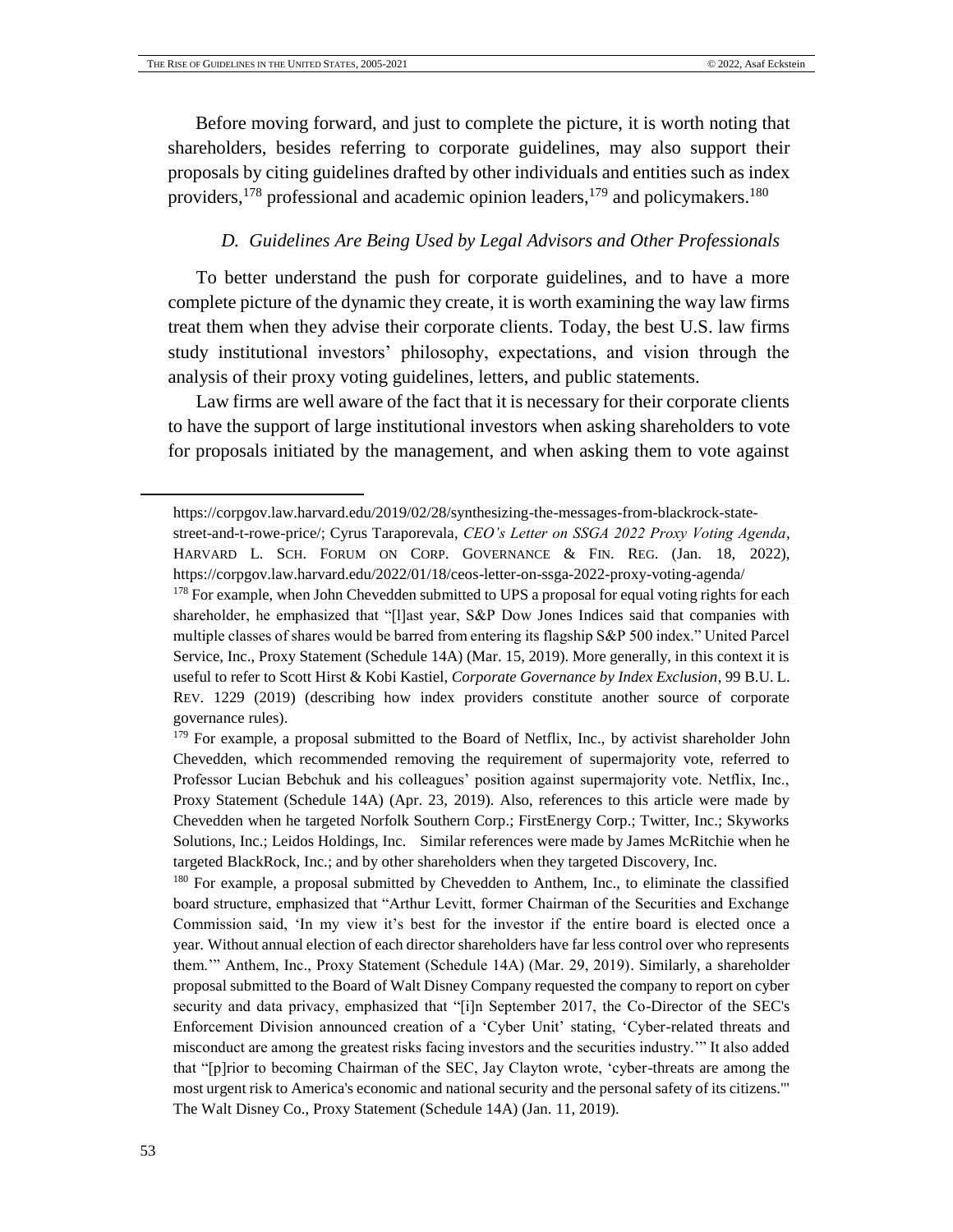Before moving forward, and just to complete the picture, it is worth noting that shareholders, besides referring to corporate guidelines, may also support their proposals by citing guidelines drafted by other individuals and entities such as index providers,[178] professional and academic opinion leaders,[179] and policymakers.[180]

### *D. Guidelines Are Being Used by Legal Advisors and Other Professionals*

To better understand the push for corporate guidelines, and to have a more complete picture of the dynamic they create, it is worth examining the way law firms treat them when they advise their corporate clients. Today, the best U.S. law firms study institutional investors' philosophy, expectations, and vision through the analysis of their proxy voting guidelines, letters, and public statements.

Law firms are well aware of the fact that it is necessary for their corporate clients to have the support of large institutional investors when asking shareholders to vote for proposals initiated by the management, and when asking them to vote against

---

https://corpgov.law.harvard.edu/2019/02/28/synthesizing-the-messages-from-blackrock-state-street-and-t-rowe-price/; Cyrus Taraporevala, *CEO's Letter on SSGA 2022 Proxy Voting Agenda*, HARVARD L. SCH. FORUM ON CORP. GOVERNANCE & FIN. REG. (Jan. 18, 2022), https://corpgov.law.harvard.edu/2022/01/18/ceos-letter-on-ssga-2022-proxy-voting-agenda/

[178] For example, when John Chevedden submitted to UPS a proposal for equal voting rights for each shareholder, he emphasized that "[l]ast year, S&P Dow Jones Indices said that companies with multiple classes of shares would be barred from entering its flagship S&P 500 index." United Parcel Service, Inc., Proxy Statement (Schedule 14A) (Mar. 15, 2019). More generally, in this context it is useful to refer to Scott Hirst & Kobi Kastiel, *Corporate Governance by Index Exclusion*, 99 B.U. L. REV. 1229 (2019) (describing how index providers constitute another source of corporate governance rules).

[179] For example, a proposal submitted to the Board of Netflix, Inc., by activist shareholder John Chevedden, which recommended removing the requirement of supermajority vote, referred to Professor Lucian Bebchuk and his colleagues' position against supermajority vote. Netflix, Inc., Proxy Statement (Schedule 14A) (Apr. 23, 2019). Also, references to this article were made by Chevedden when he targeted Norfolk Southern Corp.; FirstEnergy Corp.; Twitter, Inc.; Skyworks Solutions, Inc.; Leidos Holdings, Inc. Similar references were made by James McRitchie when he targeted BlackRock, Inc.; and by other shareholders when they targeted Discovery, Inc.

[180] For example, a proposal submitted by Chevedden to Anthem, Inc., to eliminate the classified board structure, emphasized that "Arthur Levitt, former Chairman of the Securities and Exchange Commission said, 'In my view it's best for the investor if the entire board is elected once a year. Without annual election of each director shareholders have far less control over who represents them.'" Anthem, Inc., Proxy Statement (Schedule 14A) (Mar. 29, 2019). Similarly, a shareholder proposal submitted to the Board of Walt Disney Company requested the company to report on cyber security and data privacy, emphasized that "[i]n September 2017, the Co-Director of the SEC's Enforcement Division announced creation of a 'Cyber Unit' stating, 'Cyber-related threats and misconduct are among the greatest risks facing investors and the securities industry.'" It also added that "[p]rior to becoming Chairman of the SEC, Jay Clayton wrote, 'cyber-threats are among the most urgent risk to America's economic and national security and the personal safety of its citizens.'" The Walt Disney Co., Proxy Statement (Schedule 14A) (Jan. 11, 2019).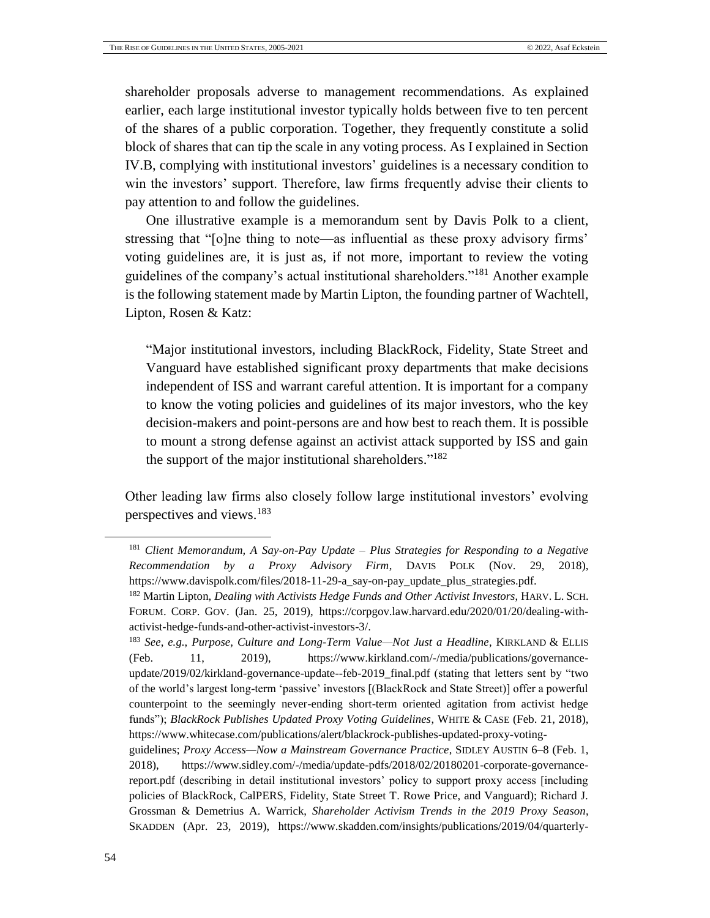shareholder proposals adverse to management recommendations. As explained earlier, each large institutional investor typically holds between five to ten percent of the shares of a public corporation. Together, they frequently constitute a solid block of shares that can tip the scale in any voting process. As I explained in Section IV.B, complying with institutional investors' guidelines is a necessary condition to win the investors' support. Therefore, law firms frequently advise their clients to pay attention to and follow the guidelines.

One illustrative example is a memorandum sent by Davis Polk to a client, stressing that "[o]ne thing to note—as influential as these proxy advisory firms' voting guidelines are, it is just as, if not more, important to review the voting guidelines of the company's actual institutional shareholders."[181] Another example is the following statement made by Martin Lipton, the founding partner of Wachtell, Lipton, Rosen & Katz:

> "Major institutional investors, including BlackRock, Fidelity, State Street and Vanguard have established significant proxy departments that make decisions independent of ISS and warrant careful attention. It is important for a company to know the voting policies and guidelines of its major investors, who the key decision-makers and point-persons are and how best to reach them. It is possible to mount a strong defense against an activist attack supported by ISS and gain the support of the major institutional shareholders."[182]

Other leading law firms also closely follow large institutional investors' evolving perspectives and views.[183]

---

[181] *Client Memorandum, A Say-on-Pay Update – Plus Strategies for Responding to a Negative Recommendation by a Proxy Advisory Firm*, DAVIS POLK (Nov. 29, 2018), https://www.davispolk.com/files/2018-11-29-a_say-on-pay_update_plus_strategies.pdf.

[182] Martin Lipton, *Dealing with Activists Hedge Funds and Other Activist Investors*, HARV. L. SCH. FORUM. CORP. GOV. (Jan. 25, 2019), https://corpgov.law.harvard.edu/2020/01/20/dealing-with-activist-hedge-funds-and-other-activist-investors-3/.

[183] *See, e.g., Purpose, Culture and Long-Term Value—Not Just a Headline*, KIRKLAND & ELLIS (Feb. 11, 2019), https://www.kirkland.com/-/media/publications/governance-update/2019/02/kirkland-governance-update--feb-2019_final.pdf (stating that letters sent by "two of the world's largest long-term 'passive' investors [(BlackRock and State Street)] offer a powerful counterpoint to the seemingly never-ending short-term oriented agitation from activist hedge funds"); *BlackRock Publishes Updated Proxy Voting Guidelines*, WHITE & CASE (Feb. 21, 2018), https://www.whitecase.com/publications/alert/blackrock-publishes-updated-proxy-voting-guidelines; *Proxy Access—Now a Mainstream Governance Practice*, SIDLEY AUSTIN 6–8 (Feb. 1, 2018), https://www.sidley.com/-/media/update-pdfs/2018/02/20180201-corporate-governance-report.pdf (describing in detail institutional investors' policy to support proxy access [including policies of BlackRock, CalPERS, Fidelity, State Street T. Rowe Price, and Vanguard); Richard J. Grossman & Demetrius A. Warrick, *Shareholder Activism Trends in the 2019 Proxy Season*, SKADDEN (Apr. 23, 2019), https://www.skadden.com/insights/publications/2019/04/quarterly-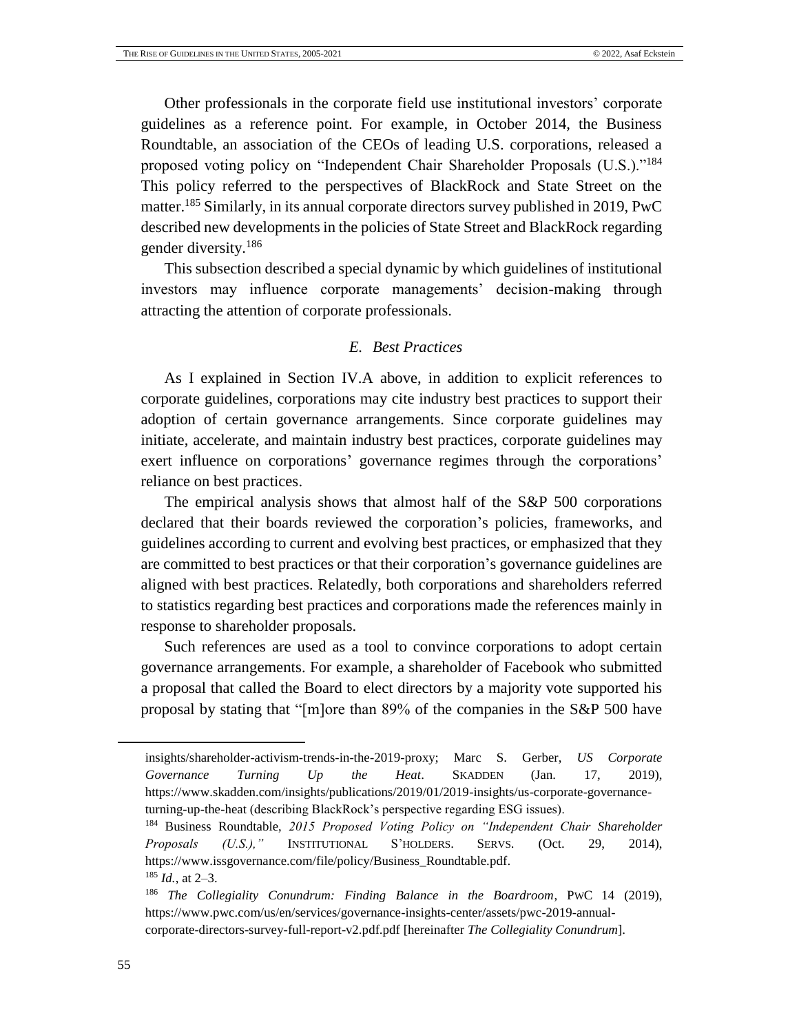Other professionals in the corporate field use institutional investors' corporate guidelines as a reference point. For example, in October 2014, the Business Roundtable, an association of the CEOs of leading U.S. corporations, released a proposed voting policy on "Independent Chair Shareholder Proposals (U.S.)."[184] This policy referred to the perspectives of BlackRock and State Street on the matter.[185] Similarly, in its annual corporate directors survey published in 2019, PwC described new developments in the policies of State Street and BlackRock regarding gender diversity.[186]

This subsection described a special dynamic by which guidelines of institutional investors may influence corporate managements' decision-making through attracting the attention of corporate professionals.

### *E. Best Practices*

As I explained in Section IV.A above, in addition to explicit references to corporate guidelines, corporations may cite industry best practices to support their adoption of certain governance arrangements. Since corporate guidelines may initiate, accelerate, and maintain industry best practices, corporate guidelines may exert influence on corporations' governance regimes through the corporations' reliance on best practices.

The empirical analysis shows that almost half of the S&P 500 corporations declared that their boards reviewed the corporation's policies, frameworks, and guidelines according to current and evolving best practices, or emphasized that they are committed to best practices or that their corporation's governance guidelines are aligned with best practices. Relatedly, both corporations and shareholders referred to statistics regarding best practices and corporations made the references mainly in response to shareholder proposals.

Such references are used as a tool to convince corporations to adopt certain governance arrangements. For example, a shareholder of Facebook who submitted a proposal that called the Board to elect directors by a majority vote supported his proposal by stating that "[m]ore than 89% of the companies in the S&P 500 have

---

insights/shareholder-activism-trends-in-the-2019-proxy; Marc S. Gerber, *US Corporate Governance Turning Up the Heat*. SKADDEN (Jan. 17, 2019), https://www.skadden.com/insights/publications/2019/01/2019-insights/us-corporate-governance-turning-up-the-heat (describing BlackRock's perspective regarding ESG issues).

[184] Business Roundtable, *2015 Proposed Voting Policy on "Independent Chair Shareholder Proposals (U.S.),"* INSTITUTIONAL S'HOLDERS. SERVS. (Oct. 29, 2014), https://www.issgovernance.com/file/policy/Business_Roundtable.pdf.

[185] *Id.*, at 2–3.

[186] *The Collegiality Conundrum: Finding Balance in the Boardroom*, PwC 14 (2019), https://www.pwc.com/us/en/services/governance-insights-center/assets/pwc-2019-annual-corporate-directors-survey-full-report-v2.pdf.pdf [hereinafter *The Collegiality Conundrum*].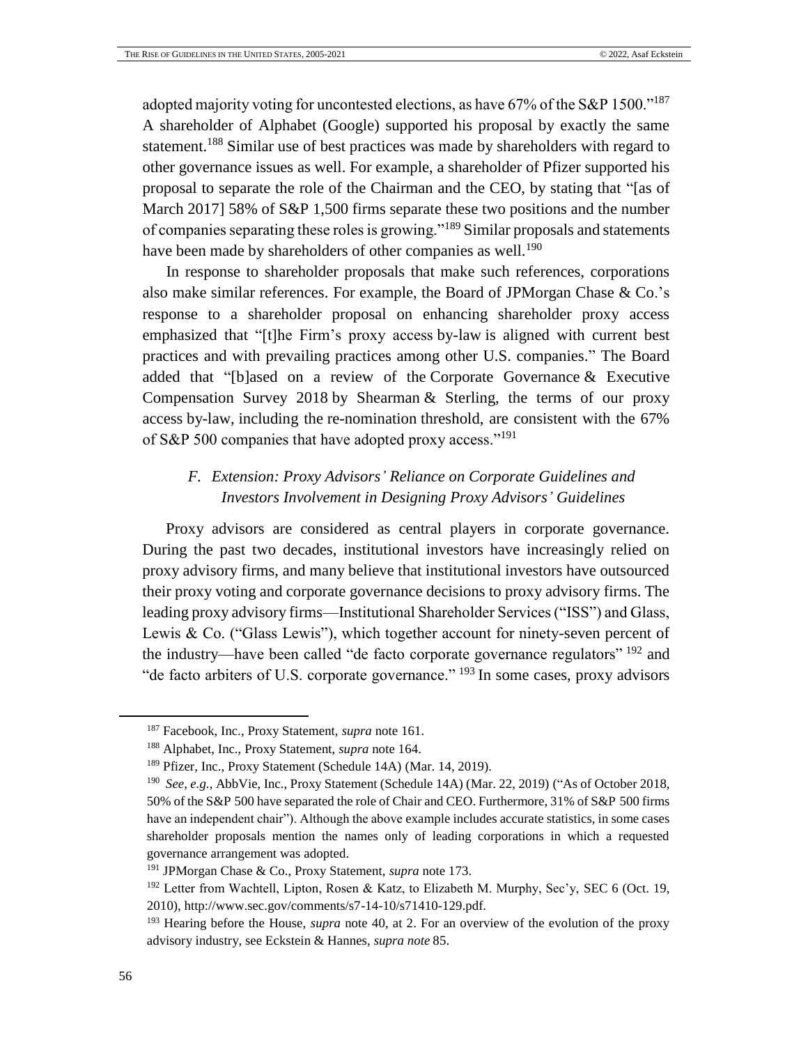adopted majority voting for uncontested elections, as have 67% of the S&P 1500."[187] A shareholder of Alphabet (Google) supported his proposal by exactly the same statement.[188] Similar use of best practices was made by shareholders with regard to other governance issues as well. For example, a shareholder of Pfizer supported his proposal to separate the role of the Chairman and the CEO, by stating that "[as of March 2017] 58% of S&P 1,500 firms separate these two positions and the number of companies separating these roles is growing."[189] Similar proposals and statements have been made by shareholders of other companies as well.[190]

In response to shareholder proposals that make such references, corporations also make similar references. For example, the Board of JPMorgan Chase & Co.'s response to a shareholder proposal on enhancing shareholder proxy access emphasized that "[t]he Firm's proxy access by-law is aligned with current best practices and with prevailing practices among other U.S. companies." The Board added that "[b]ased on a review of the Corporate Governance & Executive Compensation Survey 2018 by Shearman & Sterling, the terms of our proxy access by-law, including the re-nomination threshold, are consistent with the 67% of S&P 500 companies that have adopted proxy access."[191]

### *F. Extension: Proxy Advisors' Reliance on Corporate Guidelines and Investors Involvement in Designing Proxy Advisors' Guidelines*

Proxy advisors are considered as central players in corporate governance. During the past two decades, institutional investors have increasingly relied on proxy advisory firms, and many believe that institutional investors have outsourced their proxy voting and corporate governance decisions to proxy advisory firms. The leading proxy advisory firms—Institutional Shareholder Services ("ISS") and Glass, Lewis & Co. ("Glass Lewis"), which together account for ninety-seven percent of the industry—have been called "de facto corporate governance regulators" [192] and "de facto arbiters of U.S. corporate governance." [193] In some cases, proxy advisors

---

[187] Facebook, Inc., Proxy Statement, *supra* note 161.

[188] Alphabet, Inc., Proxy Statement, *supra* note 164.

[189] Pfizer, Inc., Proxy Statement (Schedule 14A) (Mar. 14, 2019).

[190] *See, e.g.*, AbbVie, Inc., Proxy Statement (Schedule 14A) (Mar. 22, 2019) ("As of October 2018, 50% of the S&P 500 have separated the role of Chair and CEO. Furthermore, 31% of S&P 500 firms have an independent chair"). Although the above example includes accurate statistics, in some cases shareholder proposals mention the names only of leading corporations in which a requested governance arrangement was adopted.

[191] JPMorgan Chase & Co., Proxy Statement, *supra* note 173.

[192] Letter from Wachtell, Lipton, Rosen & Katz, to Elizabeth M. Murphy, Sec'y, SEC 6 (Oct. 19, 2010), http://www.sec.gov/comments/s7-14-10/s71410-129.pdf.

[193] Hearing before the House, *supra* note 40, at 2. For an overview of the evolution of the proxy advisory industry, see Eckstein & Hannes, *supra note* 85.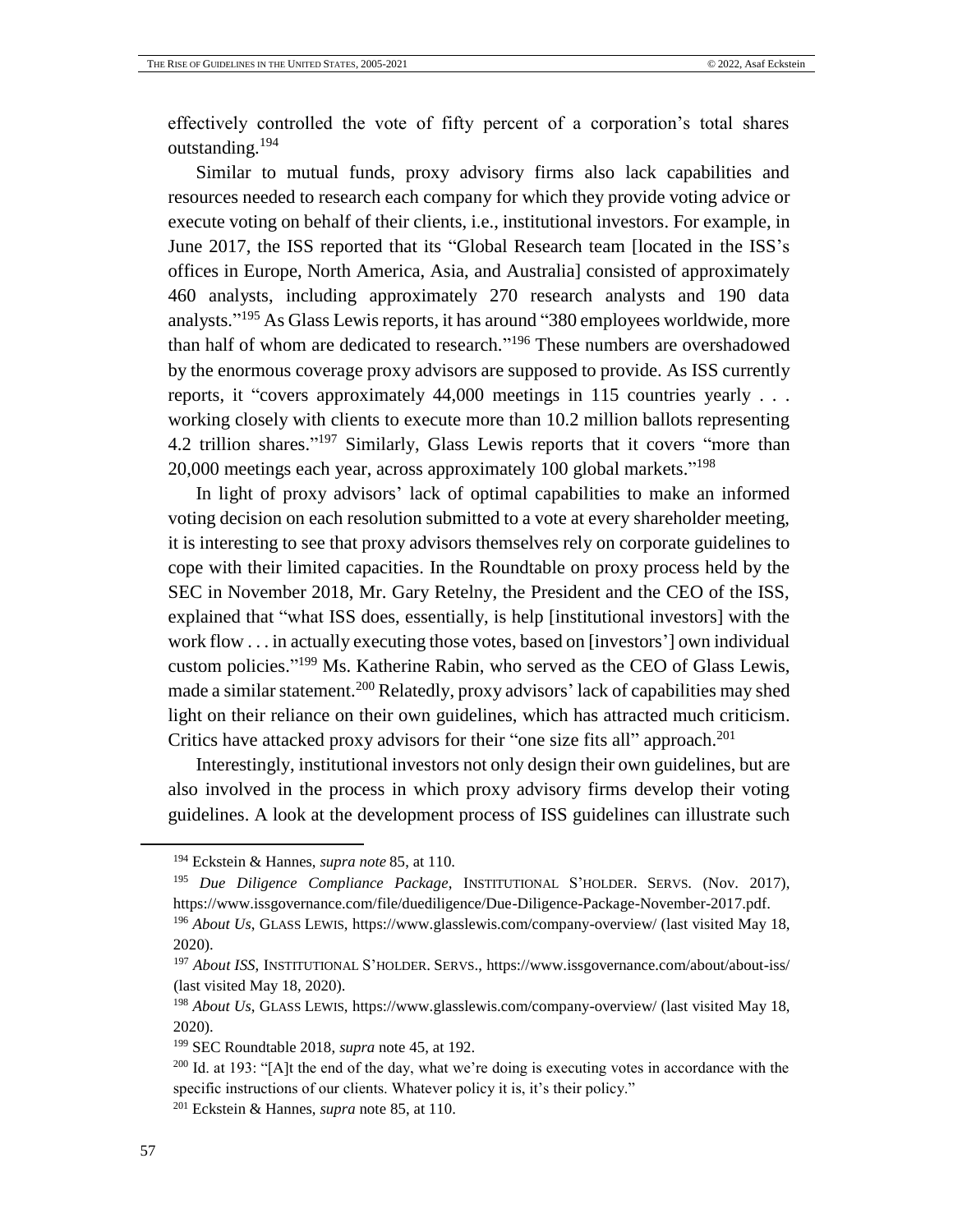effectively controlled the vote of fifty percent of a corporation's total shares outstanding.[194]

Similar to mutual funds, proxy advisory firms also lack capabilities and resources needed to research each company for which they provide voting advice or execute voting on behalf of their clients, i.e., institutional investors. For example, in June 2017, the ISS reported that its "Global Research team [located in the ISS's offices in Europe, North America, Asia, and Australia] consisted of approximately 460 analysts, including approximately 270 research analysts and 190 data analysts."[195] As Glass Lewis reports, it has around "380 employees worldwide, more than half of whom are dedicated to research."[196] These numbers are overshadowed by the enormous coverage proxy advisors are supposed to provide. As ISS currently reports, it "covers approximately 44,000 meetings in 115 countries yearly . . . working closely with clients to execute more than 10.2 million ballots representing 4.2 trillion shares."[197] Similarly, Glass Lewis reports that it covers "more than 20,000 meetings each year, across approximately 100 global markets."[198]

In light of proxy advisors' lack of optimal capabilities to make an informed voting decision on each resolution submitted to a vote at every shareholder meeting, it is interesting to see that proxy advisors themselves rely on corporate guidelines to cope with their limited capacities. In the Roundtable on proxy process held by the SEC in November 2018, Mr. Gary Retelny, the President and the CEO of the ISS, explained that "what ISS does, essentially, is help [institutional investors] with the work flow . . . in actually executing those votes, based on [investors'] own individual custom policies."[199] Ms. Katherine Rabin, who served as the CEO of Glass Lewis, made a similar statement.[200] Relatedly, proxy advisors' lack of capabilities may shed light on their reliance on their own guidelines, which has attracted much criticism. Critics have attacked proxy advisors for their "one size fits all" approach.[201]

Interestingly, institutional investors not only design their own guidelines, but are also involved in the process in which proxy advisory firms develop their voting guidelines. A look at the development process of ISS guidelines can illustrate such

---

[194] Eckstein & Hannes, *supra note* 85, at 110.

[195] *Due Diligence Compliance Package*, INSTITUTIONAL S'HOLDER. SERVS. (Nov. 2017), https://www.issgovernance.com/file/duediligence/Due-Diligence-Package-November-2017.pdf.

[196] *About Us*, GLASS LEWIS, https://www.glasslewis.com/company-overview/ (last visited May 18, 2020).

[197] *About ISS*, INSTITUTIONAL S'HOLDER. SERVS., https://www.issgovernance.com/about/about-iss/ (last visited May 18, 2020).

[198] *About Us*, GLASS LEWIS, https://www.glasslewis.com/company-overview/ (last visited May 18, 2020).

[199] SEC Roundtable 2018, *supra* note 45, at 192.

[200] Id. at 193: "[A]t the end of the day, what we're doing is executing votes in accordance with the specific instructions of our clients. Whatever policy it is, it's their policy."

[201] Eckstein & Hannes, *supra* note 85, at 110.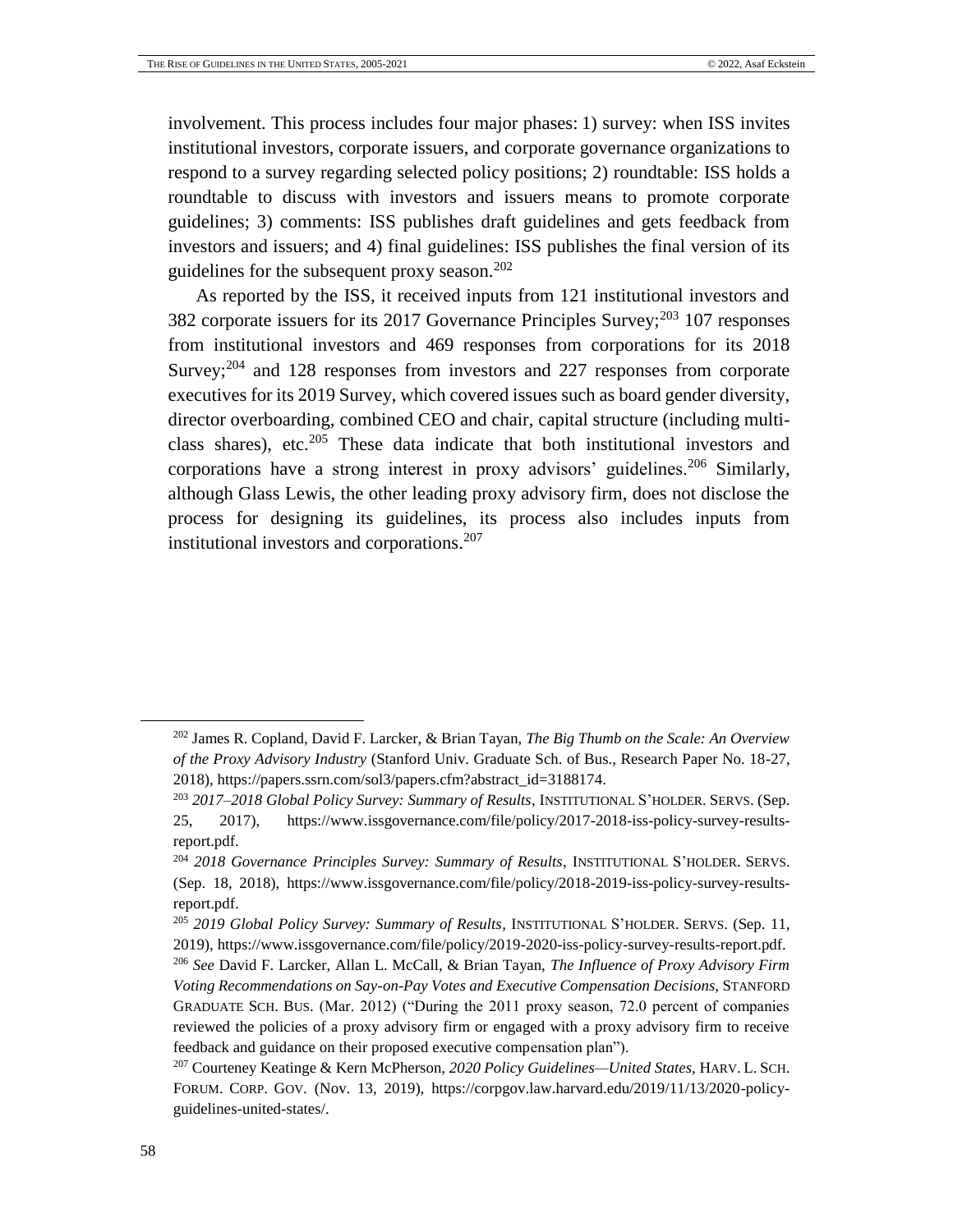involvement. This process includes four major phases: 1) survey: when ISS invites institutional investors, corporate issuers, and corporate governance organizations to respond to a survey regarding selected policy positions; 2) roundtable: ISS holds a roundtable to discuss with investors and issuers means to promote corporate guidelines; 3) comments: ISS publishes draft guidelines and gets feedback from investors and issuers; and 4) final guidelines: ISS publishes the final version of its guidelines for the subsequent proxy season.[202]

As reported by the ISS, it received inputs from 121 institutional investors and 382 corporate issuers for its 2017 Governance Principles Survey;[203] 107 responses from institutional investors and 469 responses from corporations for its 2018 Survey;[204] and 128 responses from investors and 227 responses from corporate executives for its 2019 Survey, which covered issues such as board gender diversity, director overboarding, combined CEO and chair, capital structure (including multi-class shares), etc.[205] These data indicate that both institutional investors and corporations have a strong interest in proxy advisors' guidelines.[206] Similarly, although Glass Lewis, the other leading proxy advisory firm, does not disclose the process for designing its guidelines, its process also includes inputs from institutional investors and corporations.[207]

---

[202] James R. Copland, David F. Larcker, & Brian Tayan, *The Big Thumb on the Scale: An Overview of the Proxy Advisory Industry* (Stanford Univ. Graduate Sch. of Bus., Research Paper No. 18-27, 2018), https://papers.ssrn.com/sol3/papers.cfm?abstract_id=3188174.

[203] *2017–2018 Global Policy Survey: Summary of Results*, INSTITUTIONAL S'HOLDER. SERVS. (Sep. 25, 2017), https://www.issgovernance.com/file/policy/2017-2018-iss-policy-survey-results-report.pdf.

[204] *2018 Governance Principles Survey: Summary of Results*, INSTITUTIONAL S'HOLDER. SERVS. (Sep. 18, 2018), https://www.issgovernance.com/file/policy/2018-2019-iss-policy-survey-results-report.pdf.

[205] *2019 Global Policy Survey: Summary of Results*, INSTITUTIONAL S'HOLDER. SERVS. (Sep. 11, 2019), https://www.issgovernance.com/file/policy/2019-2020-iss-policy-survey-results-report.pdf.

[206] *See* David F. Larcker, Allan L. McCall, & Brian Tayan, *The Influence of Proxy Advisory Firm Voting Recommendations on Say-on-Pay Votes and Executive Compensation Decisions*, STANFORD GRADUATE SCH. BUS. (Mar. 2012) ("During the 2011 proxy season, 72.0 percent of companies reviewed the policies of a proxy advisory firm or engaged with a proxy advisory firm to receive feedback and guidance on their proposed executive compensation plan").

[207] Courteney Keatinge & Kern McPherson, *2020 Policy Guidelines—United States*, HARV. L. SCH. FORUM. CORP. GOV. (Nov. 13, 2019), https://corpgov.law.harvard.edu/2019/11/13/2020-policy-guidelines-united-states/.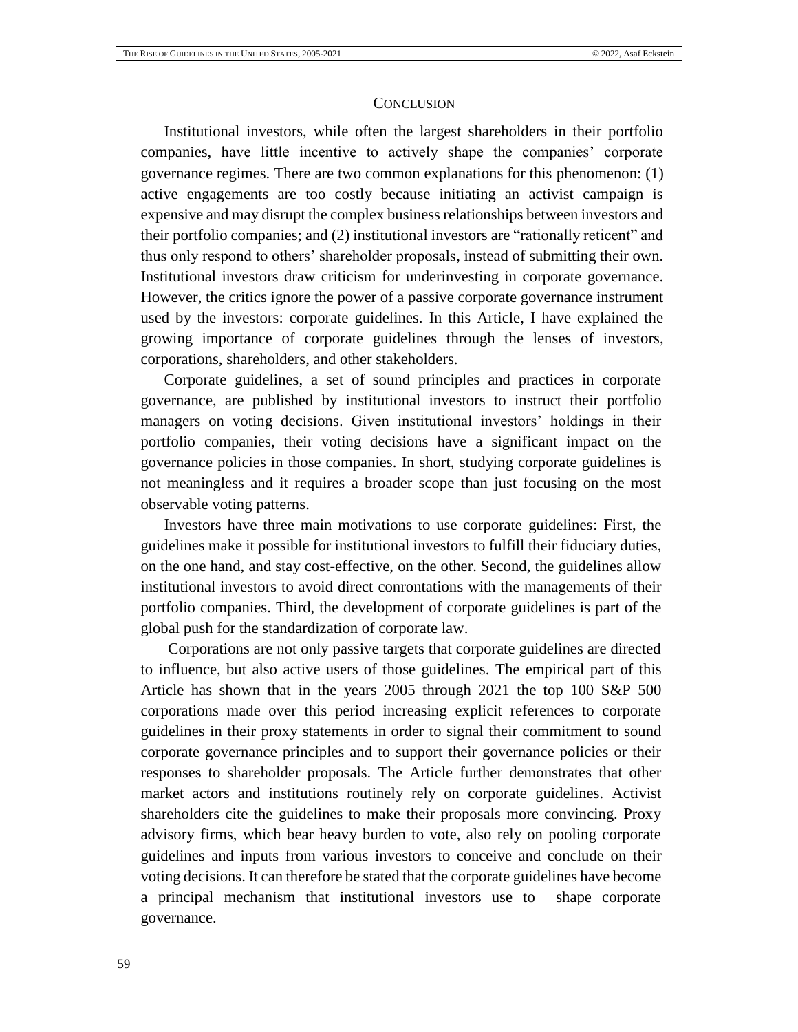## CONCLUSION

Institutional investors, while often the largest shareholders in their portfolio companies, have little incentive to actively shape the companies' corporate governance regimes. There are two common explanations for this phenomenon: (1) active engagements are too costly because initiating an activist campaign is expensive and may disrupt the complex business relationships between investors and their portfolio companies; and (2) institutional investors are "rationally reticent" and thus only respond to others' shareholder proposals, instead of submitting their own. Institutional investors draw criticism for underinvesting in corporate governance. However, the critics ignore the power of a passive corporate governance instrument used by the investors: corporate guidelines. In this Article, I have explained the growing importance of corporate guidelines through the lenses of investors, corporations, shareholders, and other stakeholders.

Corporate guidelines, a set of sound principles and practices in corporate governance, are published by institutional investors to instruct their portfolio managers on voting decisions. Given institutional investors' holdings in their portfolio companies, their voting decisions have a significant impact on the governance policies in those companies. In short, studying corporate guidelines is not meaningless and it requires a broader scope than just focusing on the most observable voting patterns.

Investors have three main motivations to use corporate guidelines: First, the guidelines make it possible for institutional investors to fulfill their fiduciary duties, on the one hand, and stay cost-effective, on the other. Second, the guidelines allow institutional investors to avoid direct conrontations with the managements of their portfolio companies. Third, the development of corporate guidelines is part of the global push for the standardization of corporate law.

Corporations are not only passive targets that corporate guidelines are directed to influence, but also active users of those guidelines. The empirical part of this Article has shown that in the years 2005 through 2021 the top 100 S&P 500 corporations made over this period increasing explicit references to corporate guidelines in their proxy statements in order to signal their commitment to sound corporate governance principles and to support their governance policies or their responses to shareholder proposals. The Article further demonstrates that other market actors and institutions routinely rely on corporate guidelines. Activist shareholders cite the guidelines to make their proposals more convincing. Proxy advisory firms, which bear heavy burden to vote, also rely on pooling corporate guidelines and inputs from various investors to conceive and conclude on their voting decisions. It can therefore be stated that the corporate guidelines have become a principal mechanism that institutional investors use to shape corporate governance.